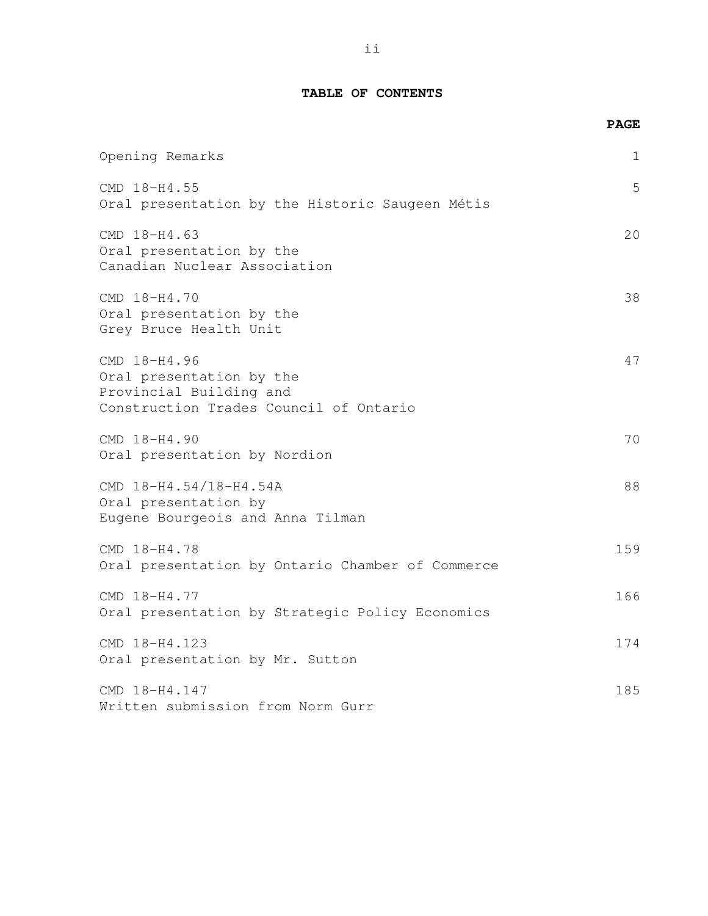## TABLE OF CONTENTS

| | PAGE |
|---|---|
| Opening Remarks | 1 |
| CMD 18-H4.55<br>Oral presentation by the Historic Saugeen Métis | 5 |
| CMD 18-H4.63<br>Oral presentation by the Canadian Nuclear Association | 20 |
| CMD 18-H4.70<br>Oral presentation by the Grey Bruce Health Unit | 38 |
| CMD 18-H4.96<br>Oral presentation by the Provincial Building and Construction Trades Council of Ontario | 47 |
| CMD 18-H4.90<br>Oral presentation by Nordion | 70 |
| CMD 18-H4.54/18-H4.54A<br>Oral presentation by Eugene Bourgeois and Anna Tilman | 88 |
| CMD 18-H4.78<br>Oral presentation by Ontario Chamber of Commerce | 159 |
| CMD 18-H4.77<br>Oral presentation by Strategic Policy Economics | 166 |
| CMD 18-H4.123<br>Oral presentation by Mr. Sutton | 174 |
| CMD 18-H4.147<br>Written submission from Norm Gurr | 185 |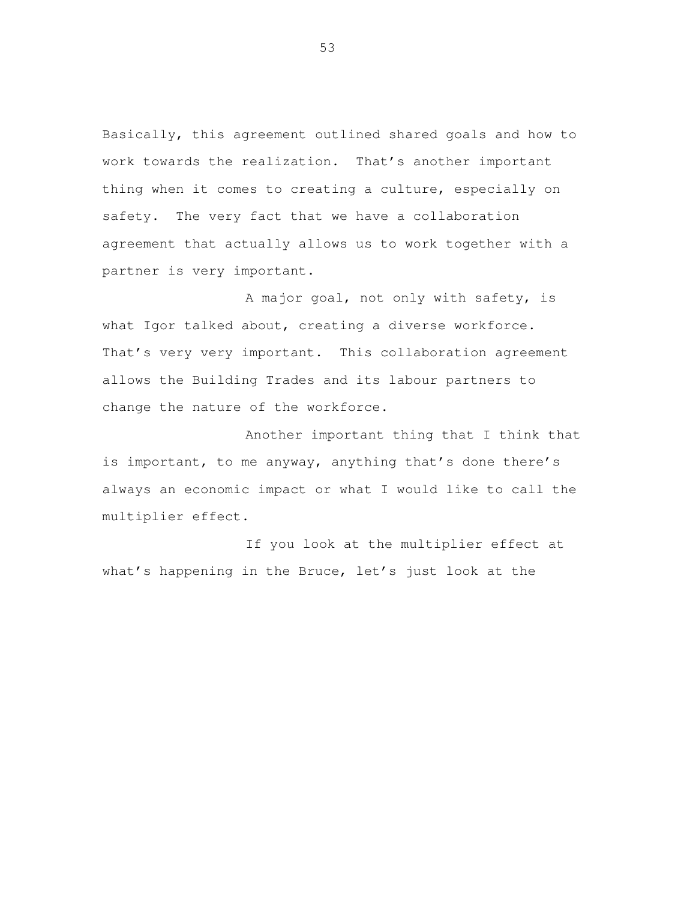Basically, this agreement outlined shared goals and how to work towards the realization. That's another important thing when it comes to creating a culture, especially on safety. The very fact that we have a collaboration agreement that actually allows us to work together with a partner is very important.

A major goal, not only with safety, is what Igor talked about, creating a diverse workforce. That's very very important. This collaboration agreement allows the Building Trades and its labour partners to change the nature of the workforce.

Another important thing that I think that is important, to me anyway, anything that's done there's always an economic impact or what I would like to call the multiplier effect.

If you look at the multiplier effect at what's happening in the Bruce, let's just look at the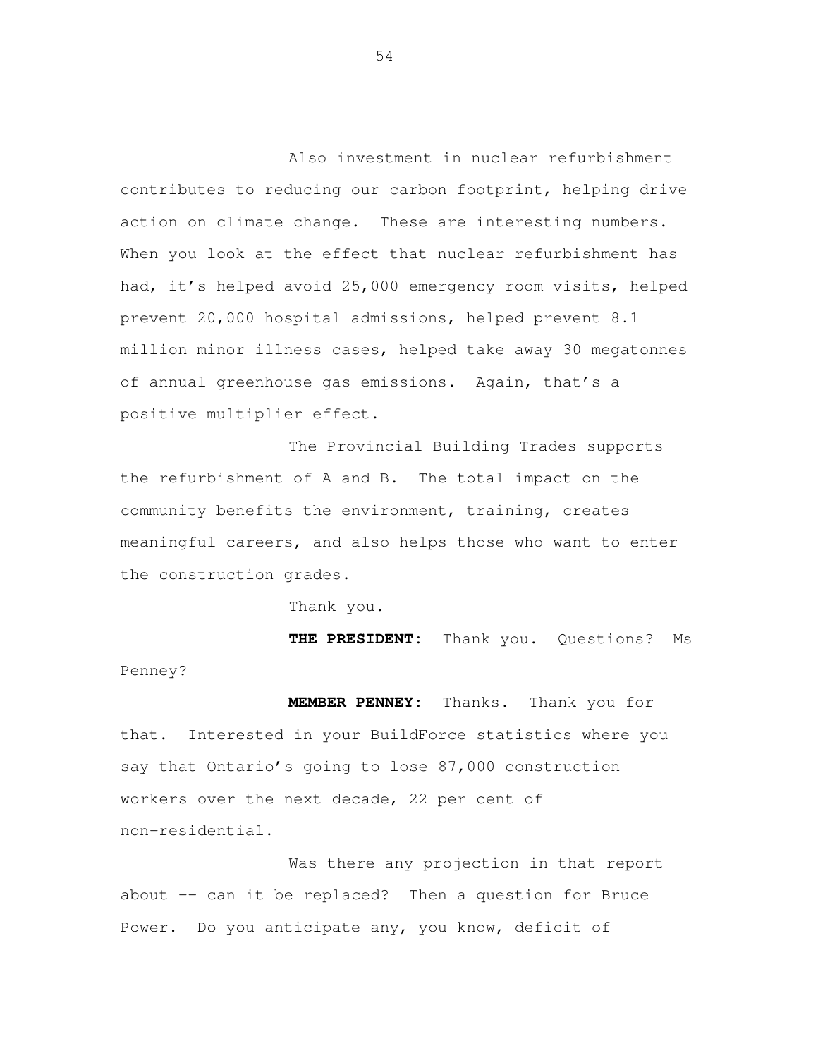Also investment in nuclear refurbishment contributes to reducing our carbon footprint, helping drive action on climate change. These are interesting numbers. When you look at the effect that nuclear refurbishment has had, it's helped avoid 25,000 emergency room visits, helped prevent 20,000 hospital admissions, helped prevent 8.1 million minor illness cases, helped take away 30 megatonnes of annual greenhouse gas emissions. Again, that's a positive multiplier effect.

The Provincial Building Trades supports the refurbishment of A and B. The total impact on the community benefits the environment, training, creates meaningful careers, and also helps those who want to enter the construction grades.

Thank you.

**THE PRESIDENT:** Thank you. Questions? Ms Penney?

**MEMBER PENNEY:** Thanks. Thank you for that. Interested in your BuildForce statistics where you say that Ontario's going to lose 87,000 construction workers over the next decade, 22 per cent of non-residential.

Was there any projection in that report about -- can it be replaced? Then a question for Bruce Power. Do you anticipate any, you know, deficit of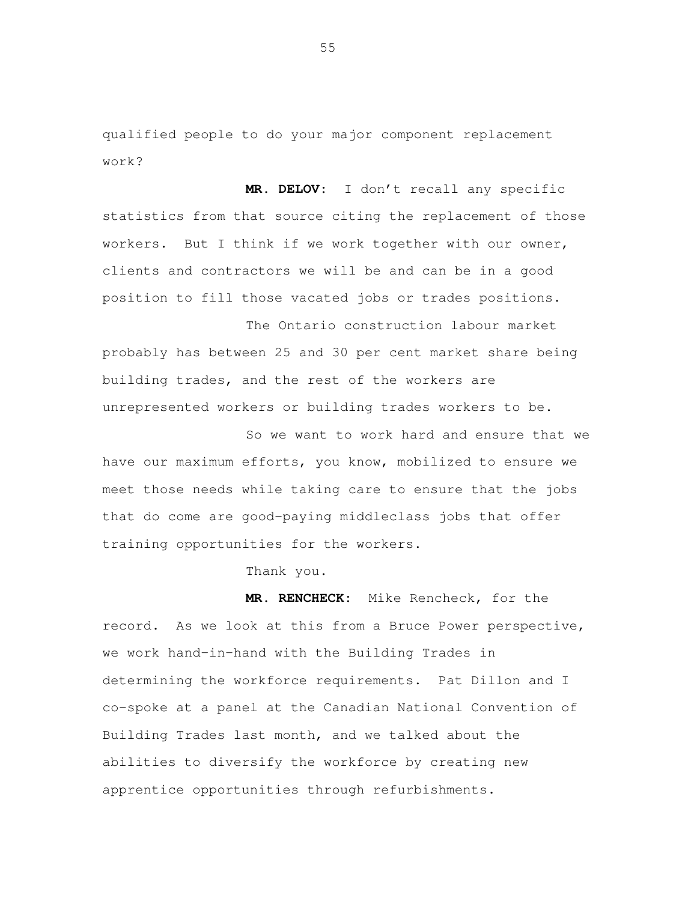qualified people to do your major component replacement work?

**MR. DELOV:** I don't recall any specific statistics from that source citing the replacement of those workers. But I think if we work together with our owner, clients and contractors we will be and can be in a good position to fill those vacated jobs or trades positions.

The Ontario construction labour market probably has between 25 and 30 per cent market share being building trades, and the rest of the workers are unrepresented workers or building trades workers to be.

So we want to work hard and ensure that we have our maximum efforts, you know, mobilized to ensure we meet those needs while taking care to ensure that the jobs that do come are good-paying middleclass jobs that offer training opportunities for the workers.

Thank you.

**MR. RENCHECK:** Mike Rencheck, for the record. As we look at this from a Bruce Power perspective, we work hand-in-hand with the Building Trades in determining the workforce requirements. Pat Dillon and I co-spoke at a panel at the Canadian National Convention of Building Trades last month, and we talked about the abilities to diversify the workforce by creating new apprentice opportunities through refurbishments.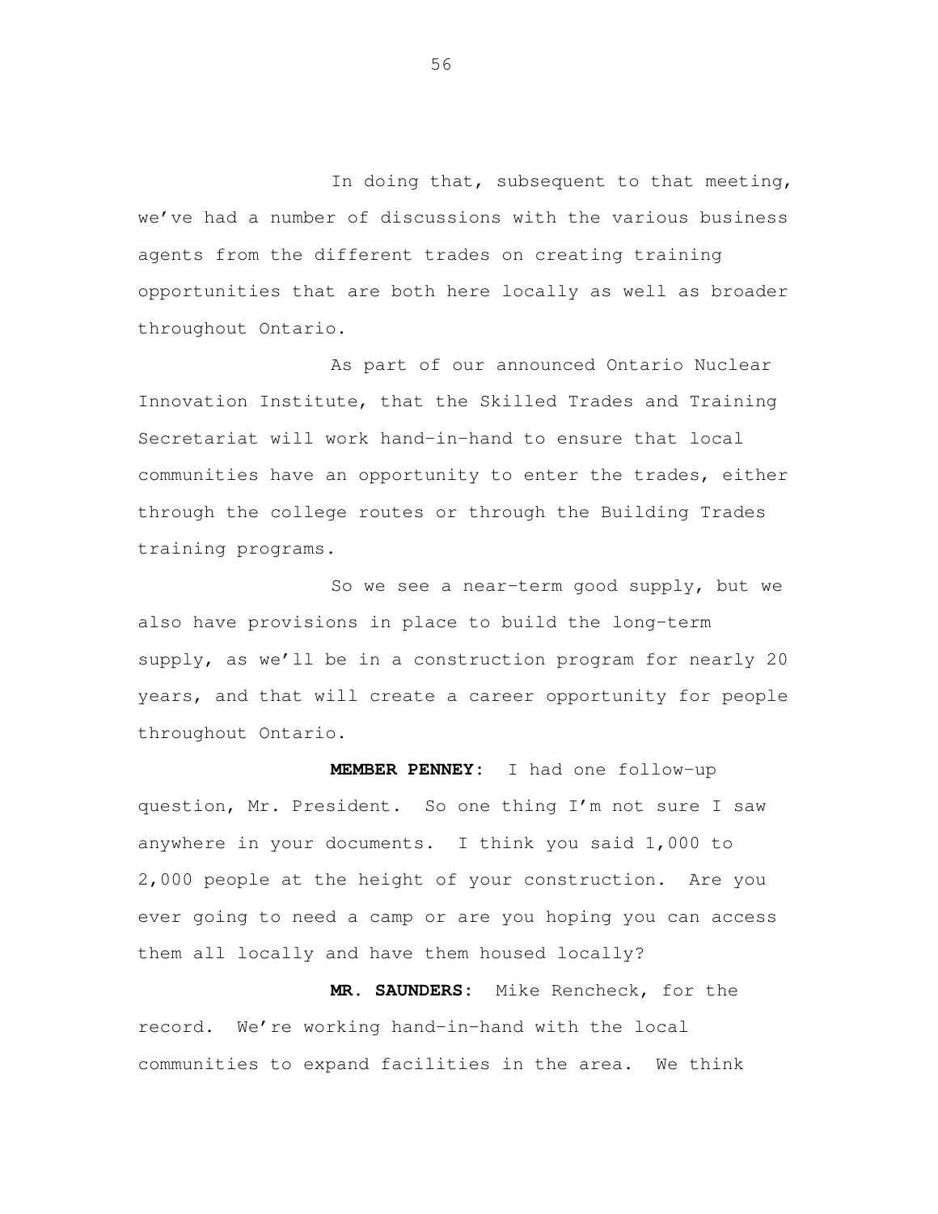In doing that, subsequent to that meeting, we've had a number of discussions with the various business agents from the different trades on creating training opportunities that are both here locally as well as broader throughout Ontario.

As part of our announced Ontario Nuclear Innovation Institute, that the Skilled Trades and Training Secretariat will work hand-in-hand to ensure that local communities have an opportunity to enter the trades, either through the college routes or through the Building Trades training programs.

So we see a near-term good supply, but we also have provisions in place to build the long-term supply, as we'll be in a construction program for nearly 20 years, and that will create a career opportunity for people throughout Ontario.

**MEMBER PENNEY:** I had one follow-up question, Mr. President. So one thing I'm not sure I saw anywhere in your documents. I think you said 1,000 to 2,000 people at the height of your construction. Are you ever going to need a camp or are you hoping you can access them all locally and have them housed locally?

**MR. SAUNDERS:** Mike Rencheck, for the record. We're working hand-in-hand with the local communities to expand facilities in the area. We think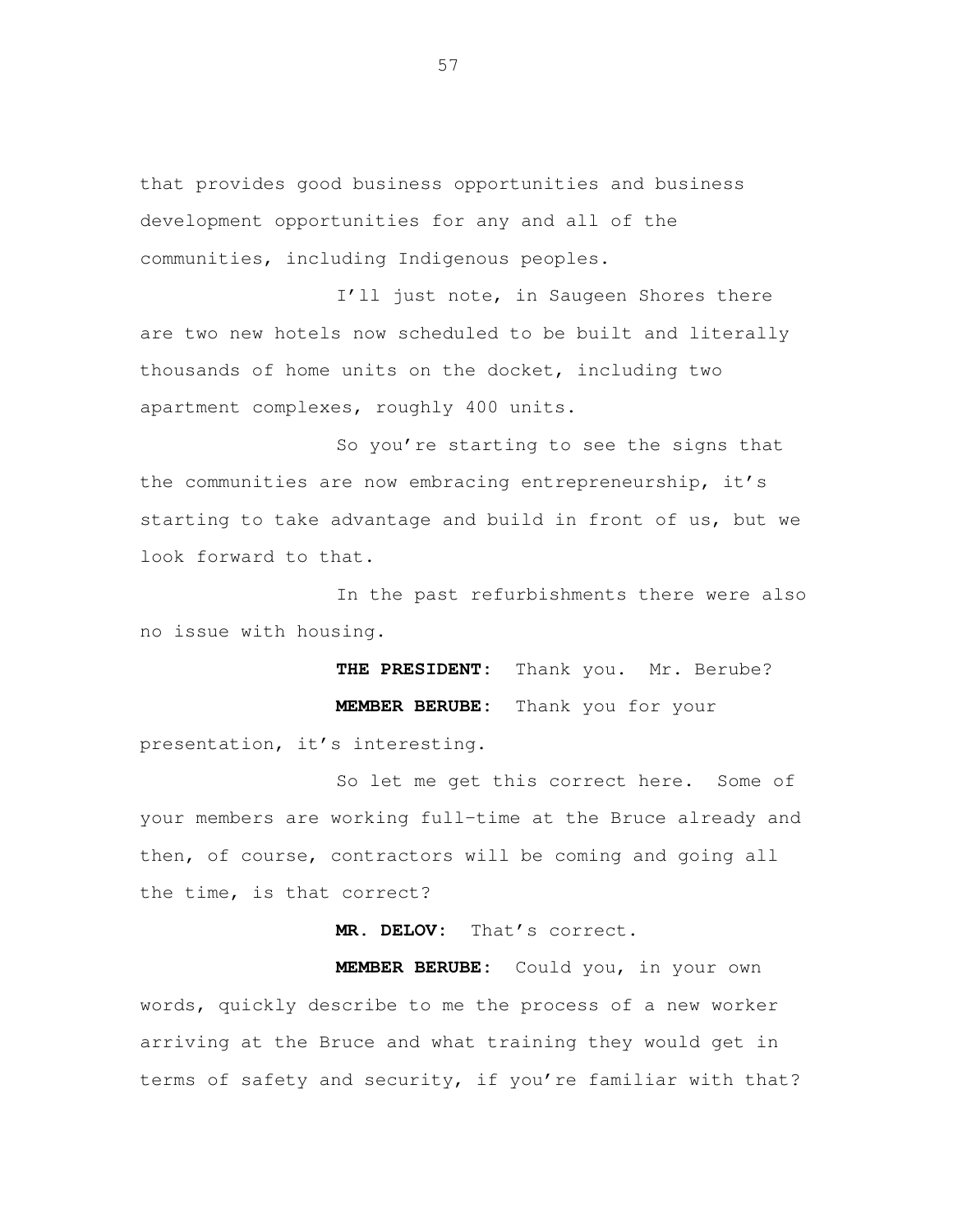that provides good business opportunities and business development opportunities for any and all of the communities, including Indigenous peoples.

I'll just note, in Saugeen Shores there are two new hotels now scheduled to be built and literally thousands of home units on the docket, including two apartment complexes, roughly 400 units.

So you're starting to see the signs that the communities are now embracing entrepreneurship, it's starting to take advantage and build in front of us, but we look forward to that.

In the past refurbishments there were also no issue with housing.

**THE PRESIDENT:** Thank you. Mr. Berube?

**MEMBER BERUBE:** Thank you for your presentation, it's interesting.

So let me get this correct here. Some of your members are working full-time at the Bruce already and then, of course, contractors will be coming and going all the time, is that correct?

**MR. DELOV:** That's correct.

**MEMBER BERUBE:** Could you, in your own words, quickly describe to me the process of a new worker arriving at the Bruce and what training they would get in terms of safety and security, if you're familiar with that?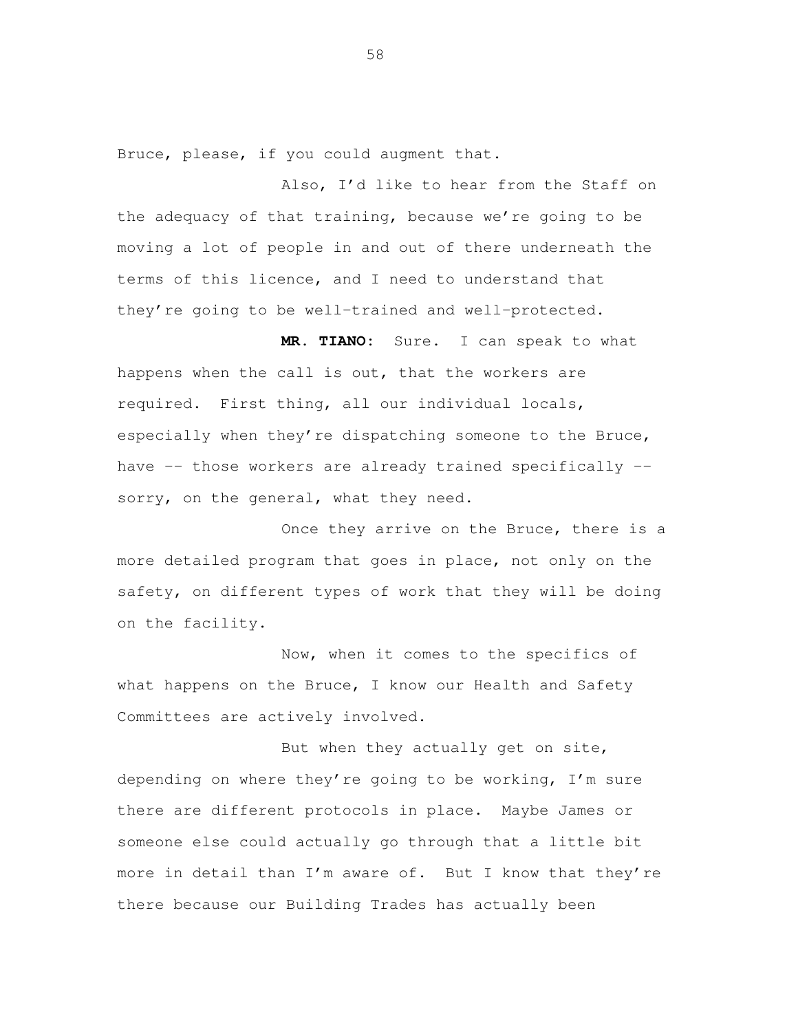Bruce, please, if you could augment that.

Also, I'd like to hear from the Staff on the adequacy of that training, because we're going to be moving a lot of people in and out of there underneath the terms of this licence, and I need to understand that they're going to be well-trained and well-protected.

**MR. TIANO:** Sure. I can speak to what happens when the call is out, that the workers are required. First thing, all our individual locals, especially when they're dispatching someone to the Bruce, have -- those workers are already trained specifically -- sorry, on the general, what they need.

Once they arrive on the Bruce, there is a more detailed program that goes in place, not only on the safety, on different types of work that they will be doing on the facility.

Now, when it comes to the specifics of what happens on the Bruce, I know our Health and Safety Committees are actively involved.

But when they actually get on site, depending on where they're going to be working, I'm sure there are different protocols in place. Maybe James or someone else could actually go through that a little bit more in detail than I'm aware of. But I know that they're there because our Building Trades has actually been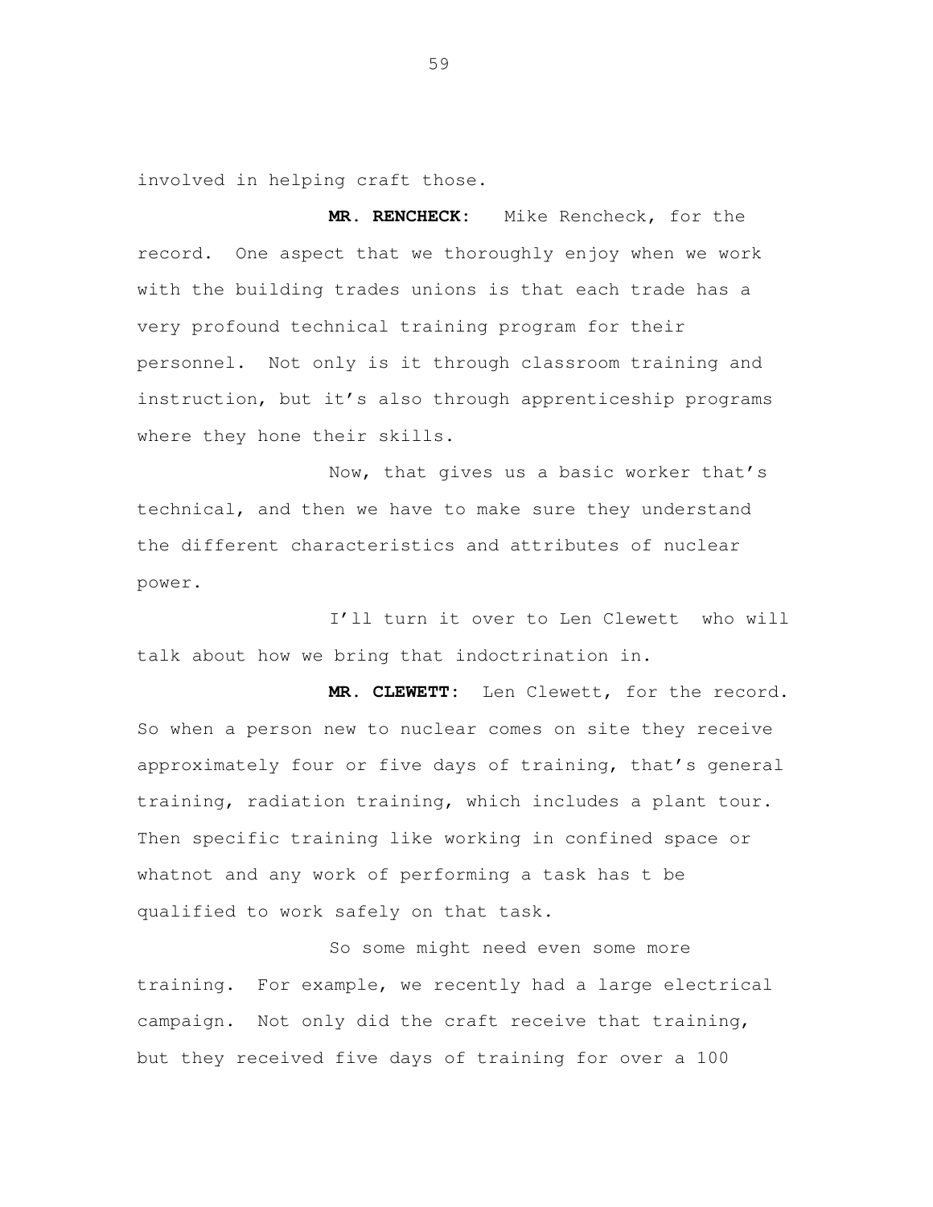involved in helping craft those.

**MR. RENCHECK:** Mike Rencheck, for the record. One aspect that we thoroughly enjoy when we work with the building trades unions is that each trade has a very profound technical training program for their personnel. Not only is it through classroom training and instruction, but it's also through apprenticeship programs where they hone their skills.

Now, that gives us a basic worker that's technical, and then we have to make sure they understand the different characteristics and attributes of nuclear power.

I'll turn it over to Len Clewett who will talk about how we bring that indoctrination in.

**MR. CLEWETT:** Len Clewett, for the record. So when a person new to nuclear comes on site they receive approximately four or five days of training, that's general training, radiation training, which includes a plant tour. Then specific training like working in confined space or whatnot and any work of performing a task has t be qualified to work safely on that task.

So some might need even some more training. For example, we recently had a large electrical campaign. Not only did the craft receive that training, but they received five days of training for over a 100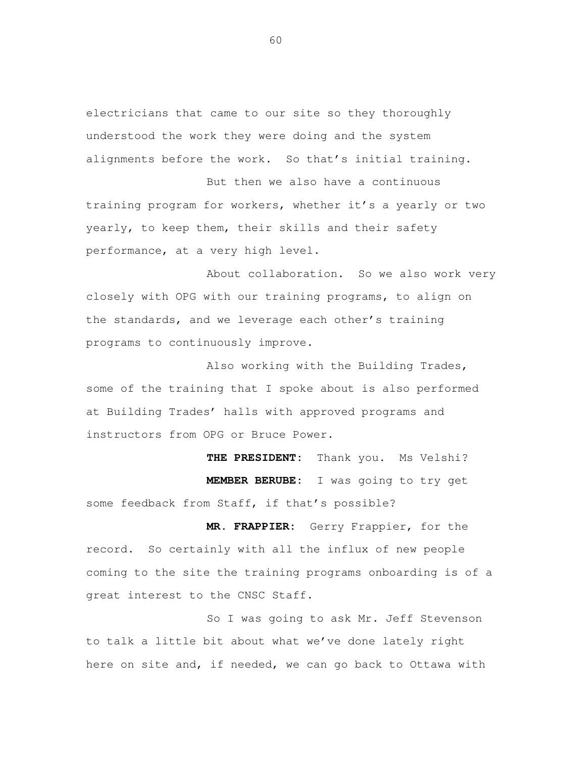electricians that came to our site so they thoroughly understood the work they were doing and the system alignments before the work. So that's initial training.

But then we also have a continuous training program for workers, whether it's a yearly or two yearly, to keep them, their skills and their safety performance, at a very high level.

About collaboration. So we also work very closely with OPG with our training programs, to align on the standards, and we leverage each other's training programs to continuously improve.

Also working with the Building Trades, some of the training that I spoke about is also performed at Building Trades' halls with approved programs and instructors from OPG or Bruce Power.

**THE PRESIDENT:** Thank you. Ms Velshi?

**MEMBER BERUBE:** I was going to try get some feedback from Staff, if that's possible?

**MR. FRAPPIER:** Gerry Frappier, for the record. So certainly with all the influx of new people coming to the site the training programs onboarding is of a great interest to the CNSC Staff.

So I was going to ask Mr. Jeff Stevenson to talk a little bit about what we've done lately right here on site and, if needed, we can go back to Ottawa with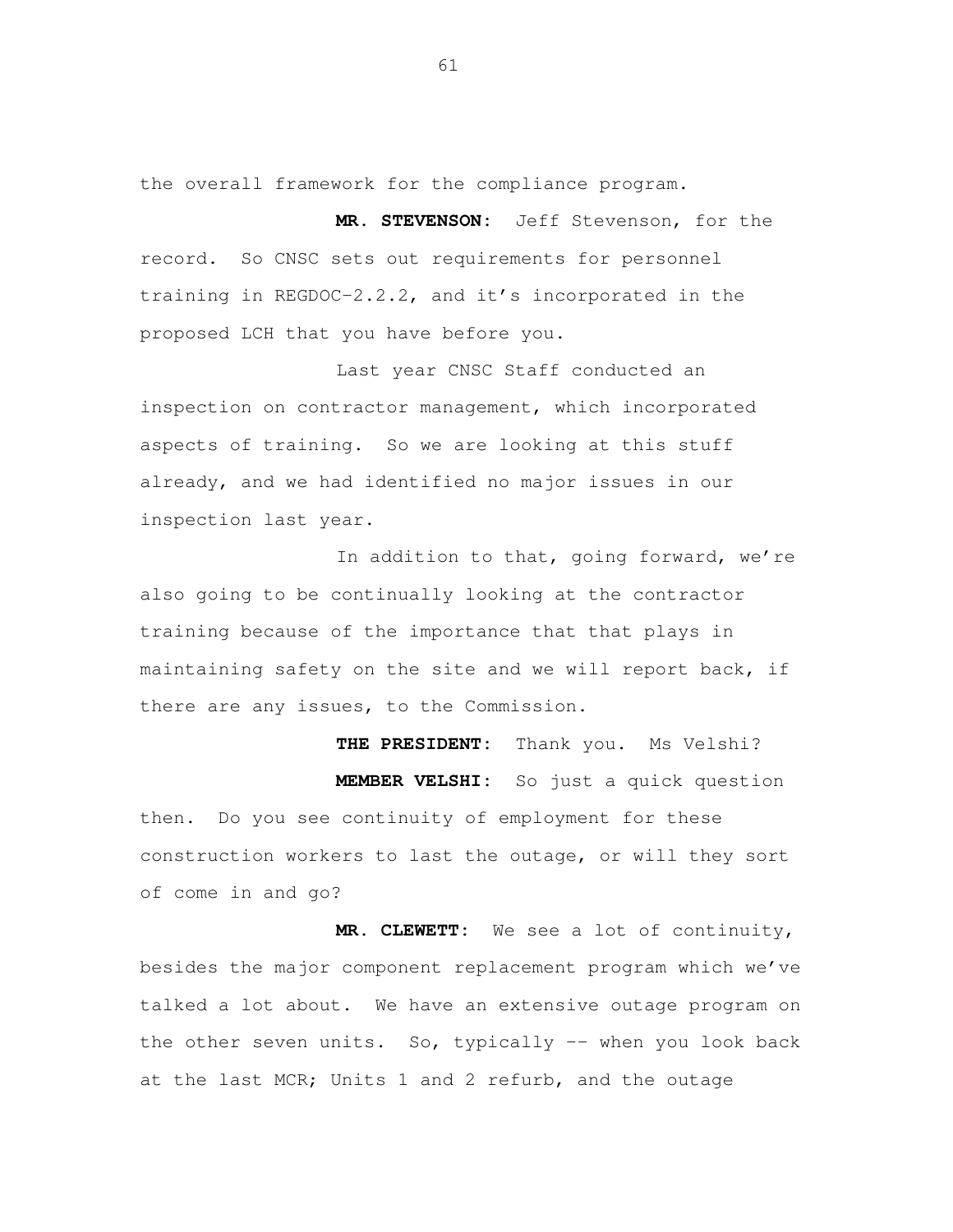the overall framework for the compliance program.

**MR. STEVENSON:** Jeff Stevenson, for the record. So CNSC sets out requirements for personnel training in REGDOC-2.2.2, and it's incorporated in the proposed LCH that you have before you.

Last year CNSC Staff conducted an inspection on contractor management, which incorporated aspects of training. So we are looking at this stuff already, and we had identified no major issues in our inspection last year.

In addition to that, going forward, we're also going to be continually looking at the contractor training because of the importance that that plays in maintaining safety on the site and we will report back, if there are any issues, to the Commission.

**THE PRESIDENT:** Thank you. Ms Velshi?

**MEMBER VELSHI:** So just a quick question then. Do you see continuity of employment for these construction workers to last the outage, or will they sort of come in and go?

**MR. CLEWETT:** We see a lot of continuity, besides the major component replacement program which we've talked a lot about. We have an extensive outage program on the other seven units. So, typically -- when you look back at the last MCR; Units 1 and 2 refurb, and the outage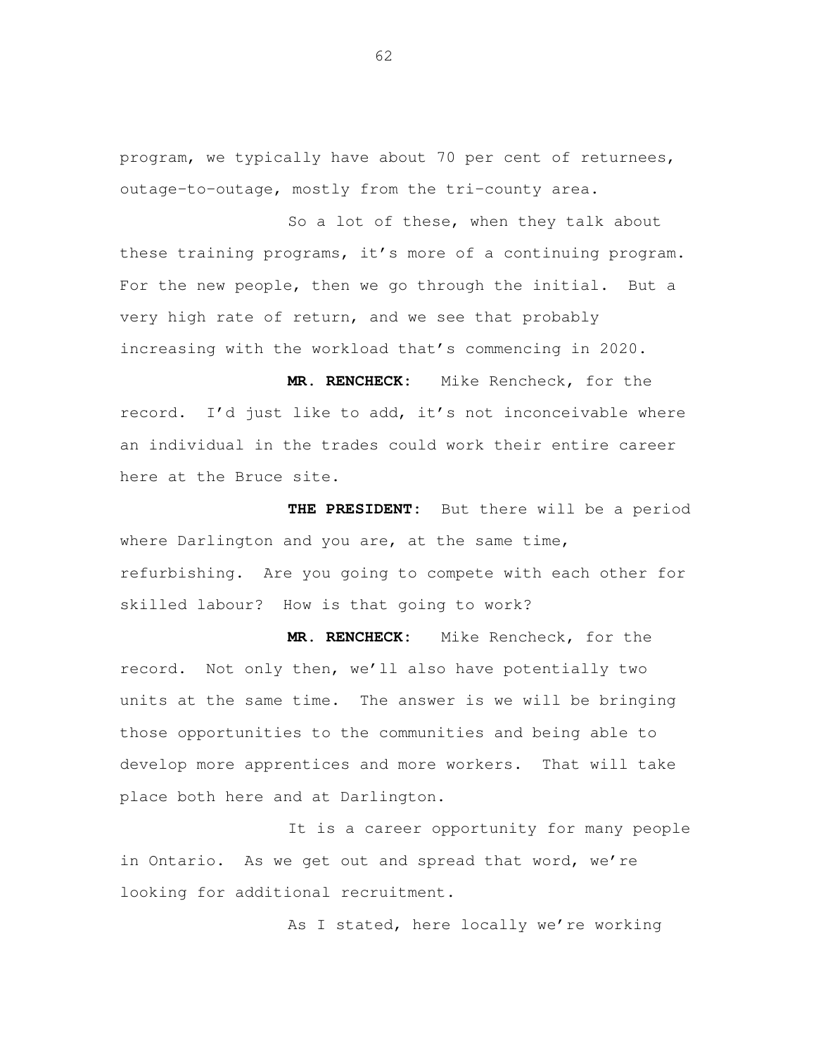program, we typically have about 70 per cent of returnees, outage-to-outage, mostly from the tri-county area.

So a lot of these, when they talk about these training programs, it's more of a continuing program. For the new people, then we go through the initial. But a very high rate of return, and we see that probably increasing with the workload that's commencing in 2020.

**MR. RENCHECK:** Mike Rencheck, for the record. I'd just like to add, it's not inconceivable where an individual in the trades could work their entire career here at the Bruce site.

**THE PRESIDENT:** But there will be a period where Darlington and you are, at the same time, refurbishing. Are you going to compete with each other for skilled labour? How is that going to work?

**MR. RENCHECK:** Mike Rencheck, for the record. Not only then, we'll also have potentially two units at the same time. The answer is we will be bringing those opportunities to the communities and being able to develop more apprentices and more workers. That will take place both here and at Darlington.

It is a career opportunity for many people in Ontario. As we get out and spread that word, we're looking for additional recruitment.

As I stated, here locally we're working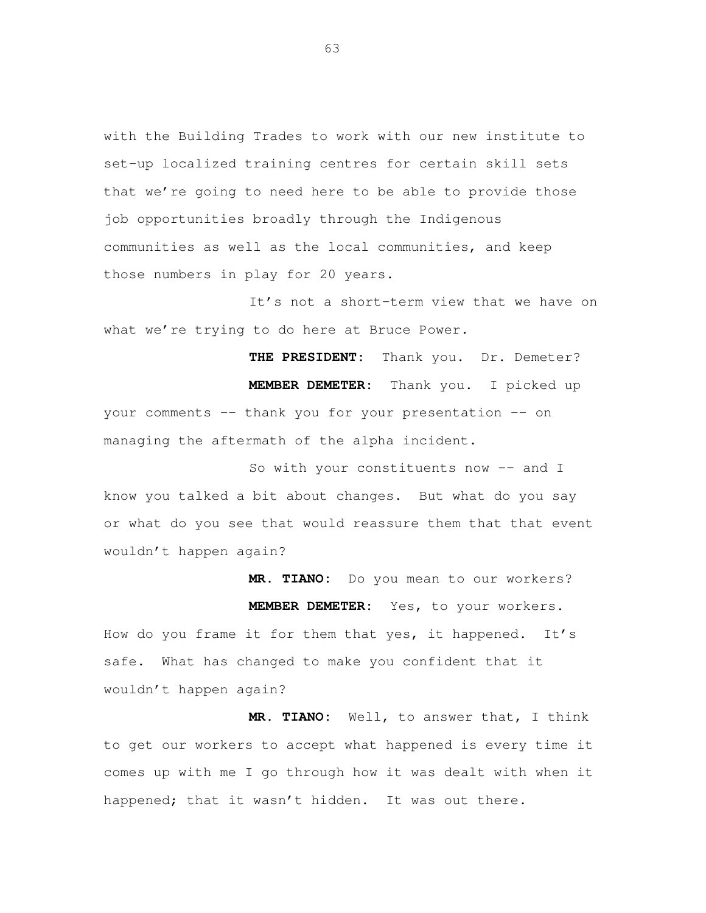with the Building Trades to work with our new institute to set-up localized training centres for certain skill sets that we're going to need here to be able to provide those job opportunities broadly through the Indigenous communities as well as the local communities, and keep those numbers in play for 20 years.

It's not a short-term view that we have on what we're trying to do here at Bruce Power.

**THE PRESIDENT:** Thank you. Dr. Demeter?

**MEMBER DEMETER:** Thank you. I picked up your comments -- thank you for your presentation -- on managing the aftermath of the alpha incident.

So with your constituents now -- and I know you talked a bit about changes. But what do you say or what do you see that would reassure them that that event wouldn't happen again?

**MR. TIANO:** Do you mean to our workers?

**MEMBER DEMETER:** Yes, to your workers. How do you frame it for them that yes, it happened. It's safe. What has changed to make you confident that it wouldn't happen again?

**MR. TIANO:** Well, to answer that, I think to get our workers to accept what happened is every time it comes up with me I go through how it was dealt with when it happened; that it wasn't hidden. It was out there.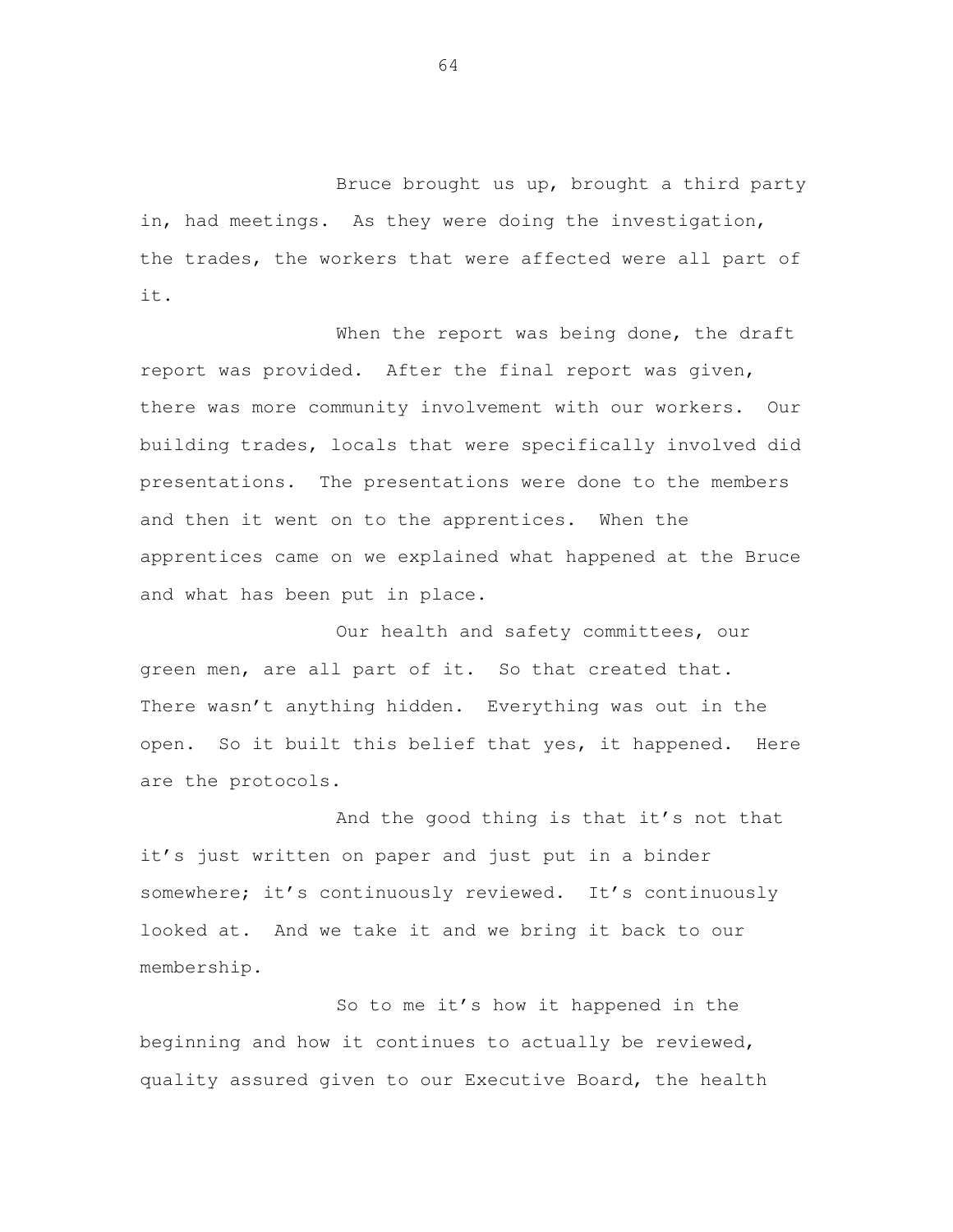Bruce brought us up, brought a third party in, had meetings. As they were doing the investigation, the trades, the workers that were affected were all part of it.

When the report was being done, the draft report was provided. After the final report was given, there was more community involvement with our workers. Our building trades, locals that were specifically involved did presentations. The presentations were done to the members and then it went on to the apprentices. When the apprentices came on we explained what happened at the Bruce and what has been put in place.

Our health and safety committees, our green men, are all part of it. So that created that. There wasn't anything hidden. Everything was out in the open. So it built this belief that yes, it happened. Here are the protocols.

And the good thing is that it's not that it's just written on paper and just put in a binder somewhere; it's continuously reviewed. It's continuously looked at. And we take it and we bring it back to our membership.

So to me it's how it happened in the beginning and how it continues to actually be reviewed, quality assured given to our Executive Board, the health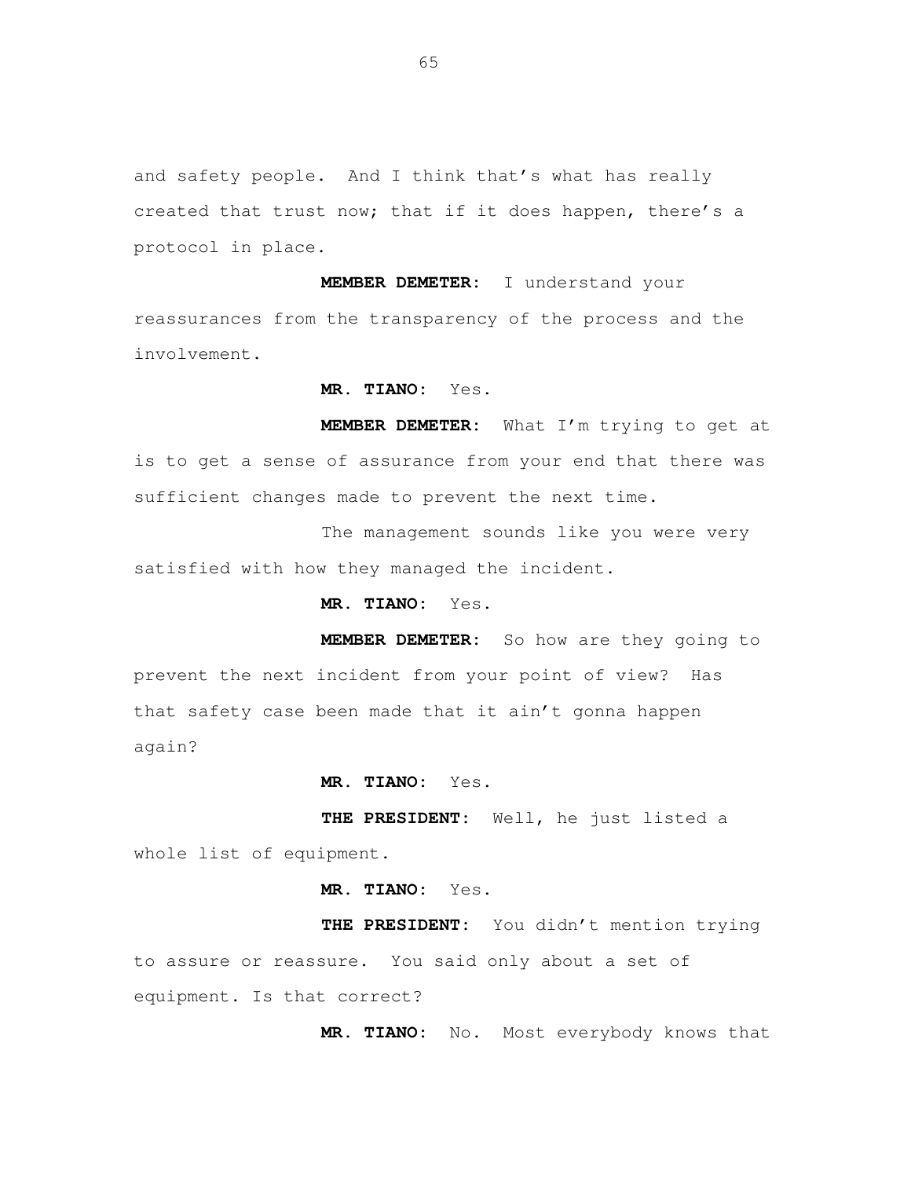and safety people. And I think that's what has really created that trust now; that if it does happen, there's a protocol in place.

**MEMBER DEMETER:** I understand your reassurances from the transparency of the process and the involvement.

**MR. TIANO:** Yes.

**MEMBER DEMETER:** What I'm trying to get at is to get a sense of assurance from your end that there was sufficient changes made to prevent the next time.

The management sounds like you were very satisfied with how they managed the incident.

**MR. TIANO:** Yes.

**MEMBER DEMETER:** So how are they going to prevent the next incident from your point of view? Has that safety case been made that it ain't gonna happen again?

**MR. TIANO:** Yes.

**THE PRESIDENT:** Well, he just listed a whole list of equipment.

**MR. TIANO:** Yes.

**THE PRESIDENT:** You didn't mention trying to assure or reassure. You said only about a set of equipment. Is that correct?

**MR. TIANO:** No. Most everybody knows that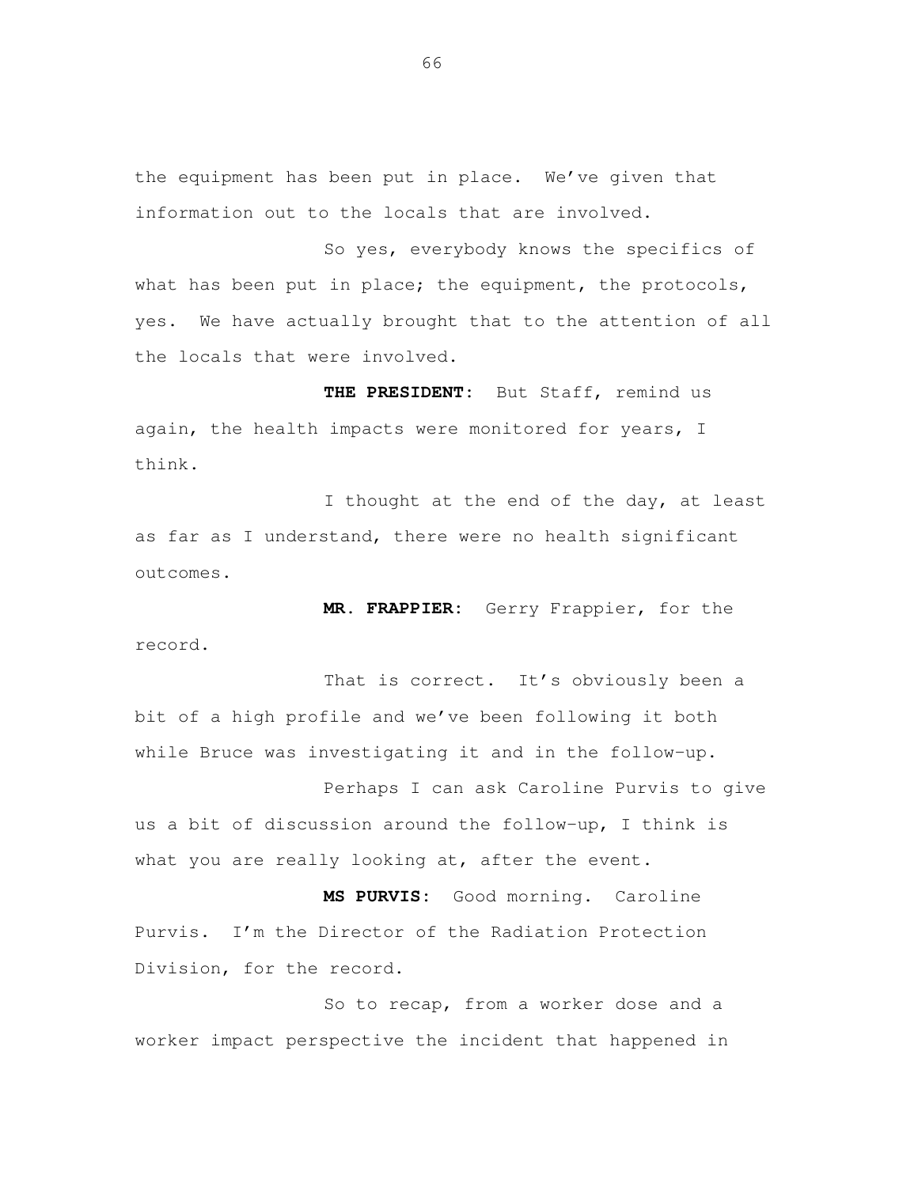the equipment has been put in place. We've given that information out to the locals that are involved.

So yes, everybody knows the specifics of what has been put in place; the equipment, the protocols, yes. We have actually brought that to the attention of all the locals that were involved.

**THE PRESIDENT:** But Staff, remind us again, the health impacts were monitored for years, I think.

I thought at the end of the day, at least as far as I understand, there were no health significant outcomes.

**MR. FRAPPIER:** Gerry Frappier, for the record.

That is correct. It's obviously been a bit of a high profile and we've been following it both while Bruce was investigating it and in the follow-up.

Perhaps I can ask Caroline Purvis to give us a bit of discussion around the follow-up, I think is what you are really looking at, after the event.

**MS PURVIS:** Good morning. Caroline Purvis. I'm the Director of the Radiation Protection Division, for the record.

So to recap, from a worker dose and a worker impact perspective the incident that happened in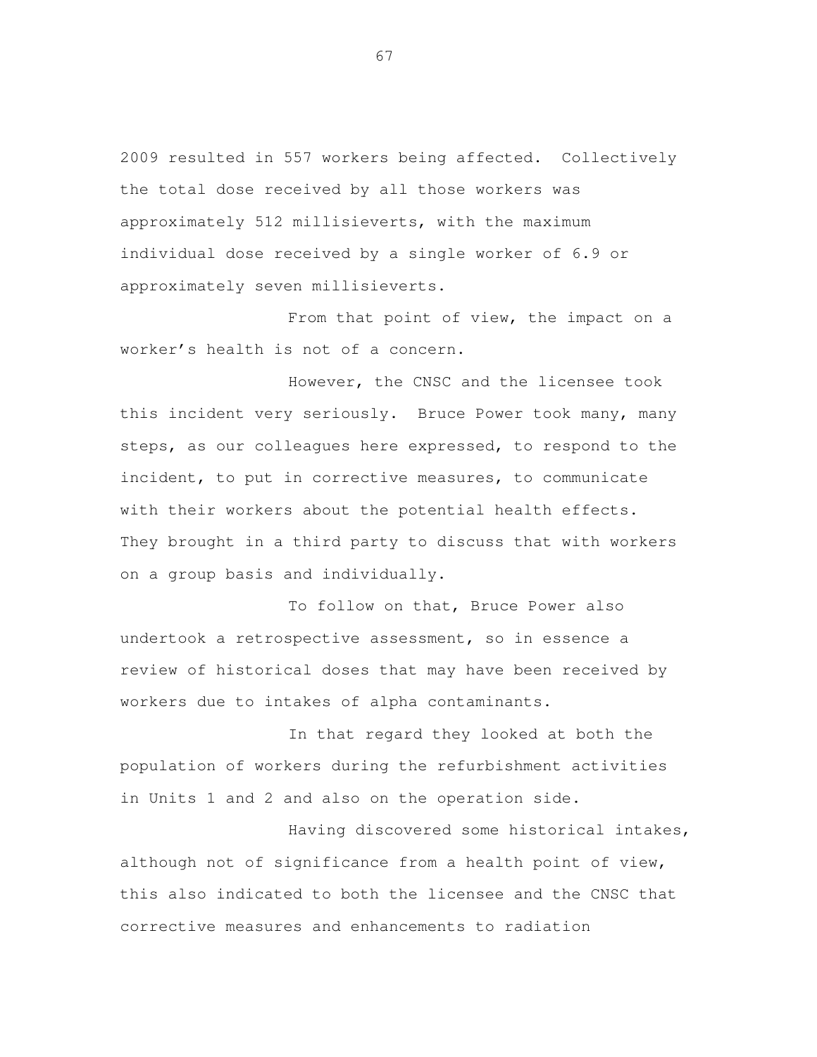2009 resulted in 557 workers being affected. Collectively the total dose received by all those workers was approximately 512 millisieverts, with the maximum individual dose received by a single worker of 6.9 or approximately seven millisieverts.

From that point of view, the impact on a worker's health is not of a concern.

However, the CNSC and the licensee took this incident very seriously. Bruce Power took many, many steps, as our colleagues here expressed, to respond to the incident, to put in corrective measures, to communicate with their workers about the potential health effects. They brought in a third party to discuss that with workers on a group basis and individually.

To follow on that, Bruce Power also undertook a retrospective assessment, so in essence a review of historical doses that may have been received by workers due to intakes of alpha contaminants.

In that regard they looked at both the population of workers during the refurbishment activities in Units 1 and 2 and also on the operation side.

Having discovered some historical intakes, although not of significance from a health point of view, this also indicated to both the licensee and the CNSC that corrective measures and enhancements to radiation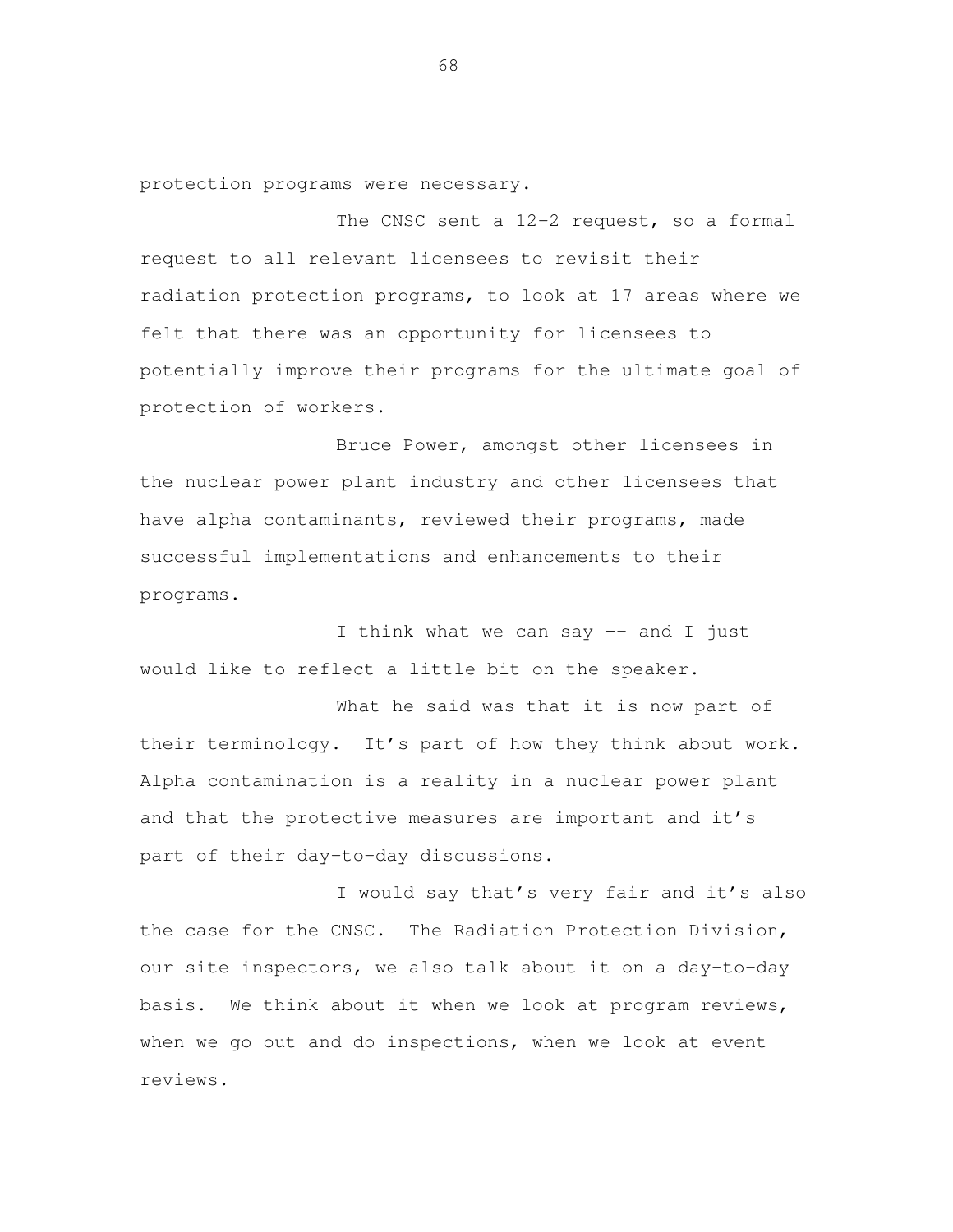protection programs were necessary.

The CNSC sent a 12-2 request, so a formal request to all relevant licensees to revisit their radiation protection programs, to look at 17 areas where we felt that there was an opportunity for licensees to potentially improve their programs for the ultimate goal of protection of workers.

Bruce Power, amongst other licensees in the nuclear power plant industry and other licensees that have alpha contaminants, reviewed their programs, made successful implementations and enhancements to their programs.

I think what we can say -- and I just would like to reflect a little bit on the speaker.

What he said was that it is now part of their terminology. It's part of how they think about work. Alpha contamination is a reality in a nuclear power plant and that the protective measures are important and it's part of their day-to-day discussions.

I would say that's very fair and it's also the case for the CNSC. The Radiation Protection Division, our site inspectors, we also talk about it on a day-to-day basis. We think about it when we look at program reviews, when we go out and do inspections, when we look at event reviews.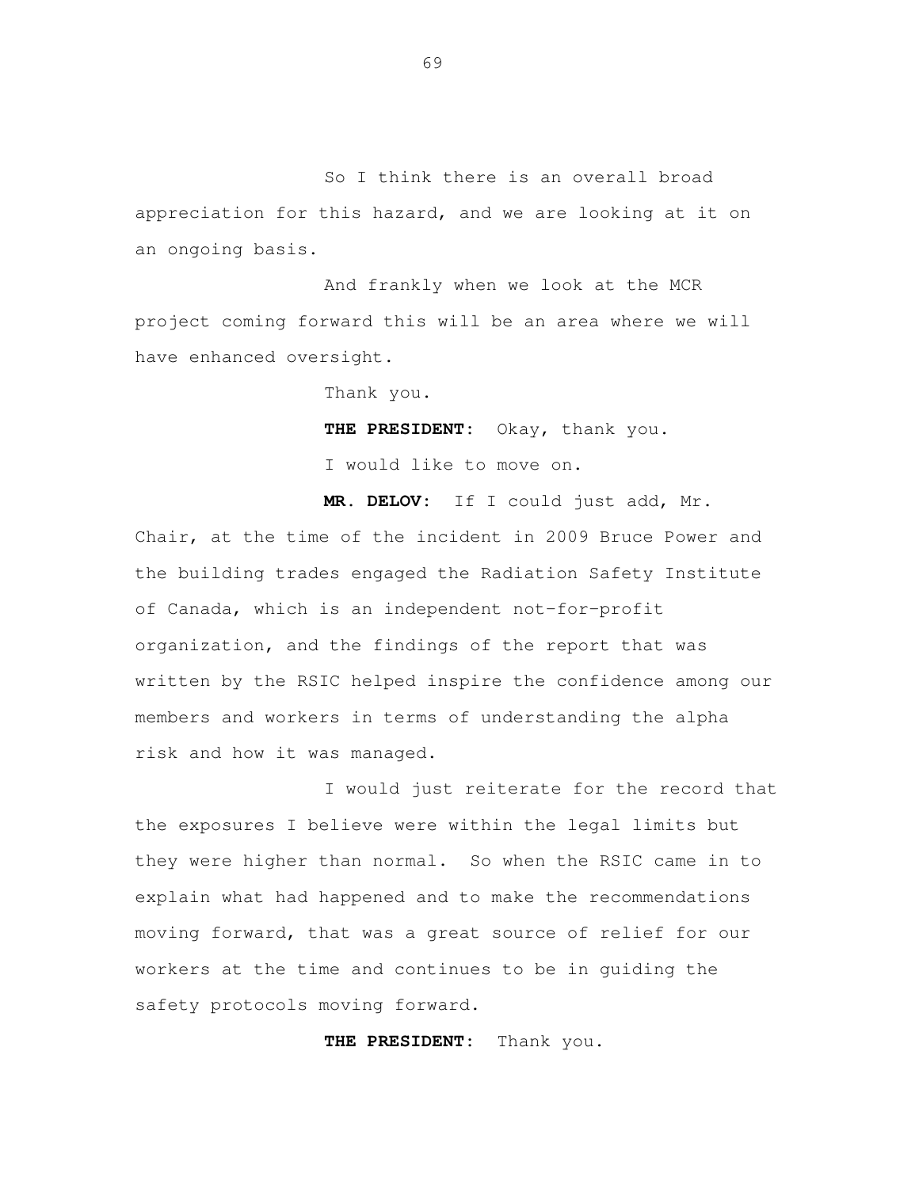So I think there is an overall broad appreciation for this hazard, and we are looking at it on an ongoing basis.

And frankly when we look at the MCR project coming forward this will be an area where we will have enhanced oversight.

Thank you.

**THE PRESIDENT:** Okay, thank you.

I would like to move on.

**MR. DELOV:** If I could just add, Mr. Chair, at the time of the incident in 2009 Bruce Power and the building trades engaged the Radiation Safety Institute of Canada, which is an independent not-for-profit organization, and the findings of the report that was written by the RSIC helped inspire the confidence among our members and workers in terms of understanding the alpha risk and how it was managed.

I would just reiterate for the record that the exposures I believe were within the legal limits but they were higher than normal. So when the RSIC came in to explain what had happened and to make the recommendations moving forward, that was a great source of relief for our workers at the time and continues to be in guiding the safety protocols moving forward.

**THE PRESIDENT:** Thank you.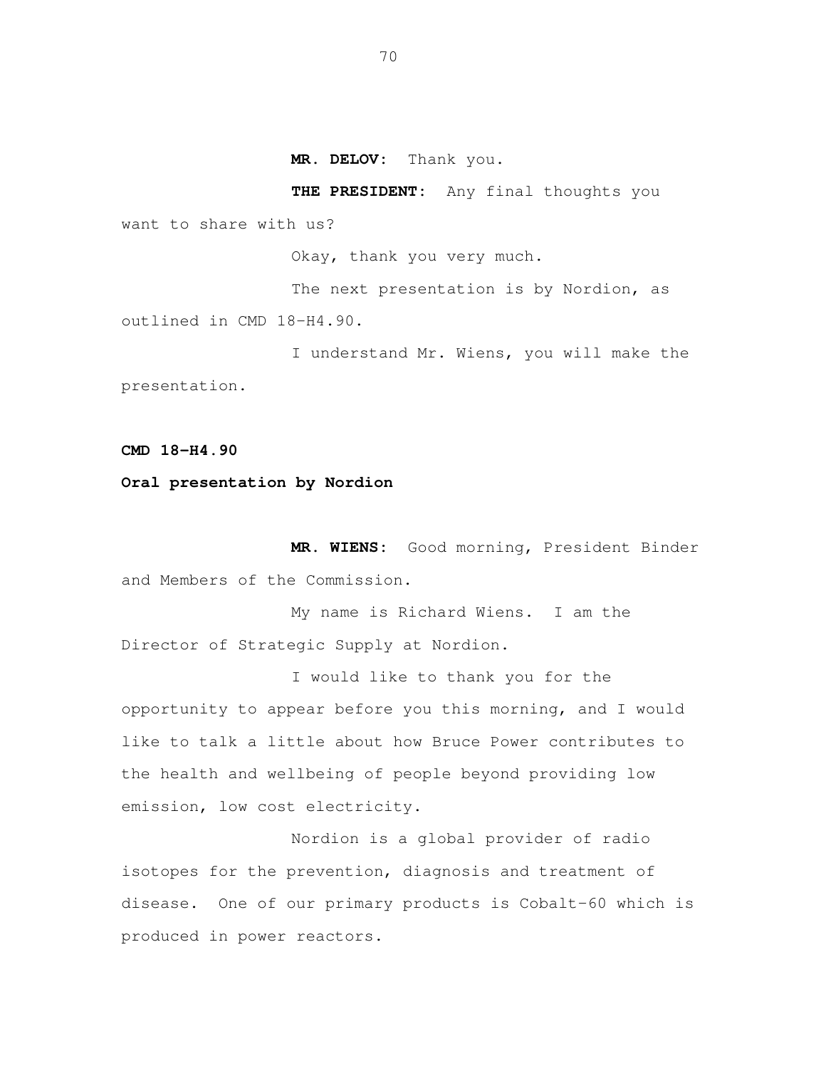**MR. DELOV:** Thank you.

**THE PRESIDENT:** Any final thoughts you want to share with us?

Okay, thank you very much.

The next presentation is by Nordion, as outlined in CMD 18-H4.90.

I understand Mr. Wiens, you will make the presentation.

**CMD 18-H4.90**

**Oral presentation by Nordion**

**MR. WIENS:** Good morning, President Binder and Members of the Commission.

My name is Richard Wiens. I am the Director of Strategic Supply at Nordion.

I would like to thank you for the opportunity to appear before you this morning, and I would like to talk a little about how Bruce Power contributes to the health and wellbeing of people beyond providing low emission, low cost electricity.

Nordion is a global provider of radio isotopes for the prevention, diagnosis and treatment of disease. One of our primary products is Cobalt-60 which is produced in power reactors.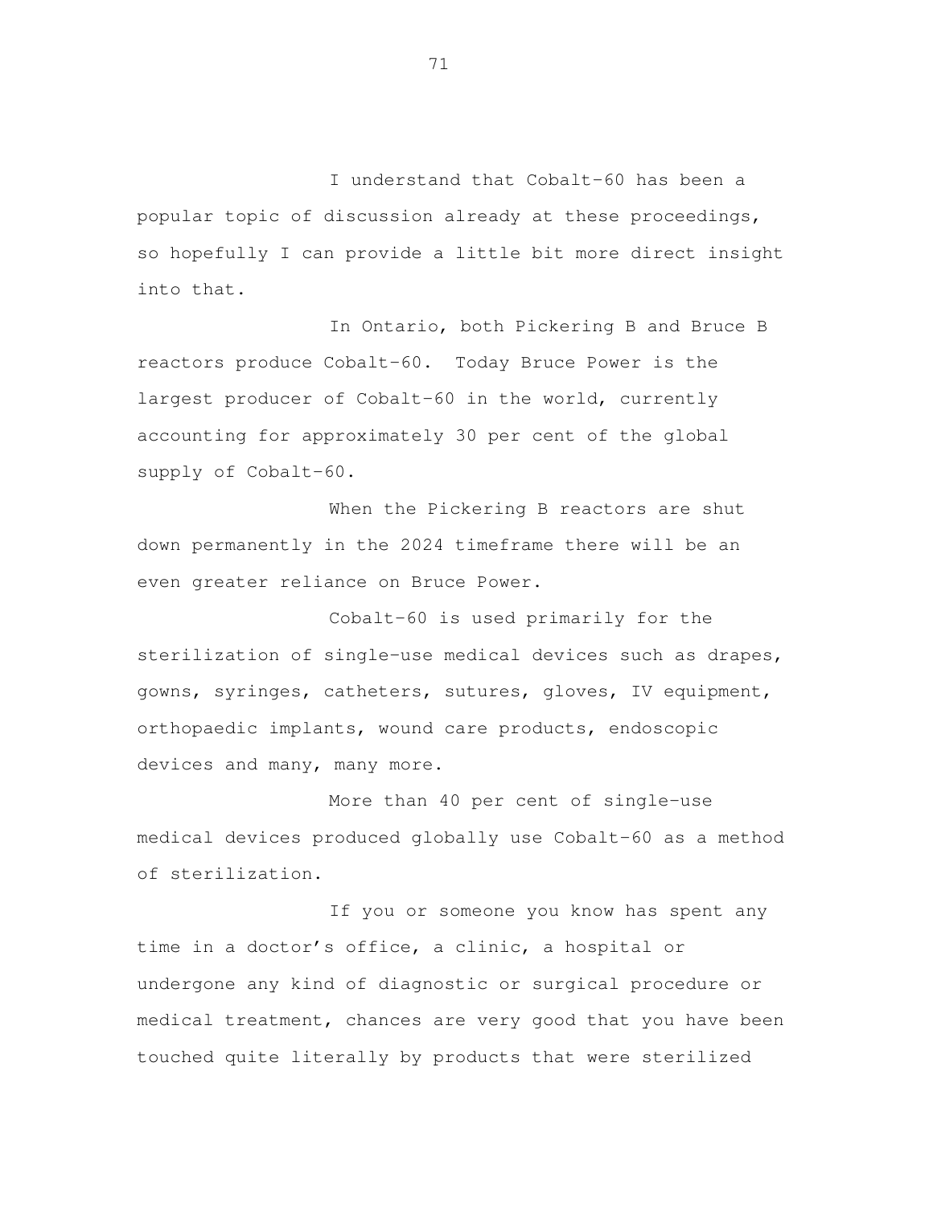I understand that Cobalt-60 has been a popular topic of discussion already at these proceedings, so hopefully I can provide a little bit more direct insight into that.

In Ontario, both Pickering B and Bruce B reactors produce Cobalt-60. Today Bruce Power is the largest producer of Cobalt-60 in the world, currently accounting for approximately 30 per cent of the global supply of Cobalt-60.

When the Pickering B reactors are shut down permanently in the 2024 timeframe there will be an even greater reliance on Bruce Power.

Cobalt-60 is used primarily for the sterilization of single-use medical devices such as drapes, gowns, syringes, catheters, sutures, gloves, IV equipment, orthopaedic implants, wound care products, endoscopic devices and many, many more.

More than 40 per cent of single-use medical devices produced globally use Cobalt-60 as a method of sterilization.

If you or someone you know has spent any time in a doctor's office, a clinic, a hospital or undergone any kind of diagnostic or surgical procedure or medical treatment, chances are very good that you have been touched quite literally by products that were sterilized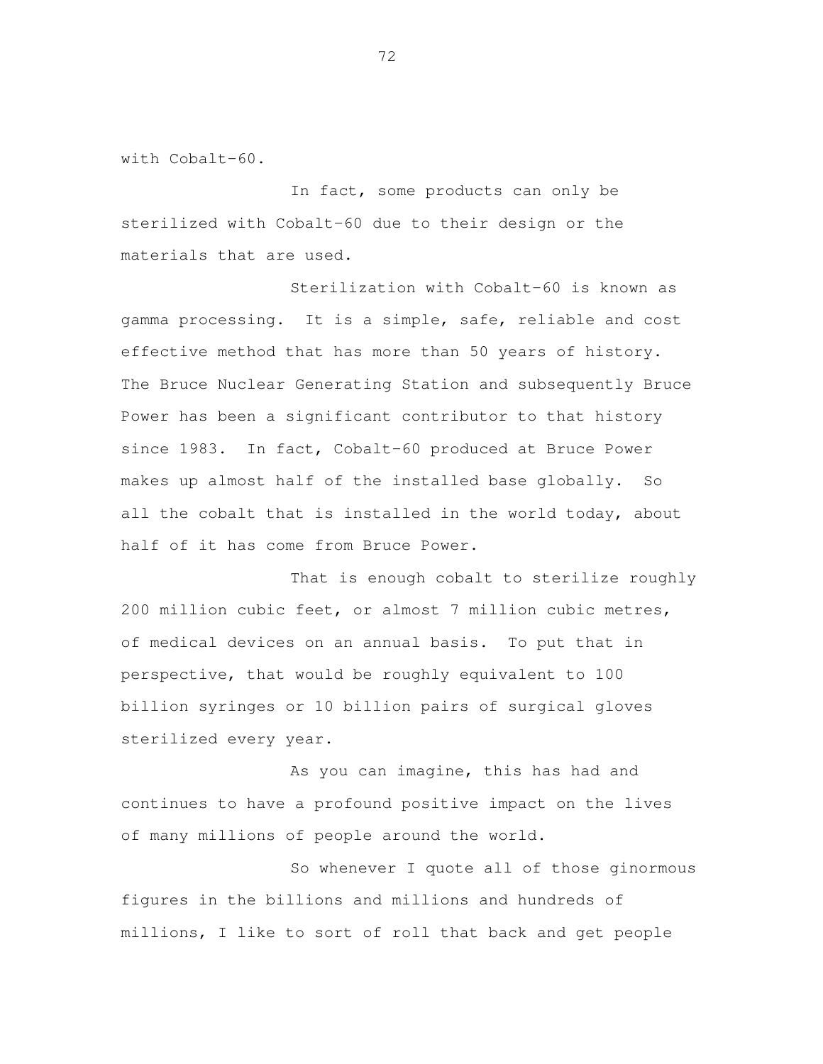with Cobalt-60.

In fact, some products can only be sterilized with Cobalt-60 due to their design or the materials that are used.

Sterilization with Cobalt-60 is known as gamma processing. It is a simple, safe, reliable and cost effective method that has more than 50 years of history. The Bruce Nuclear Generating Station and subsequently Bruce Power has been a significant contributor to that history since 1983. In fact, Cobalt-60 produced at Bruce Power makes up almost half of the installed base globally. So all the cobalt that is installed in the world today, about half of it has come from Bruce Power.

That is enough cobalt to sterilize roughly 200 million cubic feet, or almost 7 million cubic metres, of medical devices on an annual basis. To put that in perspective, that would be roughly equivalent to 100 billion syringes or 10 billion pairs of surgical gloves sterilized every year.

As you can imagine, this has had and continues to have a profound positive impact on the lives of many millions of people around the world.

So whenever I quote all of those ginormous figures in the billions and millions and hundreds of millions, I like to sort of roll that back and get people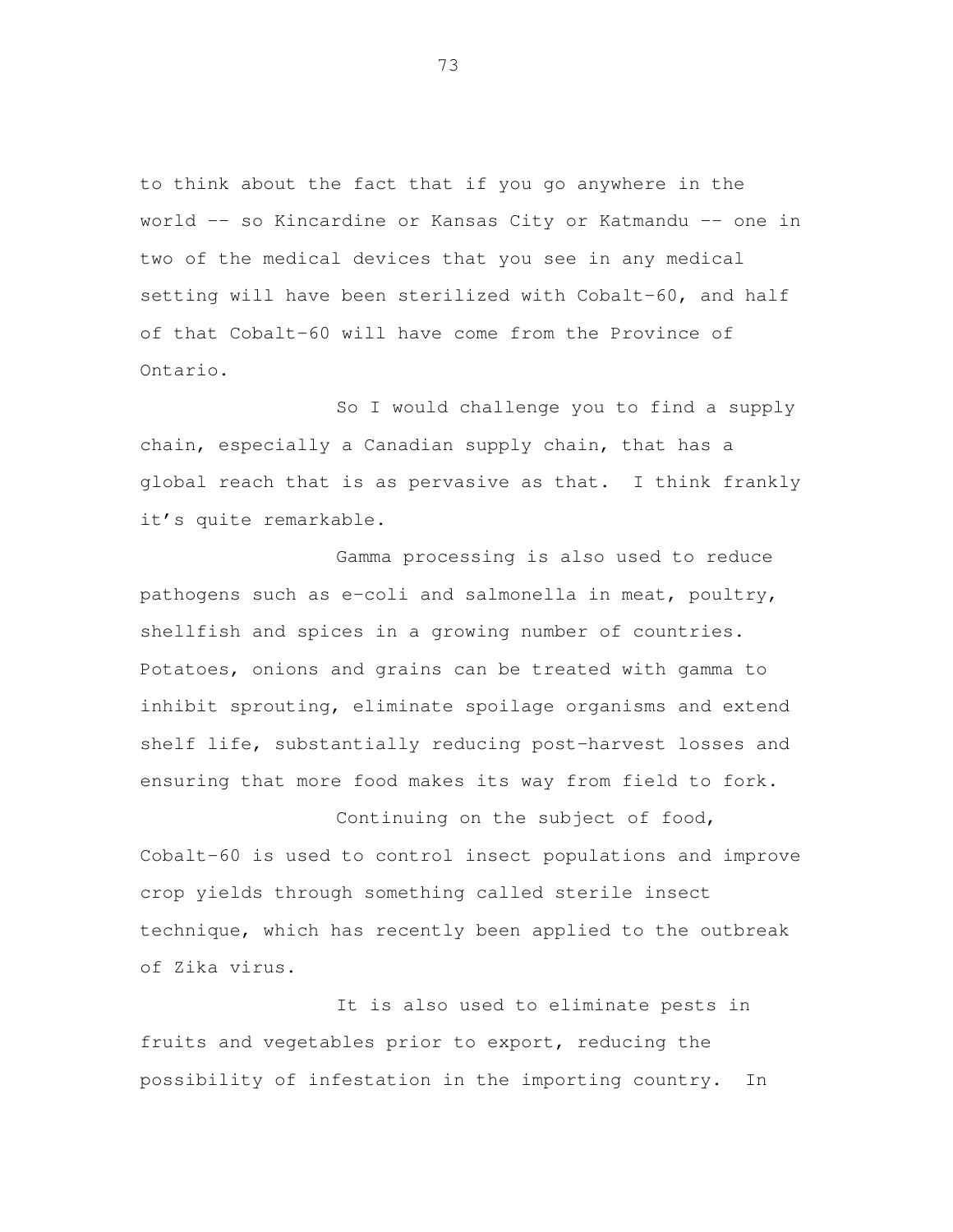to think about the fact that if you go anywhere in the world -- so Kincardine or Kansas City or Katmandu -- one in two of the medical devices that you see in any medical setting will have been sterilized with Cobalt-60, and half of that Cobalt-60 will have come from the Province of Ontario.

So I would challenge you to find a supply chain, especially a Canadian supply chain, that has a global reach that is as pervasive as that. I think frankly it's quite remarkable.

Gamma processing is also used to reduce pathogens such as e-coli and salmonella in meat, poultry, shellfish and spices in a growing number of countries. Potatoes, onions and grains can be treated with gamma to inhibit sprouting, eliminate spoilage organisms and extend shelf life, substantially reducing post-harvest losses and ensuring that more food makes its way from field to fork.

Continuing on the subject of food, Cobalt-60 is used to control insect populations and improve crop yields through something called sterile insect technique, which has recently been applied to the outbreak of Zika virus.

It is also used to eliminate pests in fruits and vegetables prior to export, reducing the possibility of infestation in the importing country. In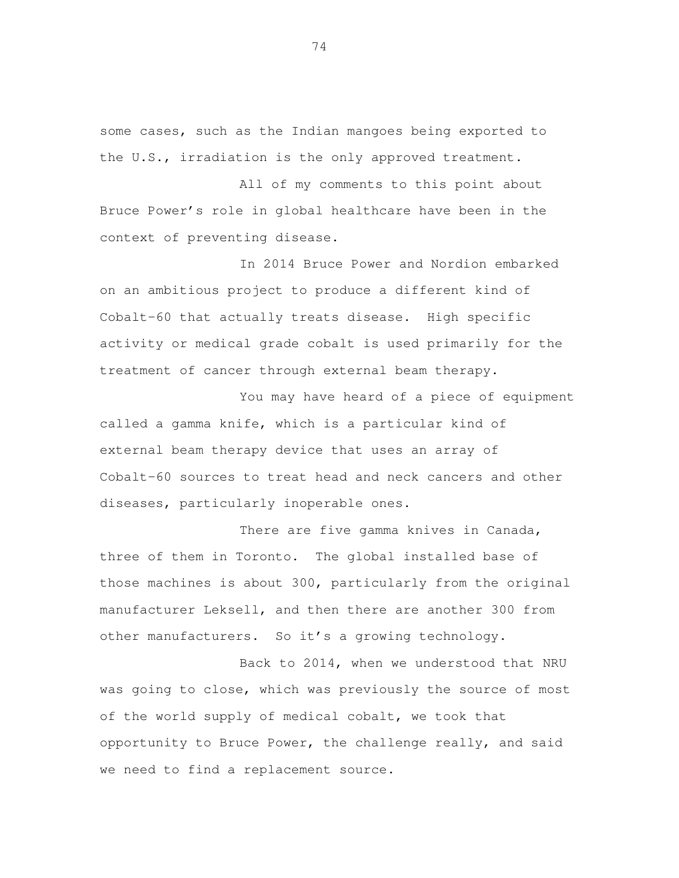some cases, such as the Indian mangoes being exported to the U.S., irradiation is the only approved treatment.

All of my comments to this point about Bruce Power's role in global healthcare have been in the context of preventing disease.

In 2014 Bruce Power and Nordion embarked on an ambitious project to produce a different kind of Cobalt-60 that actually treats disease. High specific activity or medical grade cobalt is used primarily for the treatment of cancer through external beam therapy.

You may have heard of a piece of equipment called a gamma knife, which is a particular kind of external beam therapy device that uses an array of Cobalt-60 sources to treat head and neck cancers and other diseases, particularly inoperable ones.

There are five gamma knives in Canada, three of them in Toronto. The global installed base of those machines is about 300, particularly from the original manufacturer Leksell, and then there are another 300 from other manufacturers. So it's a growing technology.

Back to 2014, when we understood that NRU was going to close, which was previously the source of most of the world supply of medical cobalt, we took that opportunity to Bruce Power, the challenge really, and said we need to find a replacement source.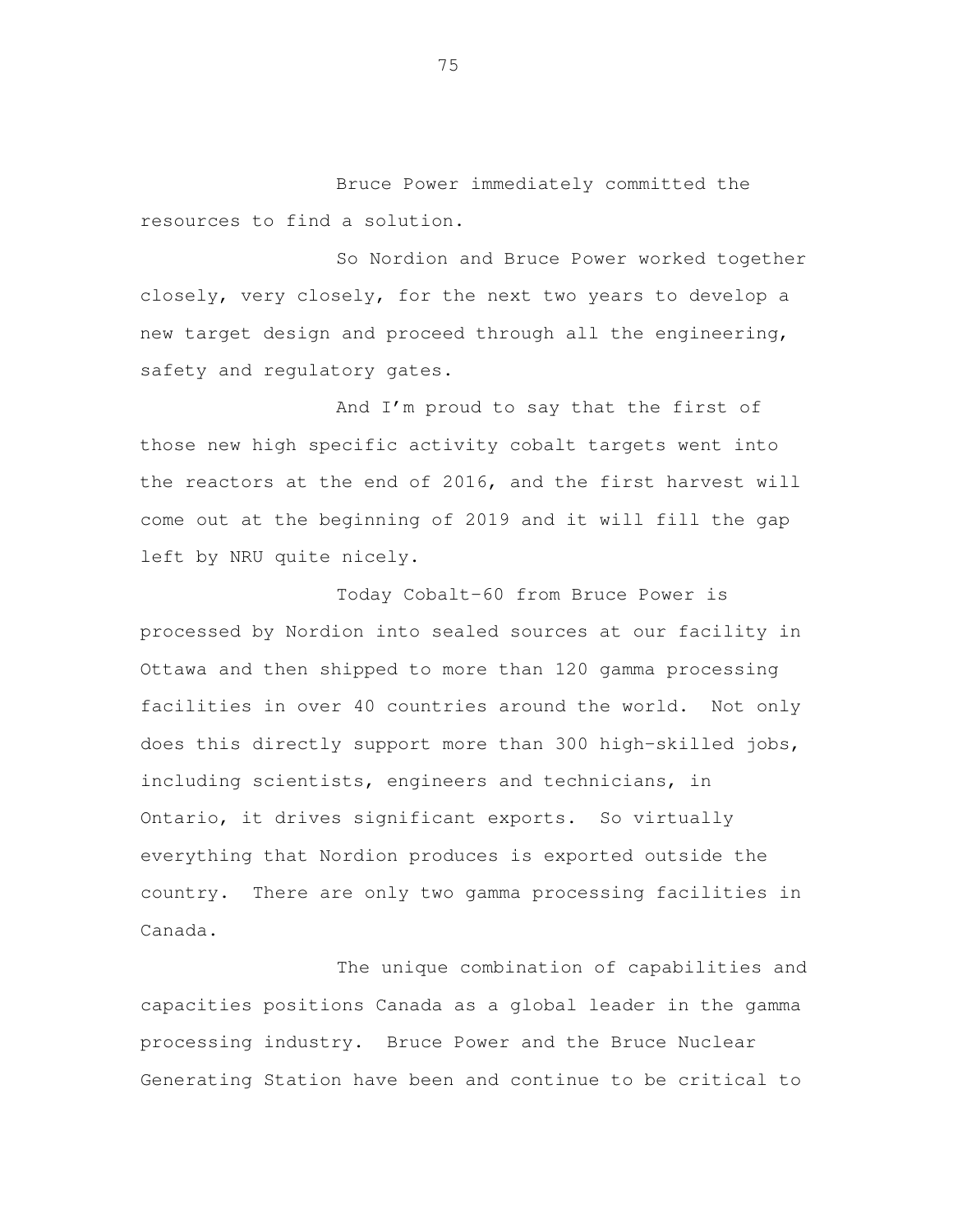Bruce Power immediately committed the resources to find a solution.

So Nordion and Bruce Power worked together closely, very closely, for the next two years to develop a new target design and proceed through all the engineering, safety and regulatory gates.

And I'm proud to say that the first of those new high specific activity cobalt targets went into the reactors at the end of 2016, and the first harvest will come out at the beginning of 2019 and it will fill the gap left by NRU quite nicely.

Today Cobalt-60 from Bruce Power is processed by Nordion into sealed sources at our facility in Ottawa and then shipped to more than 120 gamma processing facilities in over 40 countries around the world. Not only does this directly support more than 300 high-skilled jobs, including scientists, engineers and technicians, in Ontario, it drives significant exports. So virtually everything that Nordion produces is exported outside the country. There are only two gamma processing facilities in Canada.

The unique combination of capabilities and capacities positions Canada as a global leader in the gamma processing industry. Bruce Power and the Bruce Nuclear Generating Station have been and continue to be critical to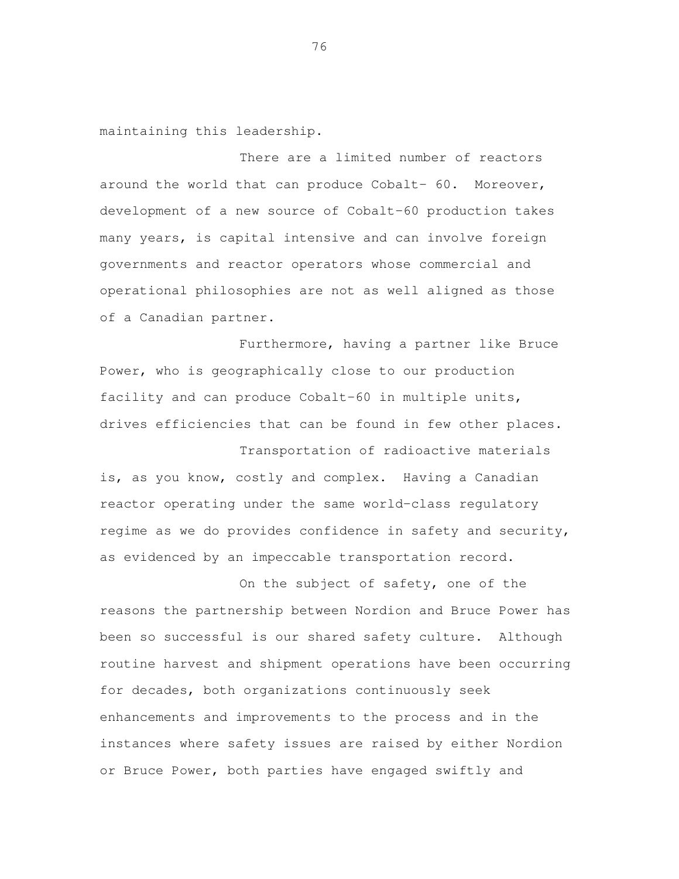maintaining this leadership.

There are a limited number of reactors around the world that can produce Cobalt- 60. Moreover, development of a new source of Cobalt-60 production takes many years, is capital intensive and can involve foreign governments and reactor operators whose commercial and operational philosophies are not as well aligned as those of a Canadian partner.

Furthermore, having a partner like Bruce Power, who is geographically close to our production facility and can produce Cobalt-60 in multiple units, drives efficiencies that can be found in few other places.

Transportation of radioactive materials is, as you know, costly and complex. Having a Canadian reactor operating under the same world-class regulatory regime as we do provides confidence in safety and security, as evidenced by an impeccable transportation record.

On the subject of safety, one of the reasons the partnership between Nordion and Bruce Power has been so successful is our shared safety culture. Although routine harvest and shipment operations have been occurring for decades, both organizations continuously seek enhancements and improvements to the process and in the instances where safety issues are raised by either Nordion or Bruce Power, both parties have engaged swiftly and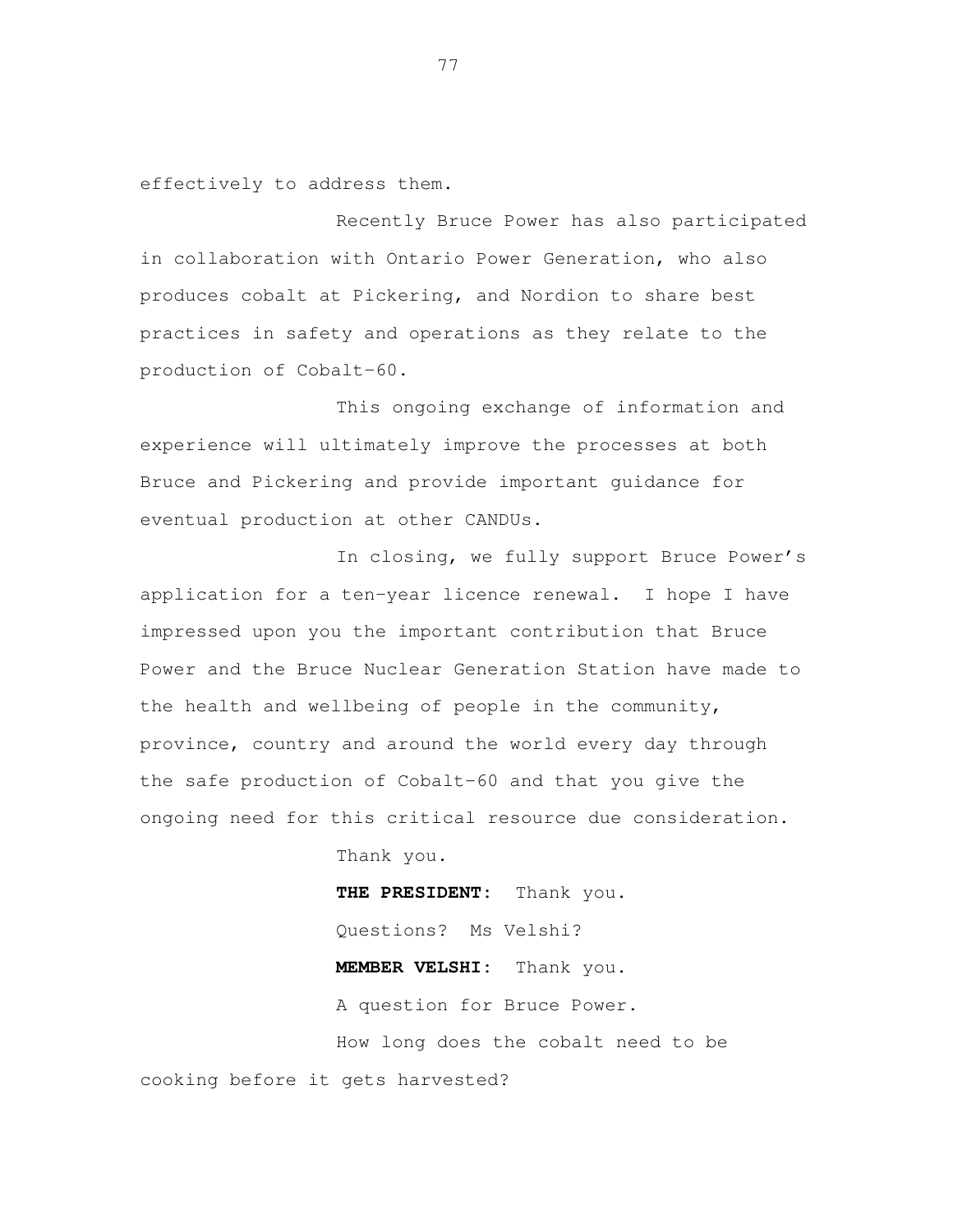effectively to address them.

Recently Bruce Power has also participated in collaboration with Ontario Power Generation, who also produces cobalt at Pickering, and Nordion to share best practices in safety and operations as they relate to the production of Cobalt-60.

This ongoing exchange of information and experience will ultimately improve the processes at both Bruce and Pickering and provide important guidance for eventual production at other CANDUs.

In closing, we fully support Bruce Power's application for a ten-year licence renewal. I hope I have impressed upon you the important contribution that Bruce Power and the Bruce Nuclear Generation Station have made to the health and wellbeing of people in the community, province, country and around the world every day through the safe production of Cobalt-60 and that you give the ongoing need for this critical resource due consideration.

Thank you.

**THE PRESIDENT:** Thank you.

Questions? Ms Velshi?

**MEMBER VELSHI:** Thank you.

A question for Bruce Power.

How long does the cobalt need to be cooking before it gets harvested?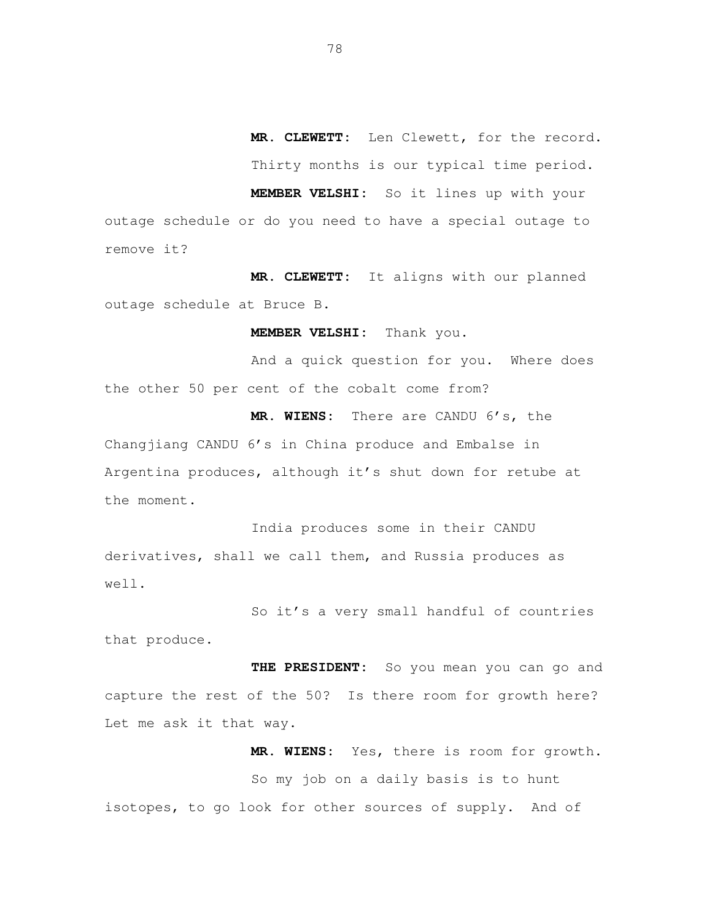**MR. CLEWETT:** Len Clewett, for the record.

Thirty months is our typical time period.

**MEMBER VELSHI:** So it lines up with your outage schedule or do you need to have a special outage to remove it?

**MR. CLEWETT:** It aligns with our planned outage schedule at Bruce B.

**MEMBER VELSHI:** Thank you.

And a quick question for you. Where does the other 50 per cent of the cobalt come from?

**MR. WIENS:** There are CANDU 6's, the Changjiang CANDU 6's in China produce and Embalse in Argentina produces, although it's shut down for retube at the moment.

India produces some in their CANDU derivatives, shall we call them, and Russia produces as well.

So it's a very small handful of countries that produce.

**THE PRESIDENT:** So you mean you can go and capture the rest of the 50? Is there room for growth here? Let me ask it that way.

**MR. WIENS:** Yes, there is room for growth.

So my job on a daily basis is to hunt isotopes, to go look for other sources of supply. And of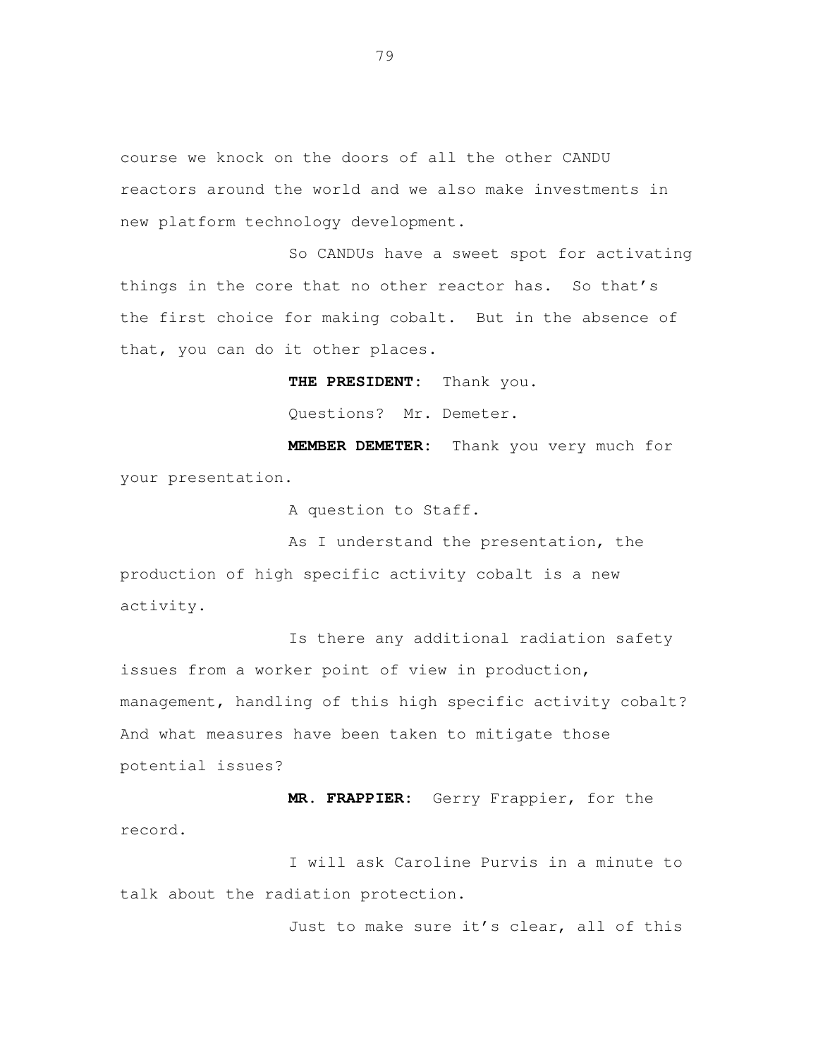course we knock on the doors of all the other CANDU reactors around the world and we also make investments in new platform technology development.

So CANDUs have a sweet spot for activating things in the core that no other reactor has. So that's the first choice for making cobalt. But in the absence of that, you can do it other places.

**THE PRESIDENT:** Thank you.

Questions? Mr. Demeter.

**MEMBER DEMETER:** Thank you very much for your presentation.

A question to Staff.

As I understand the presentation, the production of high specific activity cobalt is a new activity.

Is there any additional radiation safety issues from a worker point of view in production, management, handling of this high specific activity cobalt? And what measures have been taken to mitigate those potential issues?

**MR. FRAPPIER:** Gerry Frappier, for the record.

I will ask Caroline Purvis in a minute to talk about the radiation protection.

Just to make sure it's clear, all of this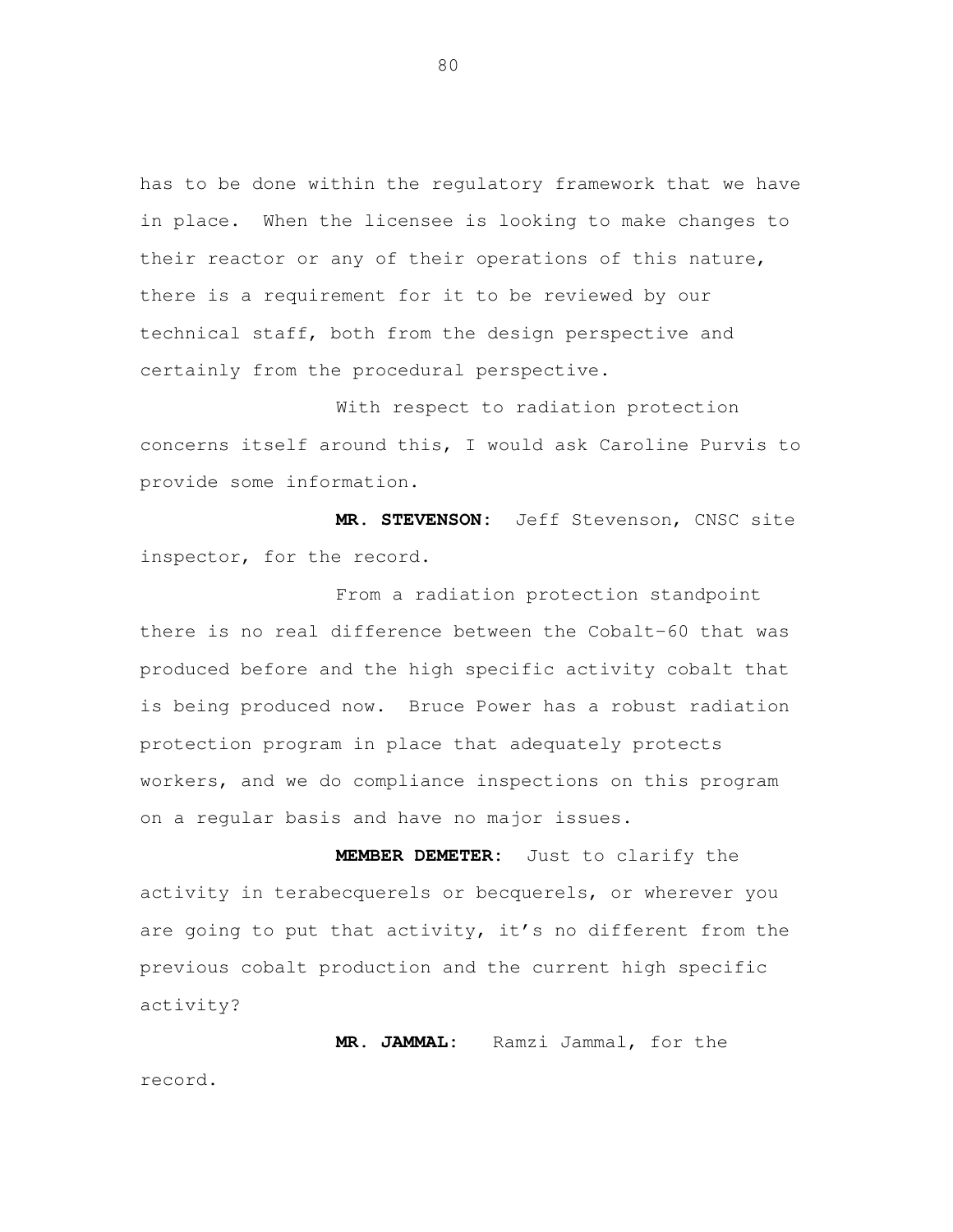has to be done within the regulatory framework that we have in place. When the licensee is looking to make changes to their reactor or any of their operations of this nature, there is a requirement for it to be reviewed by our technical staff, both from the design perspective and certainly from the procedural perspective.

With respect to radiation protection concerns itself around this, I would ask Caroline Purvis to provide some information.

**MR. STEVENSON:** Jeff Stevenson, CNSC site inspector, for the record.

From a radiation protection standpoint there is no real difference between the Cobalt-60 that was produced before and the high specific activity cobalt that is being produced now. Bruce Power has a robust radiation protection program in place that adequately protects workers, and we do compliance inspections on this program on a regular basis and have no major issues.

**MEMBER DEMETER:** Just to clarify the activity in terabecquerels or becquerels, or wherever you are going to put that activity, it's no different from the previous cobalt production and the current high specific activity?

**MR. JAMMAL:** Ramzi Jammal, for the record.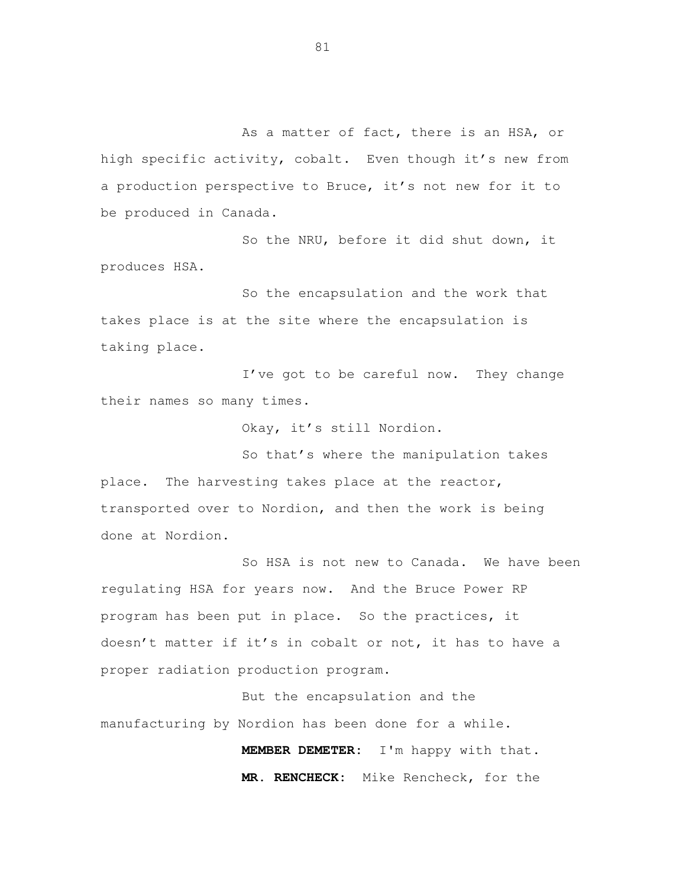As a matter of fact, there is an HSA, or high specific activity, cobalt. Even though it's new from a production perspective to Bruce, it's not new for it to be produced in Canada.

So the NRU, before it did shut down, it produces HSA.

So the encapsulation and the work that takes place is at the site where the encapsulation is taking place.

I've got to be careful now. They change their names so many times.

Okay, it's still Nordion.

So that's where the manipulation takes place. The harvesting takes place at the reactor, transported over to Nordion, and then the work is being done at Nordion.

So HSA is not new to Canada. We have been regulating HSA for years now. And the Bruce Power RP program has been put in place. So the practices, it doesn't matter if it's in cobalt or not, it has to have a proper radiation production program.

But the encapsulation and the manufacturing by Nordion has been done for a while.

**MEMBER DEMETER:** I'm happy with that.

**MR. RENCHECK:** Mike Rencheck, for the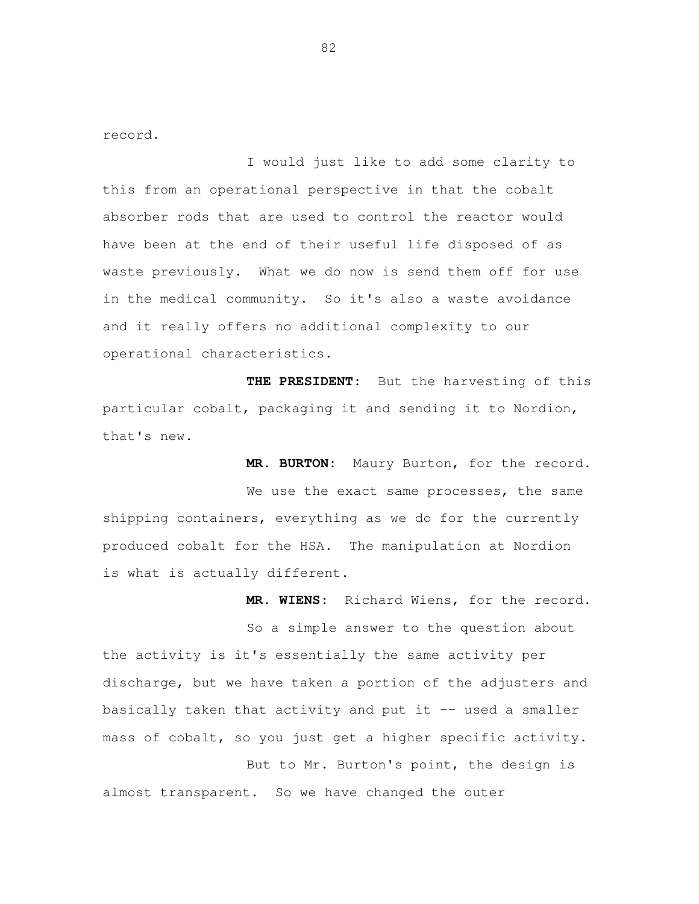record.

I would just like to add some clarity to this from an operational perspective in that the cobalt absorber rods that are used to control the reactor would have been at the end of their useful life disposed of as waste previously. What we do now is send them off for use in the medical community. So it's also a waste avoidance and it really offers no additional complexity to our operational characteristics.

**THE PRESIDENT:** But the harvesting of this particular cobalt, packaging it and sending it to Nordion, that's new.

**MR. BURTON:** Maury Burton, for the record.

We use the exact same processes, the same shipping containers, everything as we do for the currently produced cobalt for the HSA. The manipulation at Nordion is what is actually different.

**MR. WIENS:** Richard Wiens, for the record.

So a simple answer to the question about the activity is it's essentially the same activity per discharge, but we have taken a portion of the adjusters and basically taken that activity and put it -- used a smaller mass of cobalt, so you just get a higher specific activity.

But to Mr. Burton's point, the design is almost transparent. So we have changed the outer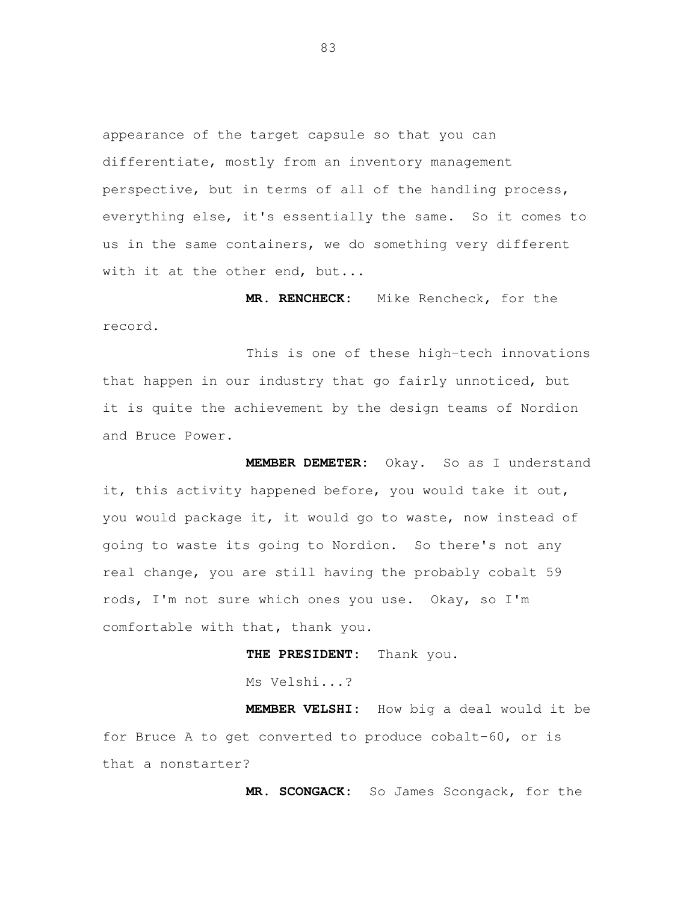appearance of the target capsule so that you can differentiate, mostly from an inventory management perspective, but in terms of all of the handling process, everything else, it's essentially the same. So it comes to us in the same containers, we do something very different with it at the other end, but...

**MR. RENCHECK:** Mike Rencheck, for the record.

This is one of these high-tech innovations that happen in our industry that go fairly unnoticed, but it is quite the achievement by the design teams of Nordion and Bruce Power.

**MEMBER DEMETER:** Okay. So as I understand it, this activity happened before, you would take it out, you would package it, it would go to waste, now instead of going to waste its going to Nordion. So there's not any real change, you are still having the probably cobalt 59 rods, I'm not sure which ones you use. Okay, so I'm comfortable with that, thank you.

**THE PRESIDENT:** Thank you.

Ms Velshi...?

**MEMBER VELSHI:** How big a deal would it be for Bruce A to get converted to produce cobalt-60, or is that a nonstarter?

**MR. SCONGACK:** So James Scongack, for the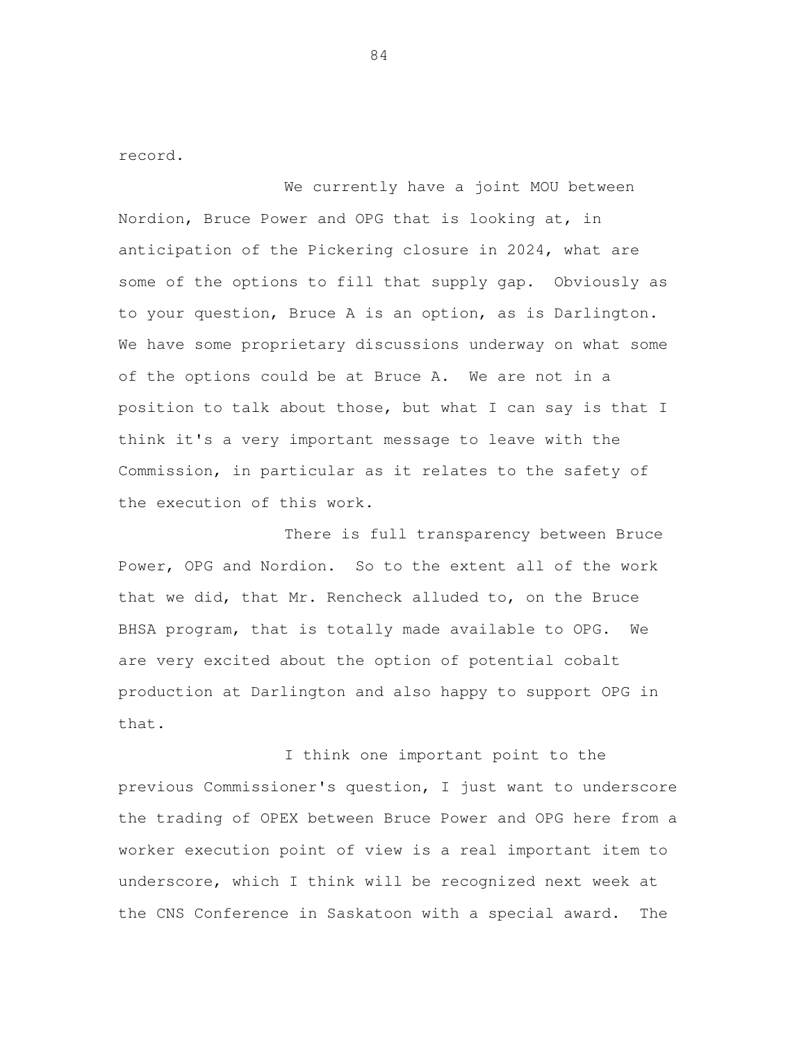record.

We currently have a joint MOU between Nordion, Bruce Power and OPG that is looking at, in anticipation of the Pickering closure in 2024, what are some of the options to fill that supply gap. Obviously as to your question, Bruce A is an option, as is Darlington. We have some proprietary discussions underway on what some of the options could be at Bruce A. We are not in a position to talk about those, but what I can say is that I think it's a very important message to leave with the Commission, in particular as it relates to the safety of the execution of this work.

There is full transparency between Bruce Power, OPG and Nordion. So to the extent all of the work that we did, that Mr. Rencheck alluded to, on the Bruce BHSA program, that is totally made available to OPG. We are very excited about the option of potential cobalt production at Darlington and also happy to support OPG in that.

I think one important point to the previous Commissioner's question, I just want to underscore the trading of OPEX between Bruce Power and OPG here from a worker execution point of view is a real important item to underscore, which I think will be recognized next week at the CNS Conference in Saskatoon with a special award. The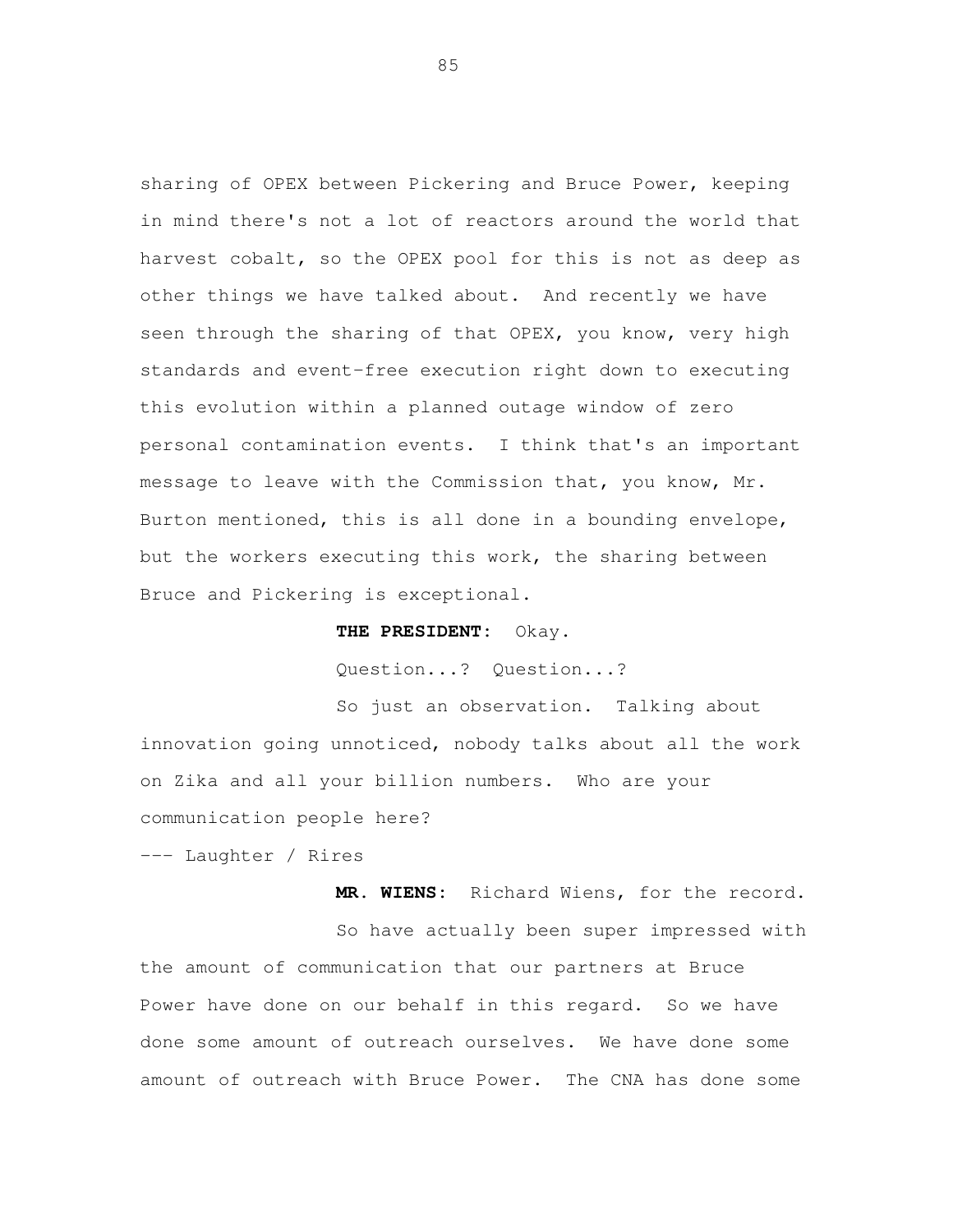sharing of OPEX between Pickering and Bruce Power, keeping in mind there's not a lot of reactors around the world that harvest cobalt, so the OPEX pool for this is not as deep as other things we have talked about. And recently we have seen through the sharing of that OPEX, you know, very high standards and event-free execution right down to executing this evolution within a planned outage window of zero personal contamination events. I think that's an important message to leave with the Commission that, you know, Mr. Burton mentioned, this is all done in a bounding envelope, but the workers executing this work, the sharing between Bruce and Pickering is exceptional.

**THE PRESIDENT:** Okay.

Question...? Question...?

So just an observation. Talking about innovation going unnoticed, nobody talks about all the work on Zika and all your billion numbers. Who are your communication people here?

--- Laughter / Rires

**MR. WIENS:** Richard Wiens, for the record.

So have actually been super impressed with the amount of communication that our partners at Bruce Power have done on our behalf in this regard. So we have done some amount of outreach ourselves. We have done some amount of outreach with Bruce Power. The CNA has done some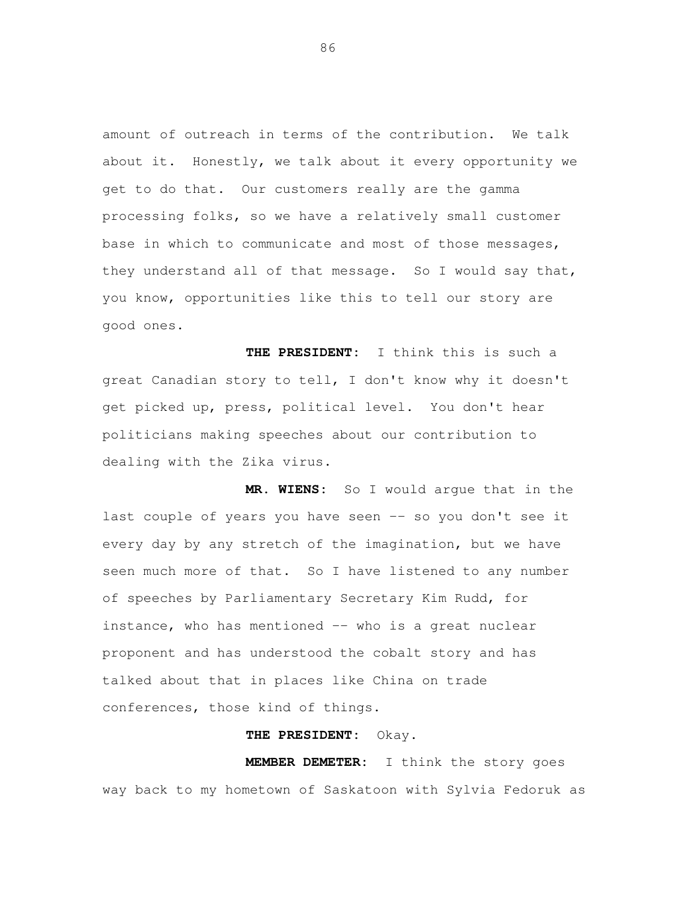amount of outreach in terms of the contribution. We talk about it. Honestly, we talk about it every opportunity we get to do that. Our customers really are the gamma processing folks, so we have a relatively small customer base in which to communicate and most of those messages, they understand all of that message. So I would say that, you know, opportunities like this to tell our story are good ones.

**THE PRESIDENT:** I think this is such a great Canadian story to tell, I don't know why it doesn't get picked up, press, political level. You don't hear politicians making speeches about our contribution to dealing with the Zika virus.

**MR. WIENS:** So I would argue that in the last couple of years you have seen -- so you don't see it every day by any stretch of the imagination, but we have seen much more of that. So I have listened to any number of speeches by Parliamentary Secretary Kim Rudd, for instance, who has mentioned -- who is a great nuclear proponent and has understood the cobalt story and has talked about that in places like China on trade conferences, those kind of things.

**THE PRESIDENT:** Okay.

**MEMBER DEMETER:** I think the story goes way back to my hometown of Saskatoon with Sylvia Fedoruk as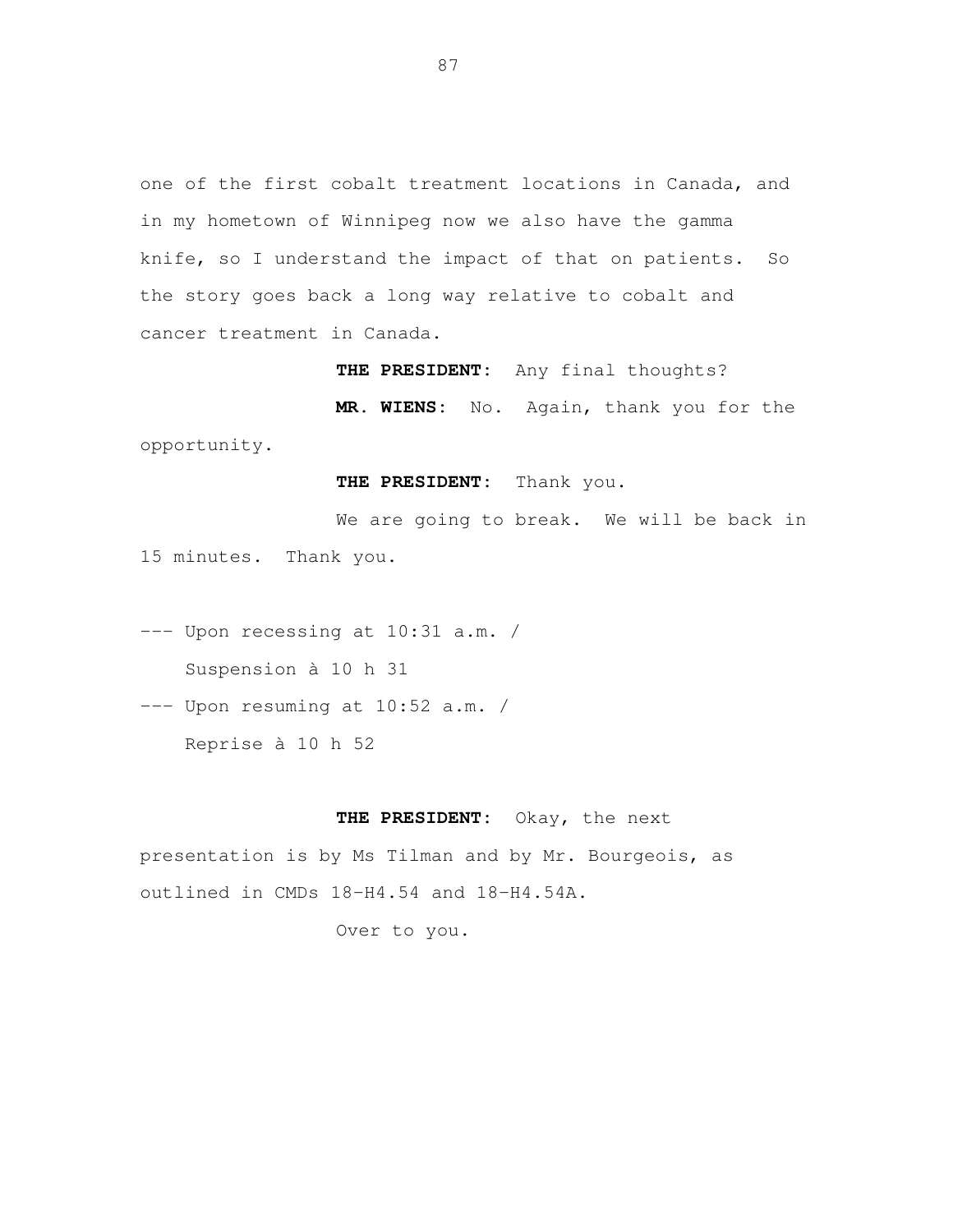one of the first cobalt treatment locations in Canada, and in my hometown of Winnipeg now we also have the gamma knife, so I understand the impact of that on patients. So the story goes back a long way relative to cobalt and cancer treatment in Canada.

**THE PRESIDENT:** Any final thoughts?

**MR. WIENS:** No. Again, thank you for the opportunity.

**THE PRESIDENT:** Thank you.

We are going to break. We will be back in 15 minutes. Thank you.

--- Upon recessing at 10:31 a.m. /
Suspension à 10 h 31

--- Upon resuming at 10:52 a.m. /
Reprise à 10 h 52

**THE PRESIDENT:** Okay, the next presentation is by Ms Tilman and by Mr. Bourgeois, as outlined in CMDs 18-H4.54 and 18-H4.54A.

Over to you.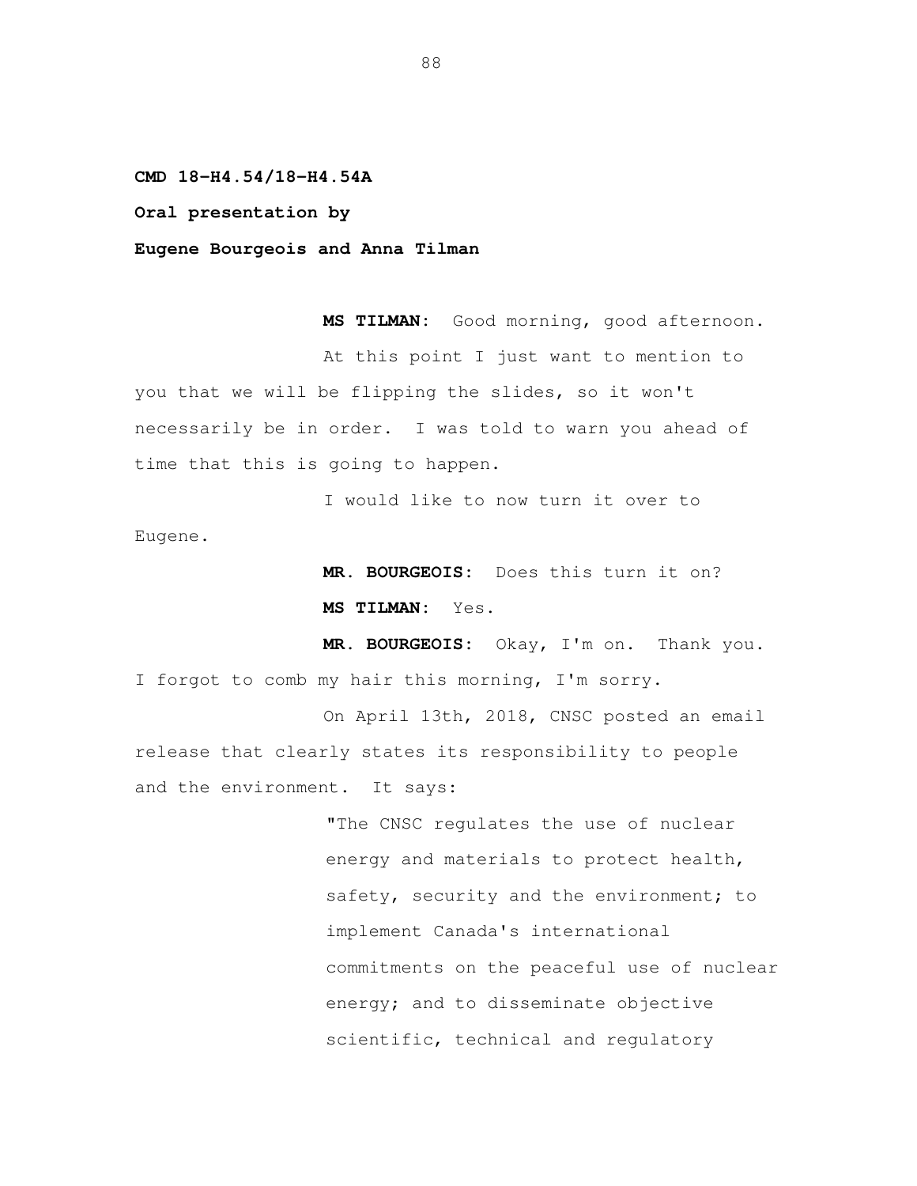**CMD 18-H4.54/18-H4.54A**

**Oral presentation by**

**Eugene Bourgeois and Anna Tilman**

**MS TILMAN:** Good morning, good afternoon.

At this point I just want to mention to you that we will be flipping the slides, so it won't necessarily be in order. I was told to warn you ahead of time that this is going to happen.

I would like to now turn it over to Eugene.

**MR. BOURGEOIS:** Does this turn it on?

**MS TILMAN:** Yes.

**MR. BOURGEOIS:** Okay, I'm on. Thank you. I forgot to comb my hair this morning, I'm sorry.

On April 13th, 2018, CNSC posted an email release that clearly states its responsibility to people and the environment. It says:

> "The CNSC regulates the use of nuclear energy and materials to protect health, safety, security and the environment; to implement Canada's international commitments on the peaceful use of nuclear energy; and to disseminate objective scientific, technical and regulatory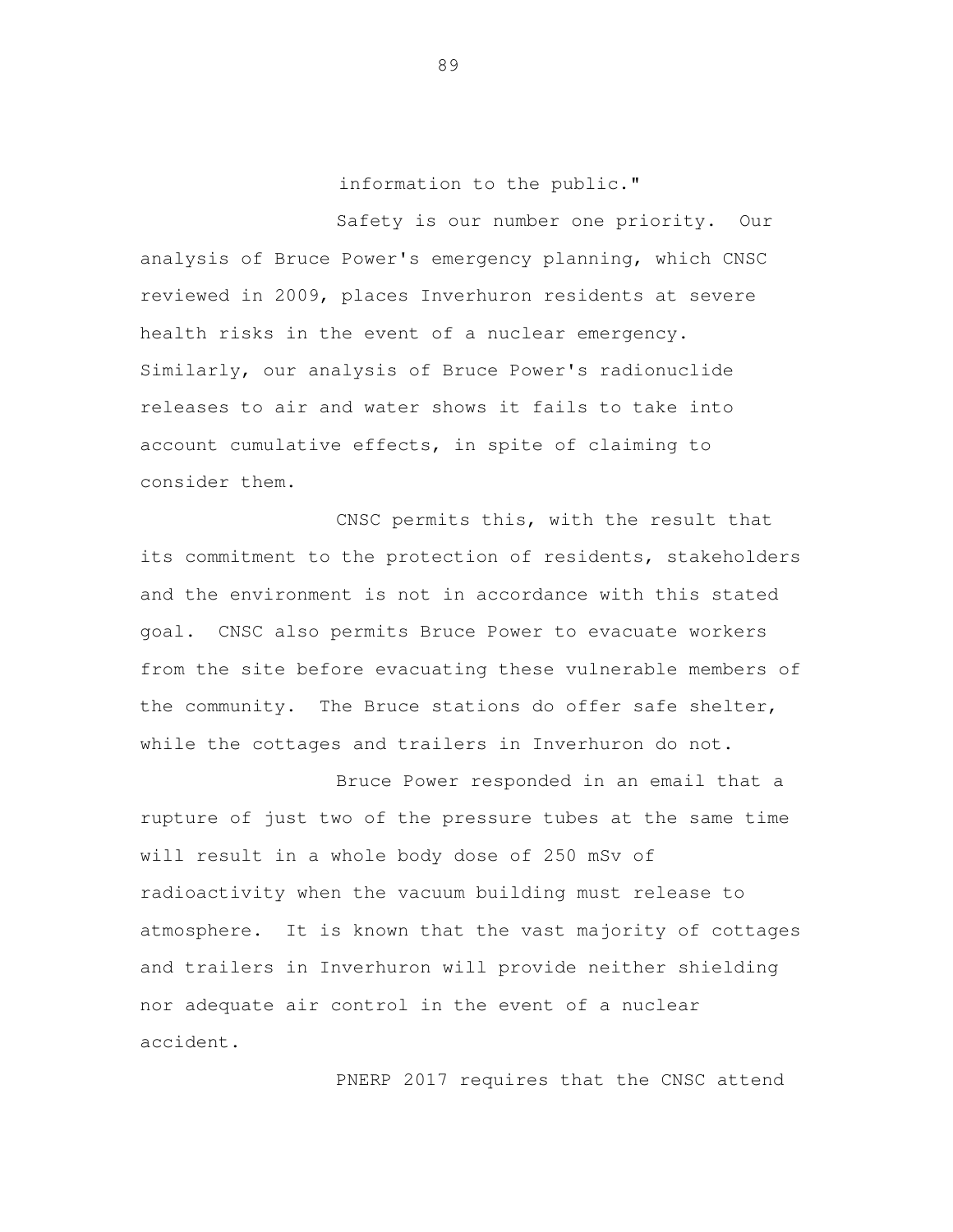information to the public."

Safety is our number one priority. Our analysis of Bruce Power's emergency planning, which CNSC reviewed in 2009, places Inverhuron residents at severe health risks in the event of a nuclear emergency. Similarly, our analysis of Bruce Power's radionuclide releases to air and water shows it fails to take into account cumulative effects, in spite of claiming to consider them.

CNSC permits this, with the result that its commitment to the protection of residents, stakeholders and the environment is not in accordance with this stated goal. CNSC also permits Bruce Power to evacuate workers from the site before evacuating these vulnerable members of the community. The Bruce stations do offer safe shelter, while the cottages and trailers in Inverhuron do not.

Bruce Power responded in an email that a rupture of just two of the pressure tubes at the same time will result in a whole body dose of 250 mSv of radioactivity when the vacuum building must release to atmosphere. It is known that the vast majority of cottages and trailers in Inverhuron will provide neither shielding nor adequate air control in the event of a nuclear accident.

PNERP 2017 requires that the CNSC attend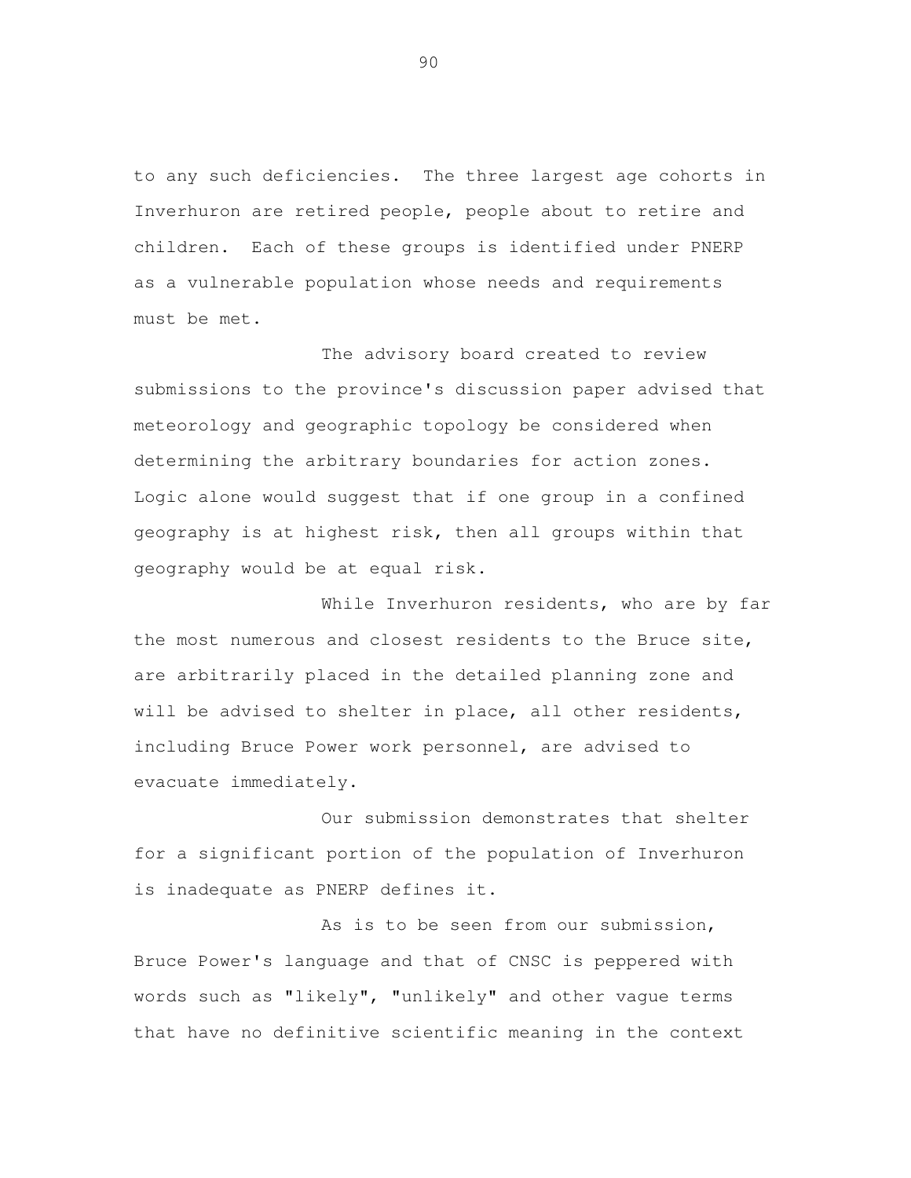to any such deficiencies. The three largest age cohorts in Inverhuron are retired people, people about to retire and children. Each of these groups is identified under PNERP as a vulnerable population whose needs and requirements must be met.

The advisory board created to review submissions to the province's discussion paper advised that meteorology and geographic topology be considered when determining the arbitrary boundaries for action zones. Logic alone would suggest that if one group in a confined geography is at highest risk, then all groups within that geography would be at equal risk.

While Inverhuron residents, who are by far the most numerous and closest residents to the Bruce site, are arbitrarily placed in the detailed planning zone and will be advised to shelter in place, all other residents, including Bruce Power work personnel, are advised to evacuate immediately.

Our submission demonstrates that shelter for a significant portion of the population of Inverhuron is inadequate as PNERP defines it.

As is to be seen from our submission, Bruce Power's language and that of CNSC is peppered with words such as "likely", "unlikely" and other vague terms that have no definitive scientific meaning in the context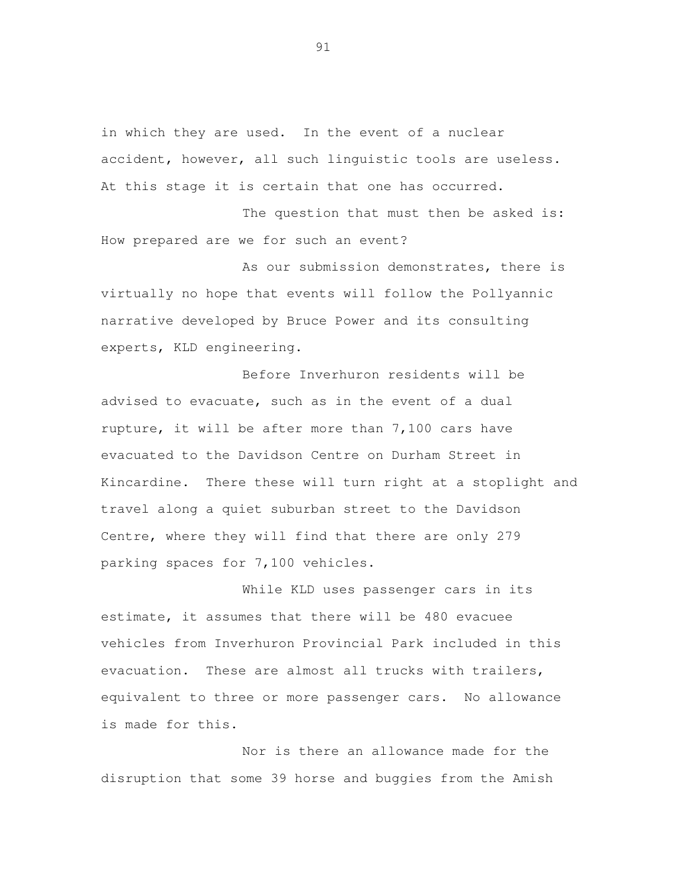in which they are used. In the event of a nuclear accident, however, all such linguistic tools are useless. At this stage it is certain that one has occurred.

The question that must then be asked is: How prepared are we for such an event?

As our submission demonstrates, there is virtually no hope that events will follow the Pollyannic narrative developed by Bruce Power and its consulting experts, KLD engineering.

Before Inverhuron residents will be advised to evacuate, such as in the event of a dual rupture, it will be after more than 7,100 cars have evacuated to the Davidson Centre on Durham Street in Kincardine. There these will turn right at a stoplight and travel along a quiet suburban street to the Davidson Centre, where they will find that there are only 279 parking spaces for 7,100 vehicles.

While KLD uses passenger cars in its estimate, it assumes that there will be 480 evacuee vehicles from Inverhuron Provincial Park included in this evacuation. These are almost all trucks with trailers, equivalent to three or more passenger cars. No allowance is made for this.

Nor is there an allowance made for the disruption that some 39 horse and buggies from the Amish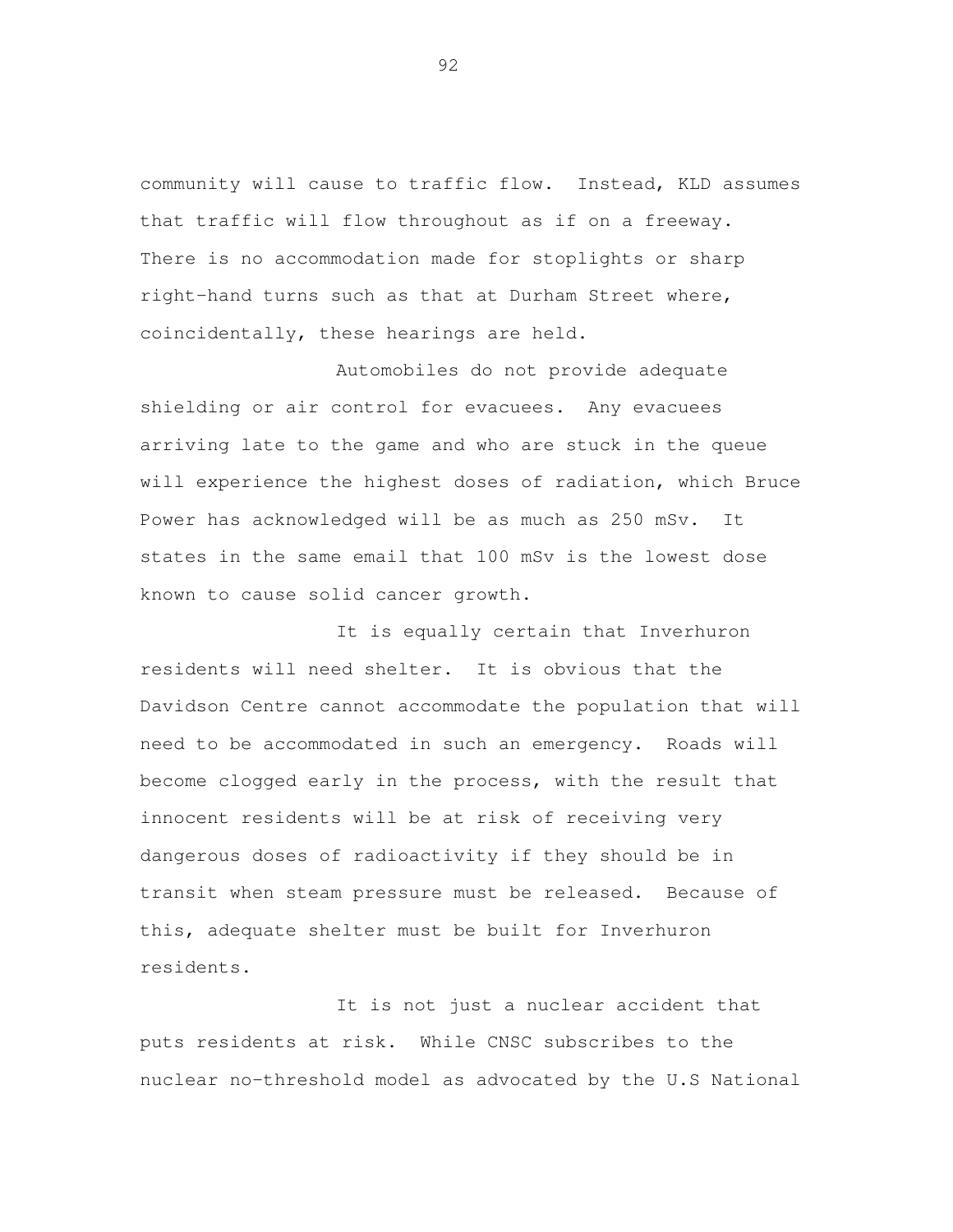community will cause to traffic flow. Instead, KLD assumes that traffic will flow throughout as if on a freeway. There is no accommodation made for stoplights or sharp right-hand turns such as that at Durham Street where, coincidentally, these hearings are held.

Automobiles do not provide adequate shielding or air control for evacuees. Any evacuees arriving late to the game and who are stuck in the queue will experience the highest doses of radiation, which Bruce Power has acknowledged will be as much as 250 mSv. It states in the same email that 100 mSv is the lowest dose known to cause solid cancer growth.

It is equally certain that Inverhuron residents will need shelter. It is obvious that the Davidson Centre cannot accommodate the population that will need to be accommodated in such an emergency. Roads will become clogged early in the process, with the result that innocent residents will be at risk of receiving very dangerous doses of radioactivity if they should be in transit when steam pressure must be released. Because of this, adequate shelter must be built for Inverhuron residents.

It is not just a nuclear accident that puts residents at risk. While CNSC subscribes to the nuclear no-threshold model as advocated by the U.S National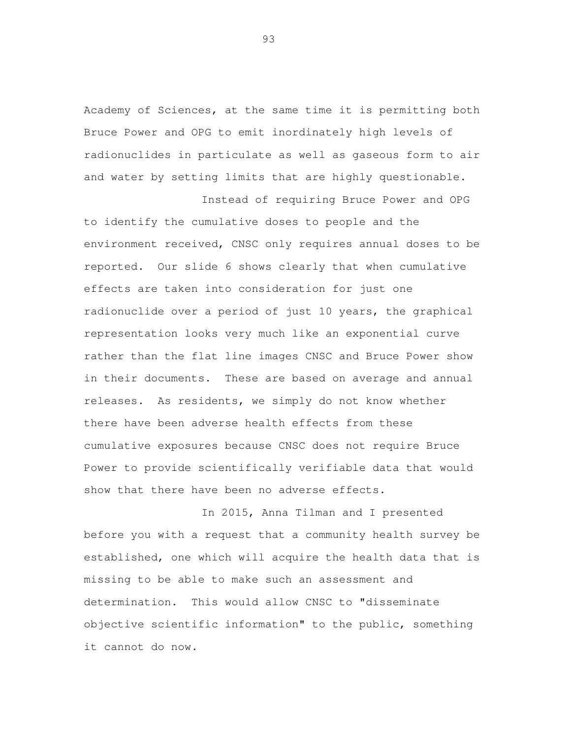Academy of Sciences, at the same time it is permitting both Bruce Power and OPG to emit inordinately high levels of radionuclides in particulate as well as gaseous form to air and water by setting limits that are highly questionable.

Instead of requiring Bruce Power and OPG to identify the cumulative doses to people and the environment received, CNSC only requires annual doses to be reported. Our slide 6 shows clearly that when cumulative effects are taken into consideration for just one radionuclide over a period of just 10 years, the graphical representation looks very much like an exponential curve rather than the flat line images CNSC and Bruce Power show in their documents. These are based on average and annual releases. As residents, we simply do not know whether there have been adverse health effects from these cumulative exposures because CNSC does not require Bruce Power to provide scientifically verifiable data that would show that there have been no adverse effects.

In 2015, Anna Tilman and I presented before you with a request that a community health survey be established, one which will acquire the health data that is missing to be able to make such an assessment and determination. This would allow CNSC to "disseminate objective scientific information" to the public, something it cannot do now.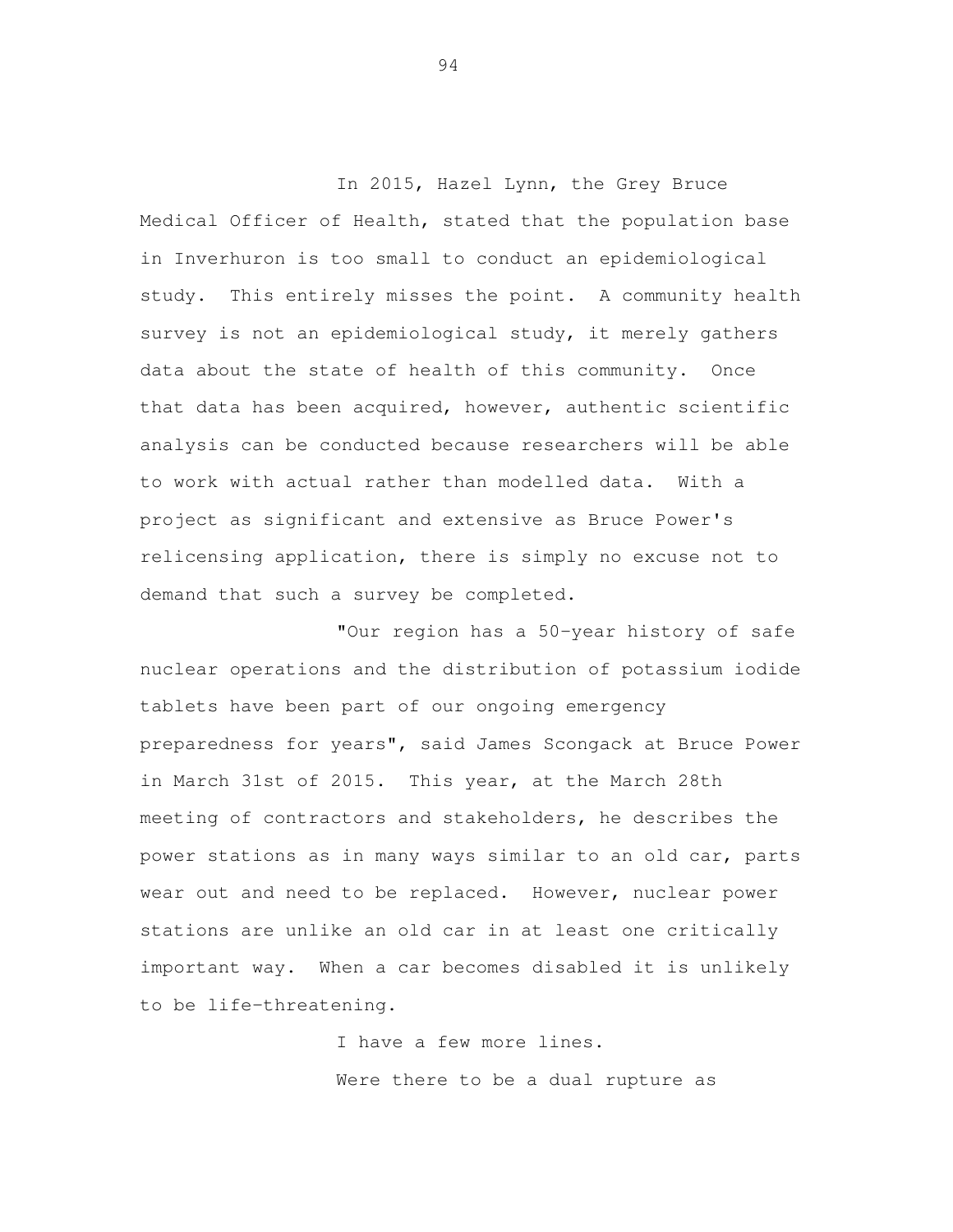In 2015, Hazel Lynn, the Grey Bruce Medical Officer of Health, stated that the population base in Inverhuron is too small to conduct an epidemiological study. This entirely misses the point. A community health survey is not an epidemiological study, it merely gathers data about the state of health of this community. Once that data has been acquired, however, authentic scientific analysis can be conducted because researchers will be able to work with actual rather than modelled data. With a project as significant and extensive as Bruce Power's relicensing application, there is simply no excuse not to demand that such a survey be completed.

"Our region has a 50-year history of safe nuclear operations and the distribution of potassium iodide tablets have been part of our ongoing emergency preparedness for years", said James Scongack at Bruce Power in March 31st of 2015. This year, at the March 28th meeting of contractors and stakeholders, he describes the power stations as in many ways similar to an old car, parts wear out and need to be replaced. However, nuclear power stations are unlike an old car in at least one critically important way. When a car becomes disabled it is unlikely to be life-threatening.

I have a few more lines.

Were there to be a dual rupture as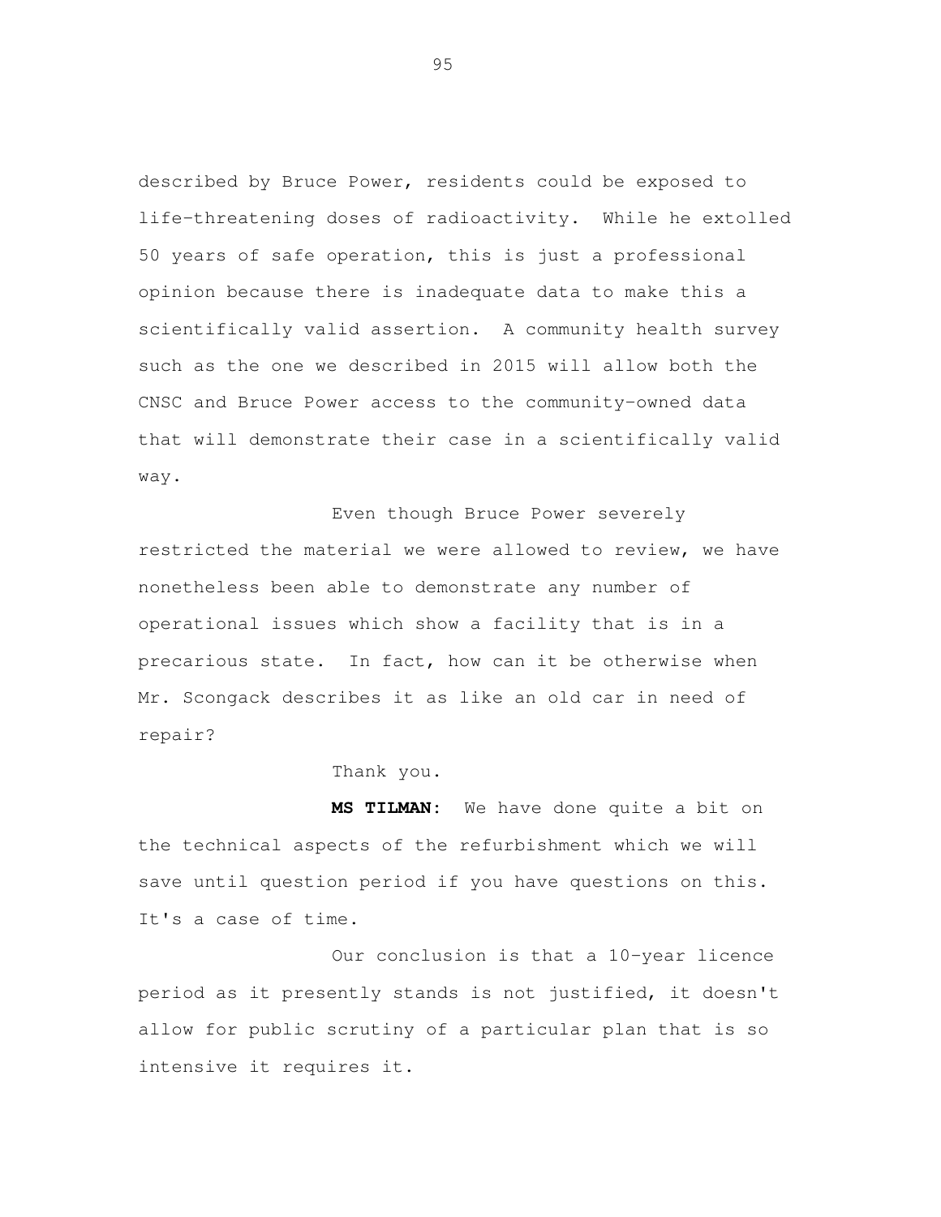described by Bruce Power, residents could be exposed to life-threatening doses of radioactivity. While he extolled 50 years of safe operation, this is just a professional opinion because there is inadequate data to make this a scientifically valid assertion. A community health survey such as the one we described in 2015 will allow both the CNSC and Bruce Power access to the community-owned data that will demonstrate their case in a scientifically valid way.

Even though Bruce Power severely restricted the material we were allowed to review, we have nonetheless been able to demonstrate any number of operational issues which show a facility that is in a precarious state. In fact, how can it be otherwise when Mr. Scongack describes it as like an old car in need of repair?

Thank you.

**MS TILMAN:** We have done quite a bit on the technical aspects of the refurbishment which we will save until question period if you have questions on this. It's a case of time.

Our conclusion is that a 10-year licence period as it presently stands is not justified, it doesn't allow for public scrutiny of a particular plan that is so intensive it requires it.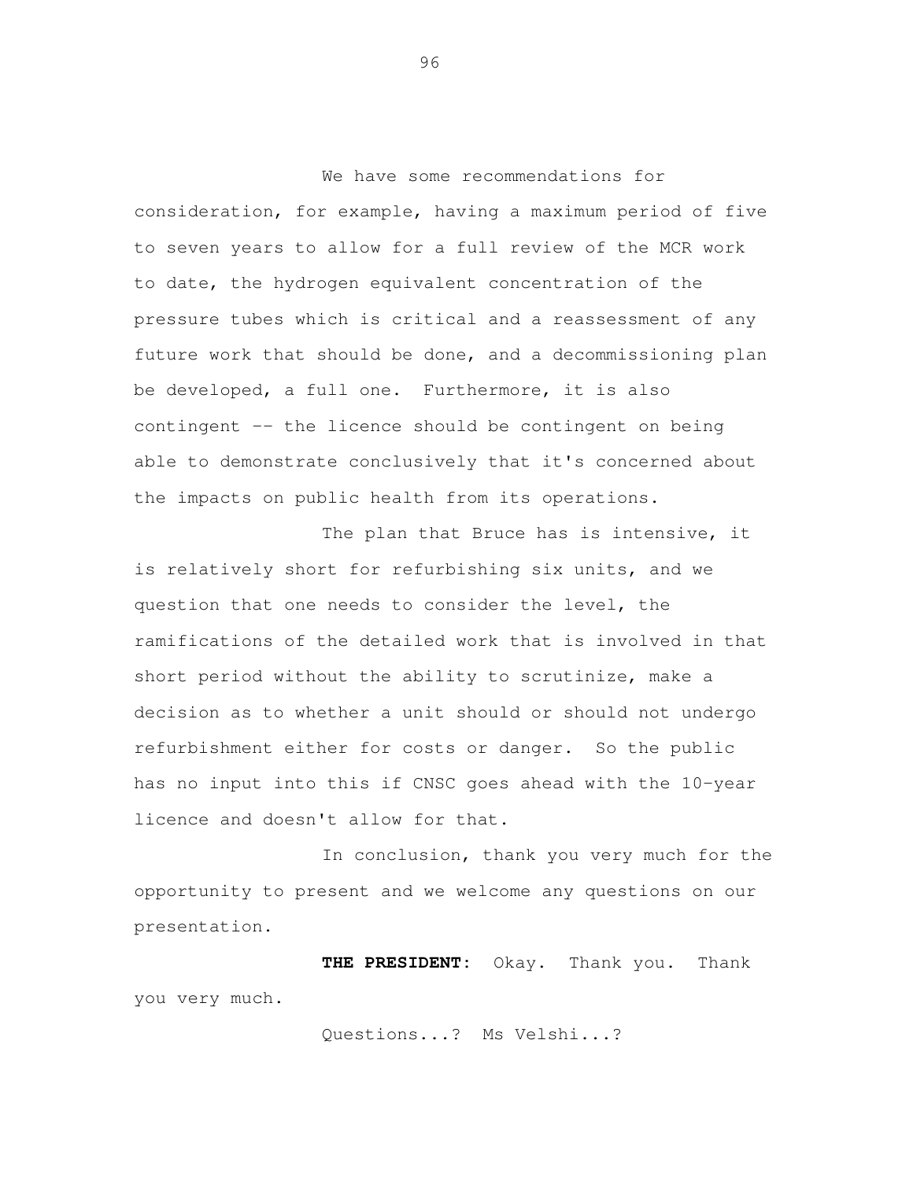We have some recommendations for consideration, for example, having a maximum period of five to seven years to allow for a full review of the MCR work to date, the hydrogen equivalent concentration of the pressure tubes which is critical and a reassessment of any future work that should be done, and a decommissioning plan be developed, a full one. Furthermore, it is also contingent -- the licence should be contingent on being able to demonstrate conclusively that it's concerned about the impacts on public health from its operations.

The plan that Bruce has is intensive, it is relatively short for refurbishing six units, and we question that one needs to consider the level, the ramifications of the detailed work that is involved in that short period without the ability to scrutinize, make a decision as to whether a unit should or should not undergo refurbishment either for costs or danger. So the public has no input into this if CNSC goes ahead with the 10-year licence and doesn't allow for that.

In conclusion, thank you very much for the opportunity to present and we welcome any questions on our presentation.

**THE PRESIDENT:** Okay. Thank you. Thank you very much.

Questions...? Ms Velshi...?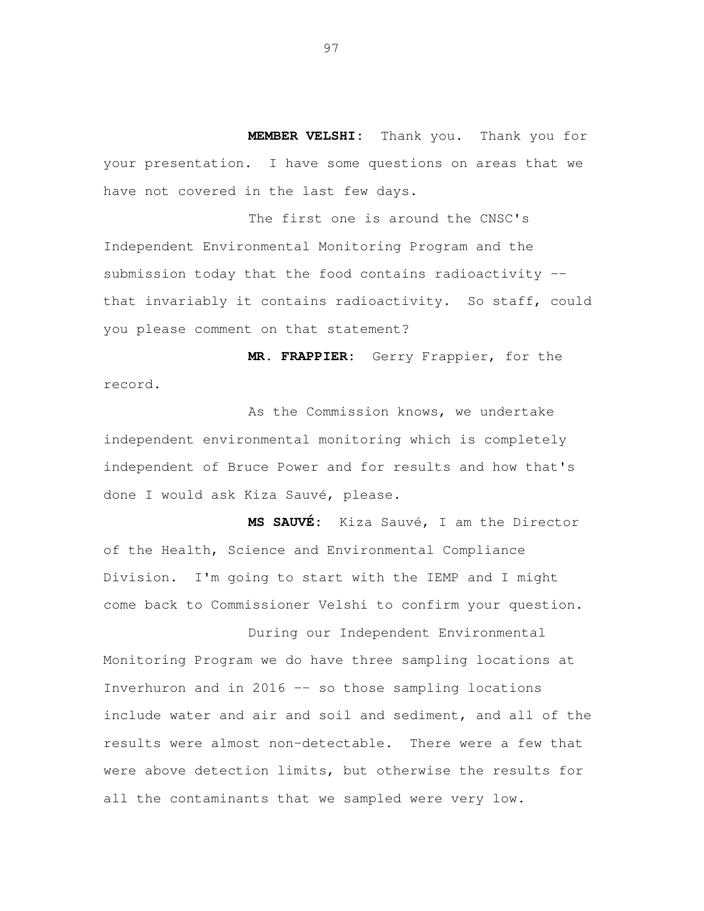**MEMBER VELSHI:** Thank you. Thank you for your presentation. I have some questions on areas that we have not covered in the last few days.

The first one is around the CNSC's Independent Environmental Monitoring Program and the submission today that the food contains radioactivity -- that invariably it contains radioactivity. So staff, could you please comment on that statement?

**MR. FRAPPIER:** Gerry Frappier, for the record.

As the Commission knows, we undertake independent environmental monitoring which is completely independent of Bruce Power and for results and how that's done I would ask Kiza Sauvé, please.

**MS SAUVÉ:** Kiza Sauvé, I am the Director of the Health, Science and Environmental Compliance Division. I'm going to start with the IEMP and I might come back to Commissioner Velshi to confirm your question.

During our Independent Environmental Monitoring Program we do have three sampling locations at Inverhuron and in 2016 -- so those sampling locations include water and air and soil and sediment, and all of the results were almost non-detectable. There were a few that were above detection limits, but otherwise the results for all the contaminants that we sampled were very low.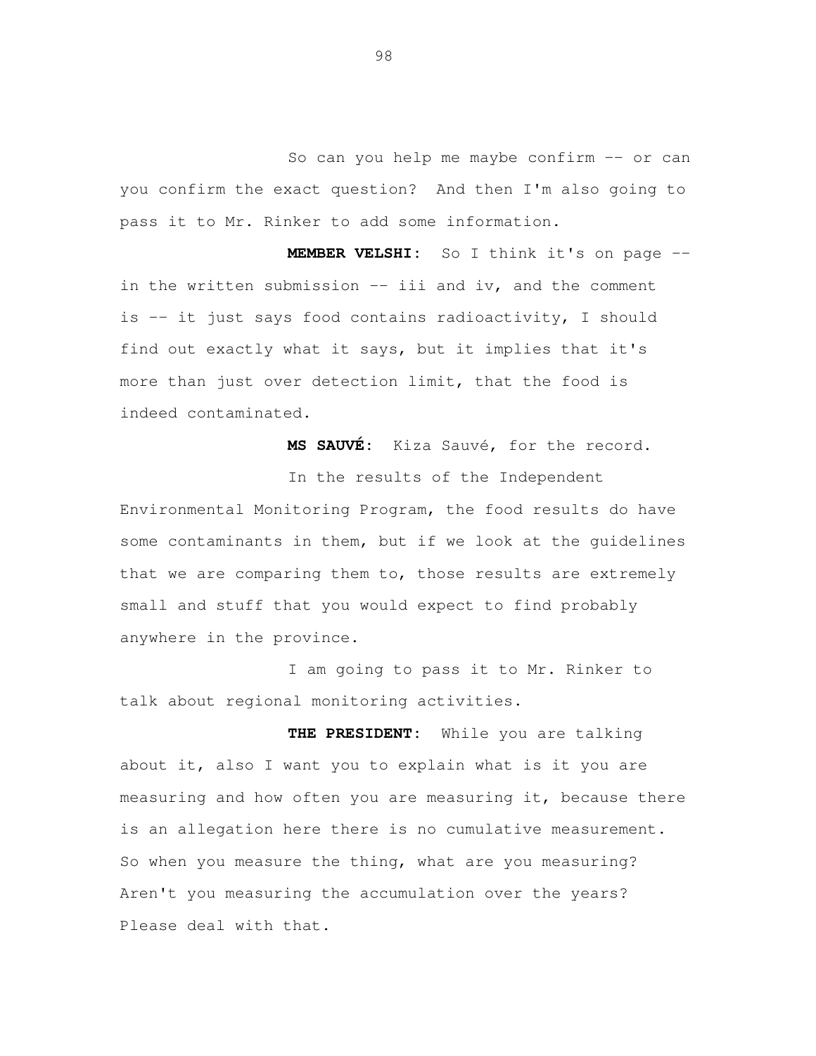So can you help me maybe confirm -- or can you confirm the exact question? And then I'm also going to pass it to Mr. Rinker to add some information.

**MEMBER VELSHI:** So I think it's on page -- in the written submission -- iii and iv, and the comment is -- it just says food contains radioactivity, I should find out exactly what it says, but it implies that it's more than just over detection limit, that the food is indeed contaminated.

**MS SAUVÉ:** Kiza Sauvé, for the record.

In the results of the Independent Environmental Monitoring Program, the food results do have some contaminants in them, but if we look at the guidelines that we are comparing them to, those results are extremely small and stuff that you would expect to find probably anywhere in the province.

I am going to pass it to Mr. Rinker to talk about regional monitoring activities.

**THE PRESIDENT:** While you are talking about it, also I want you to explain what is it you are measuring and how often you are measuring it, because there is an allegation here there is no cumulative measurement. So when you measure the thing, what are you measuring? Aren't you measuring the accumulation over the years? Please deal with that.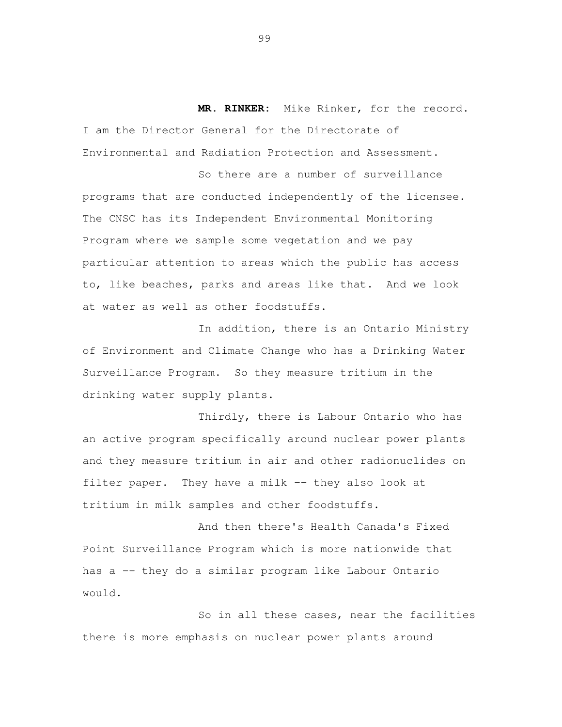**MR. RINKER:** Mike Rinker, for the record. I am the Director General for the Directorate of Environmental and Radiation Protection and Assessment.

So there are a number of surveillance programs that are conducted independently of the licensee. The CNSC has its Independent Environmental Monitoring Program where we sample some vegetation and we pay particular attention to areas which the public has access to, like beaches, parks and areas like that. And we look at water as well as other foodstuffs.

In addition, there is an Ontario Ministry of Environment and Climate Change who has a Drinking Water Surveillance Program. So they measure tritium in the drinking water supply plants.

Thirdly, there is Labour Ontario who has an active program specifically around nuclear power plants and they measure tritium in air and other radionuclides on filter paper. They have a milk -- they also look at tritium in milk samples and other foodstuffs.

And then there's Health Canada's Fixed Point Surveillance Program which is more nationwide that has a -- they do a similar program like Labour Ontario would.

So in all these cases, near the facilities there is more emphasis on nuclear power plants around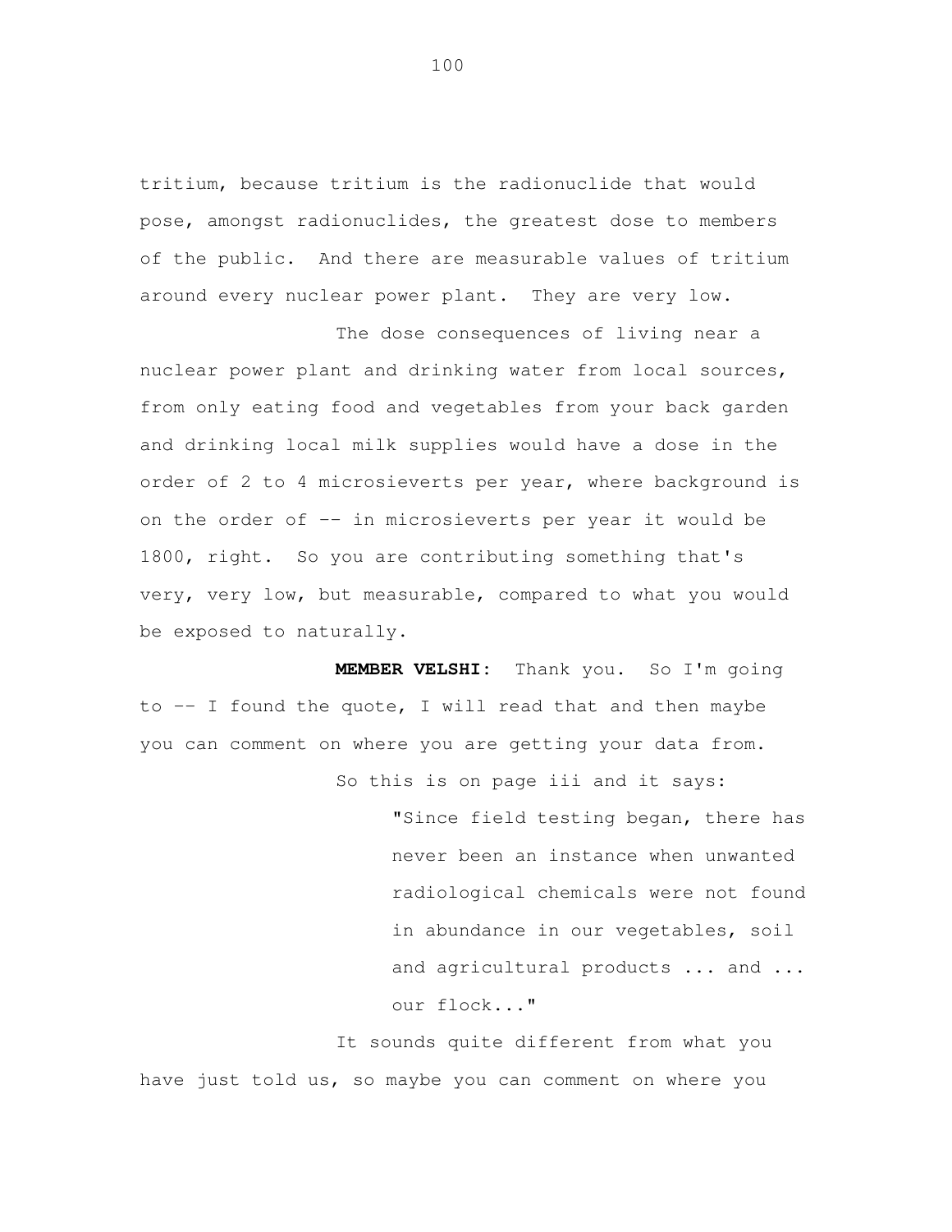tritium, because tritium is the radionuclide that would pose, amongst radionuclides, the greatest dose to members of the public. And there are measurable values of tritium around every nuclear power plant. They are very low.

The dose consequences of living near a nuclear power plant and drinking water from local sources, from only eating food and vegetables from your back garden and drinking local milk supplies would have a dose in the order of 2 to 4 microsieverts per year, where background is on the order of -- in microsieverts per year it would be 1800, right. So you are contributing something that's very, very low, but measurable, compared to what you would be exposed to naturally.

**MEMBER VELSHI:** Thank you. So I'm going to -- I found the quote, I will read that and then maybe you can comment on where you are getting your data from.

So this is on page iii and it says:

> "Since field testing began, there has never been an instance when unwanted radiological chemicals were not found in abundance in our vegetables, soil and agricultural products ... and ... our flock..."

It sounds quite different from what you have just told us, so maybe you can comment on where you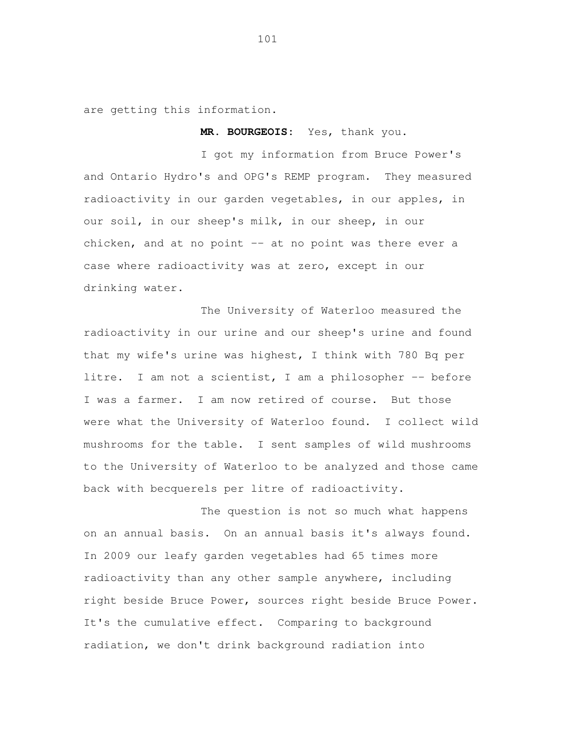are getting this information.

**MR. BOURGEOIS:** Yes, thank you.

I got my information from Bruce Power's and Ontario Hydro's and OPG's REMP program. They measured radioactivity in our garden vegetables, in our apples, in our soil, in our sheep's milk, in our sheep, in our chicken, and at no point -- at no point was there ever a case where radioactivity was at zero, except in our drinking water.

The University of Waterloo measured the radioactivity in our urine and our sheep's urine and found that my wife's urine was highest, I think with 780 Bq per litre. I am not a scientist, I am a philosopher -- before I was a farmer. I am now retired of course. But those were what the University of Waterloo found. I collect wild mushrooms for the table. I sent samples of wild mushrooms to the University of Waterloo to be analyzed and those came back with becquerels per litre of radioactivity.

The question is not so much what happens on an annual basis. On an annual basis it's always found. In 2009 our leafy garden vegetables had 65 times more radioactivity than any other sample anywhere, including right beside Bruce Power, sources right beside Bruce Power. It's the cumulative effect. Comparing to background radiation, we don't drink background radiation into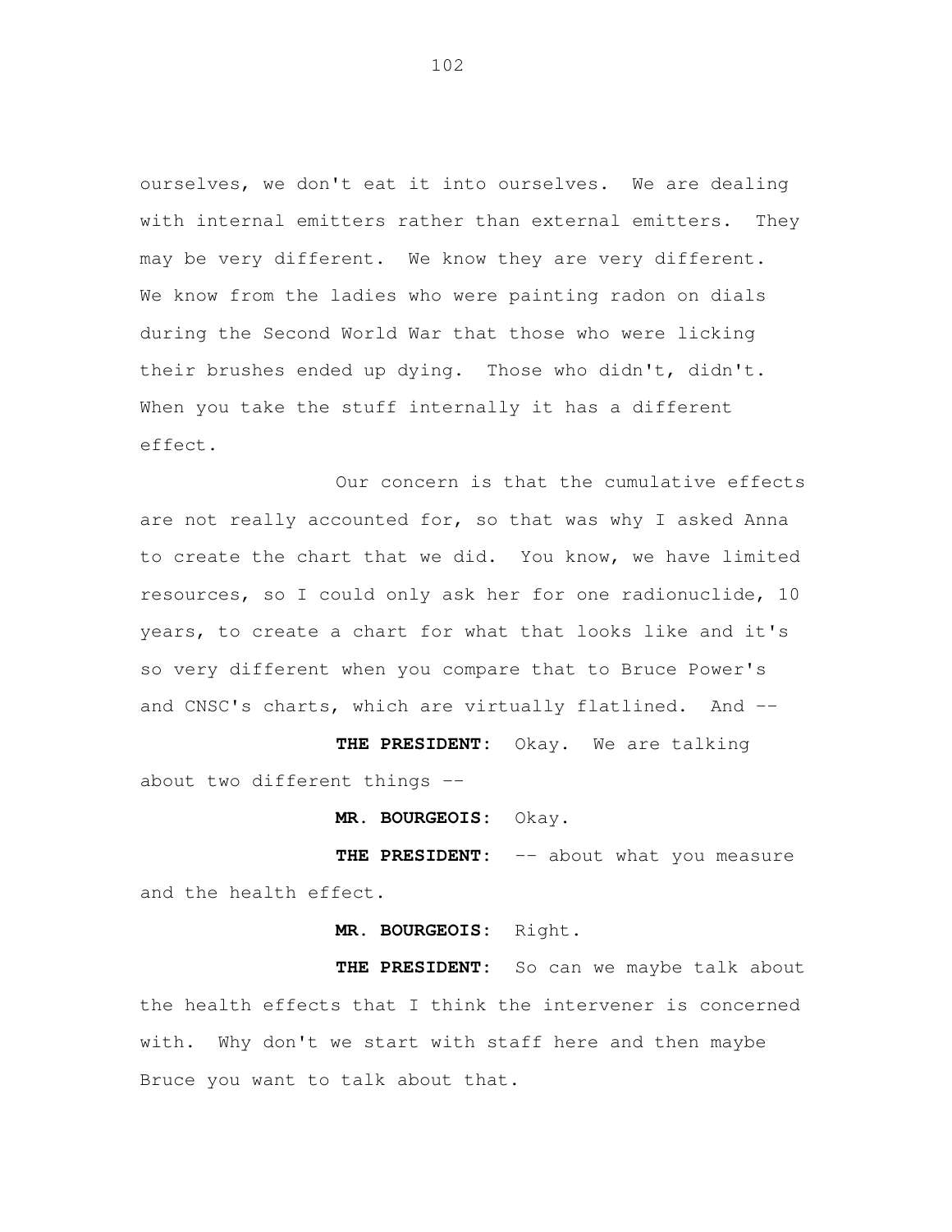ourselves, we don't eat it into ourselves. We are dealing with internal emitters rather than external emitters. They may be very different. We know they are very different. We know from the ladies who were painting radon on dials during the Second World War that those who were licking their brushes ended up dying. Those who didn't, didn't. When you take the stuff internally it has a different effect.

Our concern is that the cumulative effects are not really accounted for, so that was why I asked Anna to create the chart that we did. You know, we have limited resources, so I could only ask her for one radionuclide, 10 years, to create a chart for what that looks like and it's so very different when you compare that to Bruce Power's and CNSC's charts, which are virtually flatlined. And --

**THE PRESIDENT:** Okay. We are talking about two different things --

**MR. BOURGEOIS:** Okay.

**THE PRESIDENT:** -- about what you measure and the health effect.

**MR. BOURGEOIS:** Right.

**THE PRESIDENT:** So can we maybe talk about the health effects that I think the intervener is concerned with. Why don't we start with staff here and then maybe Bruce you want to talk about that.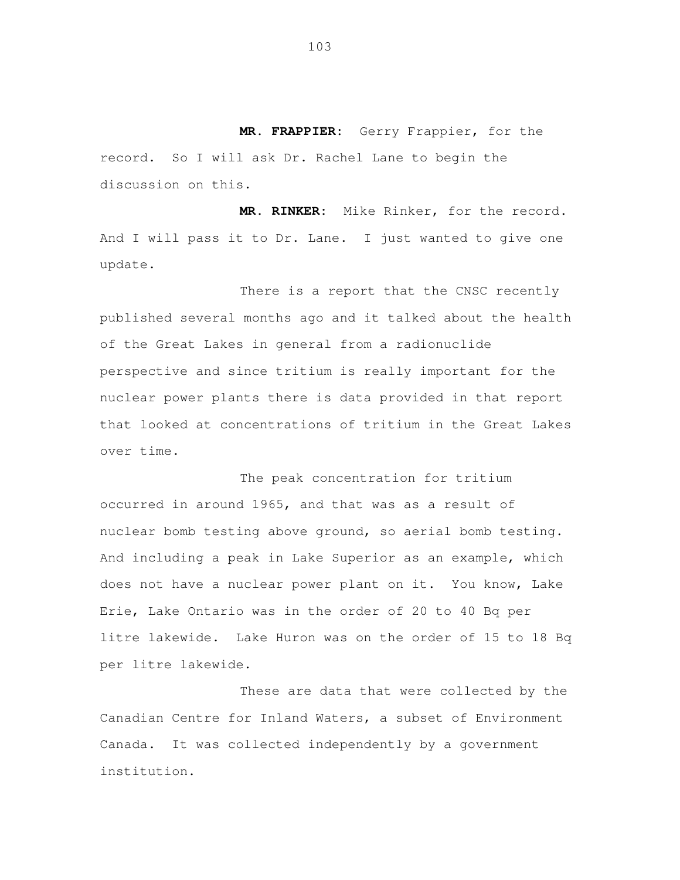**MR. FRAPPIER:** Gerry Frappier, for the record. So I will ask Dr. Rachel Lane to begin the discussion on this.

**MR. RINKER:** Mike Rinker, for the record. And I will pass it to Dr. Lane. I just wanted to give one update.

There is a report that the CNSC recently published several months ago and it talked about the health of the Great Lakes in general from a radionuclide perspective and since tritium is really important for the nuclear power plants there is data provided in that report that looked at concentrations of tritium in the Great Lakes over time.

The peak concentration for tritium occurred in around 1965, and that was as a result of nuclear bomb testing above ground, so aerial bomb testing. And including a peak in Lake Superior as an example, which does not have a nuclear power plant on it. You know, Lake Erie, Lake Ontario was in the order of 20 to 40 Bq per litre lakewide. Lake Huron was on the order of 15 to 18 Bq per litre lakewide.

These are data that were collected by the Canadian Centre for Inland Waters, a subset of Environment Canada. It was collected independently by a government institution.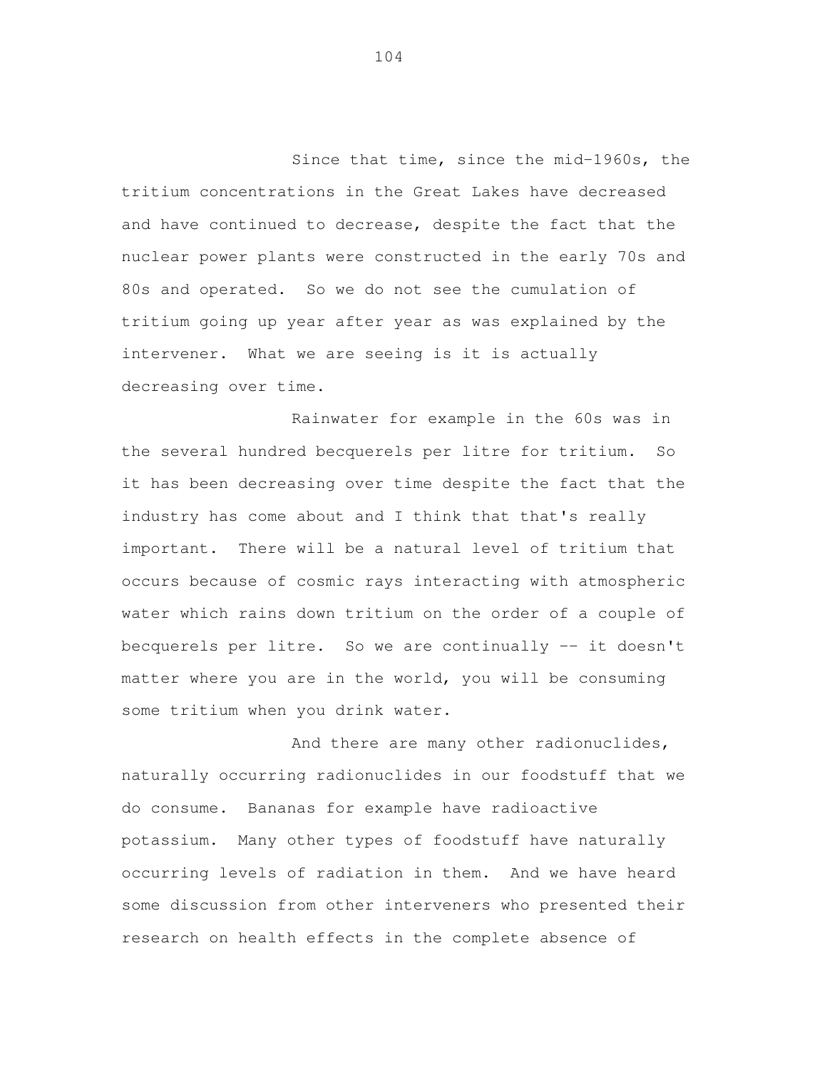Since that time, since the mid-1960s, the tritium concentrations in the Great Lakes have decreased and have continued to decrease, despite the fact that the nuclear power plants were constructed in the early 70s and 80s and operated. So we do not see the cumulation of tritium going up year after year as was explained by the intervener. What we are seeing is it is actually decreasing over time.

Rainwater for example in the 60s was in the several hundred becquerels per litre for tritium. So it has been decreasing over time despite the fact that the industry has come about and I think that that's really important. There will be a natural level of tritium that occurs because of cosmic rays interacting with atmospheric water which rains down tritium on the order of a couple of becquerels per litre. So we are continually -- it doesn't matter where you are in the world, you will be consuming some tritium when you drink water.

And there are many other radionuclides, naturally occurring radionuclides in our foodstuff that we do consume. Bananas for example have radioactive potassium. Many other types of foodstuff have naturally occurring levels of radiation in them. And we have heard some discussion from other interveners who presented their research on health effects in the complete absence of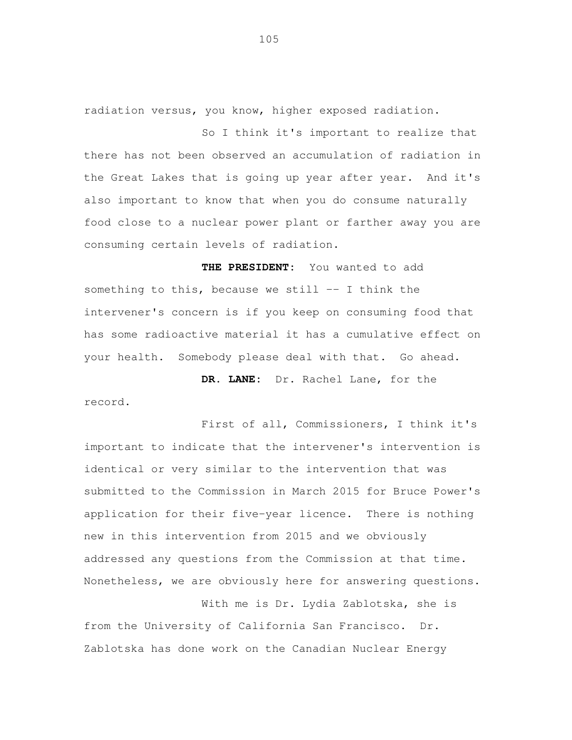radiation versus, you know, higher exposed radiation.

So I think it's important to realize that there has not been observed an accumulation of radiation in the Great Lakes that is going up year after year. And it's also important to know that when you do consume naturally food close to a nuclear power plant or farther away you are consuming certain levels of radiation.

**THE PRESIDENT:** You wanted to add something to this, because we still -- I think the intervener's concern is if you keep on consuming food that has some radioactive material it has a cumulative effect on your health. Somebody please deal with that. Go ahead.

**DR. LANE:** Dr. Rachel Lane, for the record.

First of all, Commissioners, I think it's important to indicate that the intervener's intervention is identical or very similar to the intervention that was submitted to the Commission in March 2015 for Bruce Power's application for their five-year licence. There is nothing new in this intervention from 2015 and we obviously addressed any questions from the Commission at that time. Nonetheless, we are obviously here for answering questions.

With me is Dr. Lydia Zablotska, she is from the University of California San Francisco. Dr. Zablotska has done work on the Canadian Nuclear Energy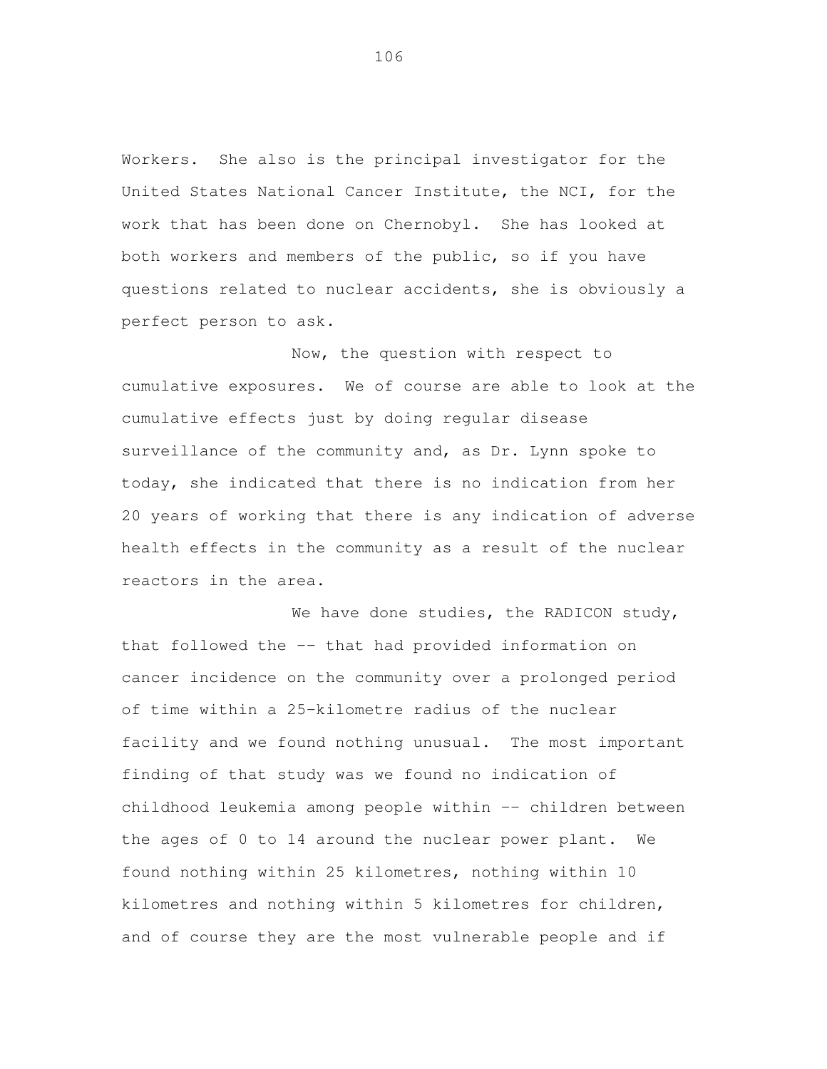Workers. She also is the principal investigator for the United States National Cancer Institute, the NCI, for the work that has been done on Chernobyl. She has looked at both workers and members of the public, so if you have questions related to nuclear accidents, she is obviously a perfect person to ask.

Now, the question with respect to cumulative exposures. We of course are able to look at the cumulative effects just by doing regular disease surveillance of the community and, as Dr. Lynn spoke to today, she indicated that there is no indication from her 20 years of working that there is any indication of adverse health effects in the community as a result of the nuclear reactors in the area.

We have done studies, the RADICON study, that followed the -- that had provided information on cancer incidence on the community over a prolonged period of time within a 25-kilometre radius of the nuclear facility and we found nothing unusual. The most important finding of that study was we found no indication of childhood leukemia among people within -- children between the ages of 0 to 14 around the nuclear power plant. We found nothing within 25 kilometres, nothing within 10 kilometres and nothing within 5 kilometres for children, and of course they are the most vulnerable people and if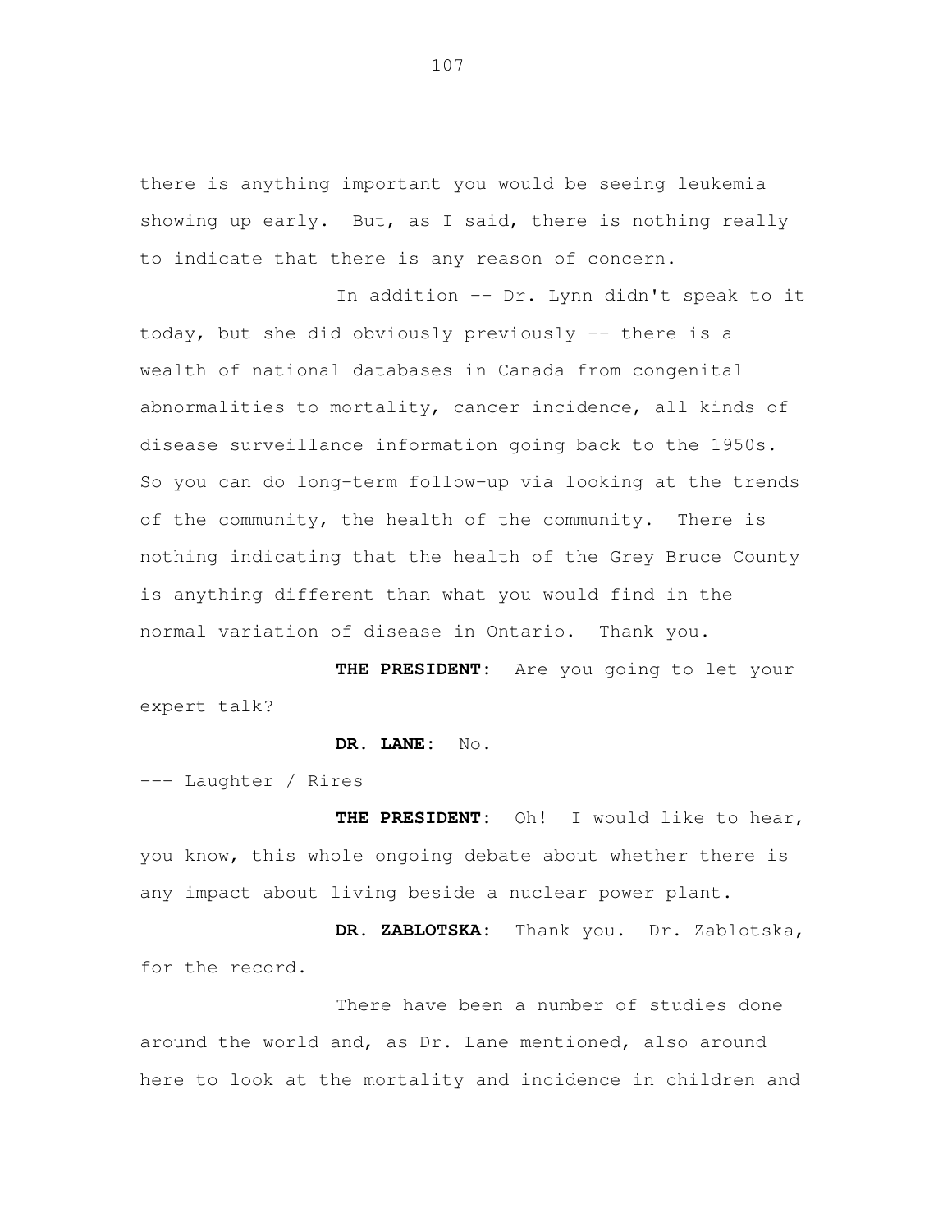there is anything important you would be seeing leukemia showing up early. But, as I said, there is nothing really to indicate that there is any reason of concern.

In addition -- Dr. Lynn didn't speak to it today, but she did obviously previously -- there is a wealth of national databases in Canada from congenital abnormalities to mortality, cancer incidence, all kinds of disease surveillance information going back to the 1950s. So you can do long-term follow-up via looking at the trends of the community, the health of the community. There is nothing indicating that the health of the Grey Bruce County is anything different than what you would find in the normal variation of disease in Ontario. Thank you.

**THE PRESIDENT:** Are you going to let your expert talk?

**DR. LANE:** No.

--- Laughter / Rires

**THE PRESIDENT:** Oh! I would like to hear, you know, this whole ongoing debate about whether there is any impact about living beside a nuclear power plant.

**DR. ZABLOTSKA:** Thank you. Dr. Zablotska, for the record.

There have been a number of studies done around the world and, as Dr. Lane mentioned, also around here to look at the mortality and incidence in children and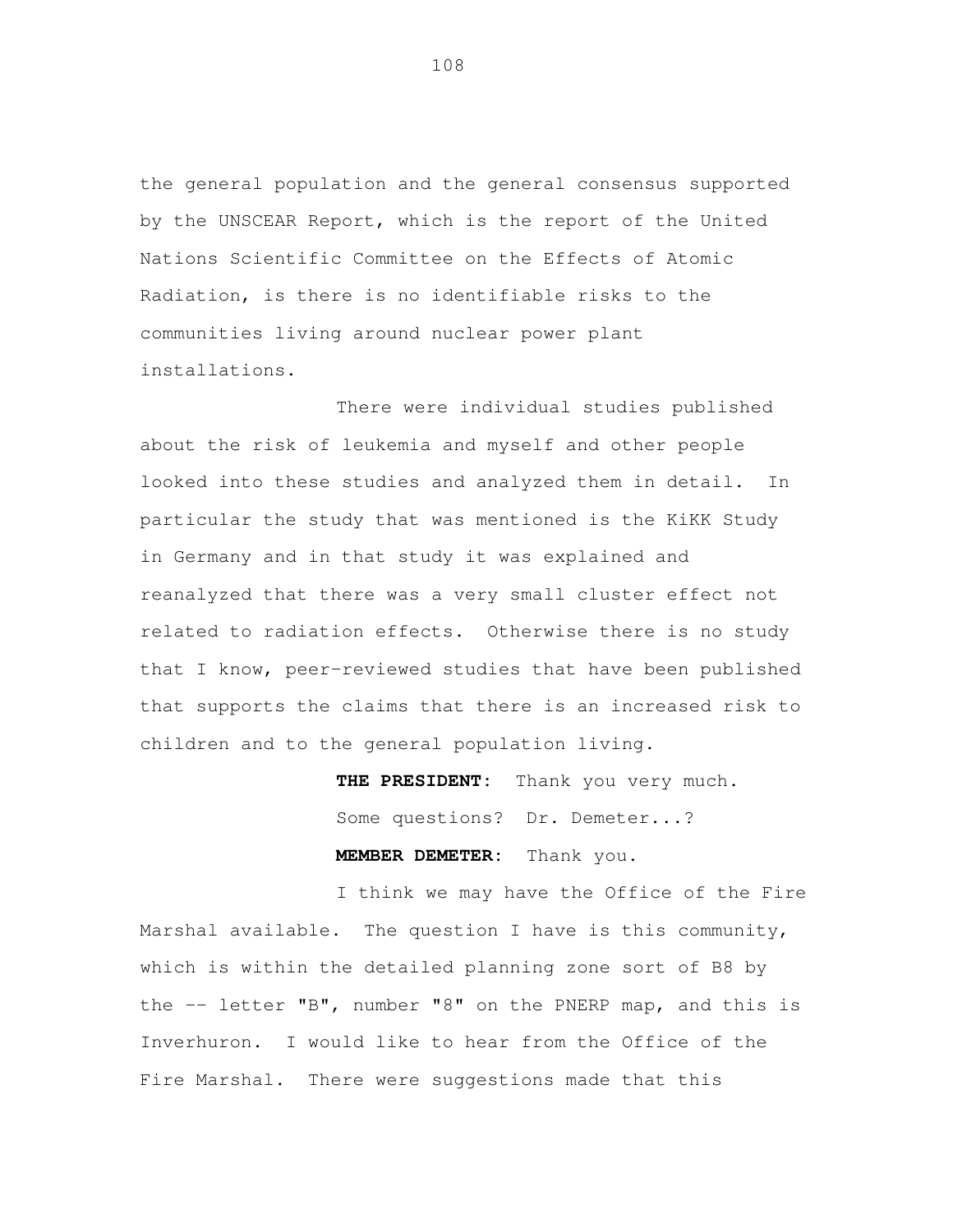the general population and the general consensus supported by the UNSCEAR Report, which is the report of the United Nations Scientific Committee on the Effects of Atomic Radiation, is there is no identifiable risks to the communities living around nuclear power plant installations.

There were individual studies published about the risk of leukemia and myself and other people looked into these studies and analyzed them in detail. In particular the study that was mentioned is the KiKK Study in Germany and in that study it was explained and reanalyzed that there was a very small cluster effect not related to radiation effects. Otherwise there is no study that I know, peer-reviewed studies that have been published that supports the claims that there is an increased risk to children and to the general population living.

**THE PRESIDENT:** Thank you very much.

Some questions? Dr. Demeter...?

**MEMBER DEMETER:** Thank you.

I think we may have the Office of the Fire Marshal available. The question I have is this community, which is within the detailed planning zone sort of B8 by the -- letter "B", number "8" on the PNERP map, and this is Inverhuron. I would like to hear from the Office of the Fire Marshal. There were suggestions made that this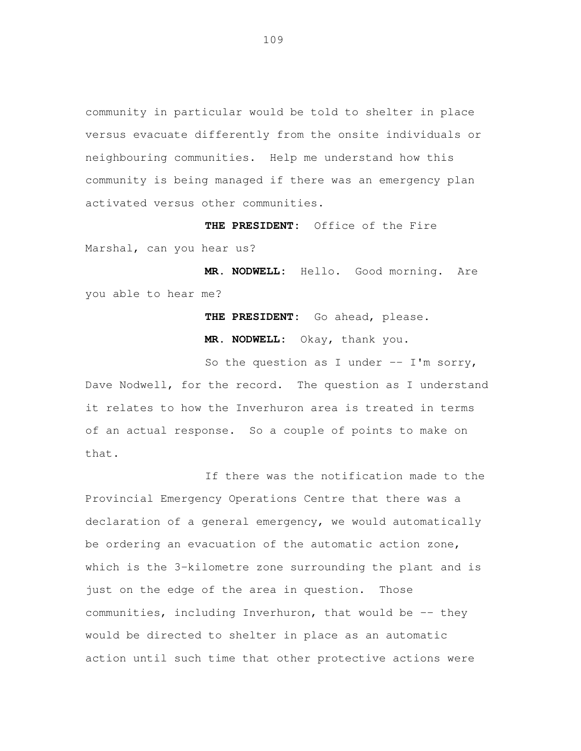community in particular would be told to shelter in place versus evacuate differently from the onsite individuals or neighbouring communities. Help me understand how this community is being managed if there was an emergency plan activated versus other communities.

**THE PRESIDENT:** Office of the Fire Marshal, can you hear us?

**MR. NODWELL:** Hello. Good morning. Are you able to hear me?

**THE PRESIDENT:** Go ahead, please.

**MR. NODWELL:** Okay, thank you.

So the question as I under -- I'm sorry, Dave Nodwell, for the record. The question as I understand it relates to how the Inverhuron area is treated in terms of an actual response. So a couple of points to make on that.

If there was the notification made to the Provincial Emergency Operations Centre that there was a declaration of a general emergency, we would automatically be ordering an evacuation of the automatic action zone, which is the 3-kilometre zone surrounding the plant and is just on the edge of the area in question. Those communities, including Inverhuron, that would be -- they would be directed to shelter in place as an automatic action until such time that other protective actions were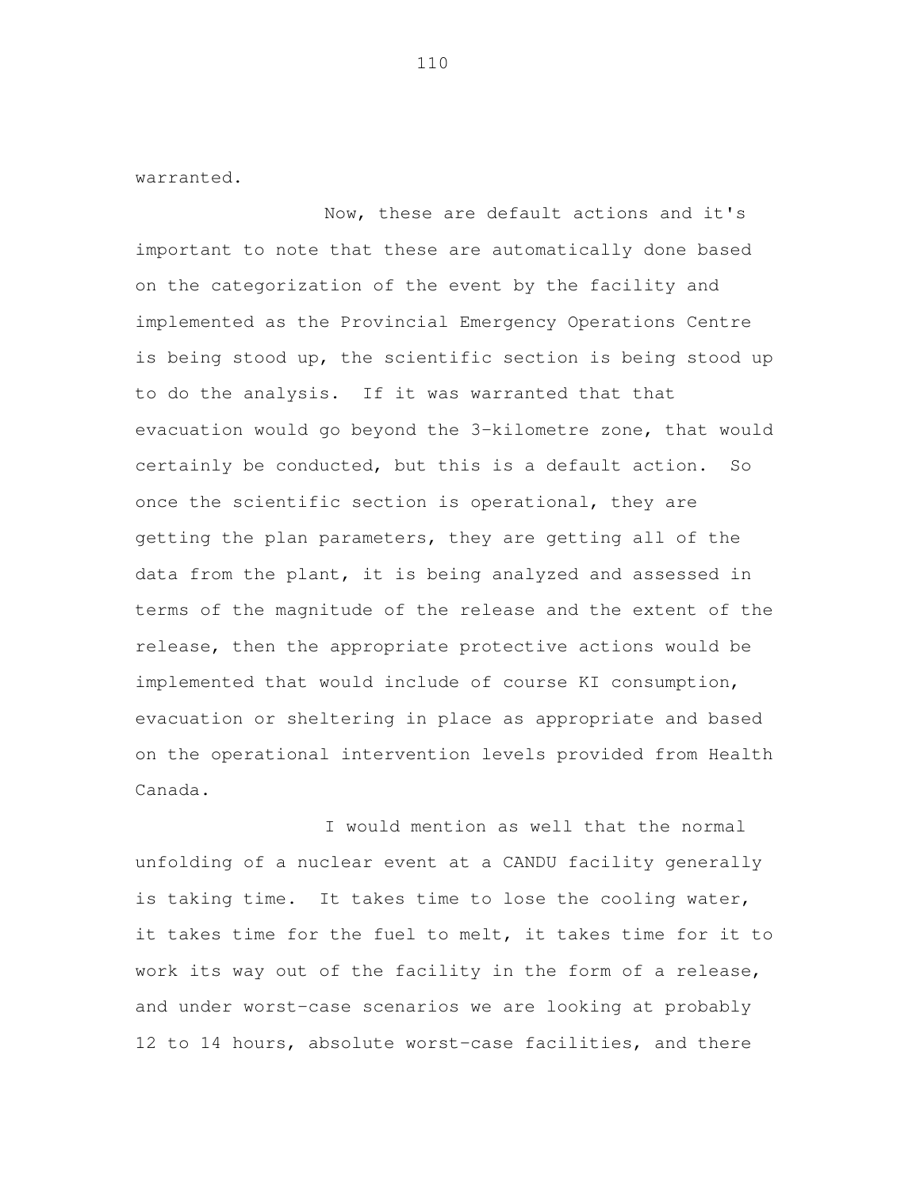warranted.

Now, these are default actions and it's important to note that these are automatically done based on the categorization of the event by the facility and implemented as the Provincial Emergency Operations Centre is being stood up, the scientific section is being stood up to do the analysis. If it was warranted that that evacuation would go beyond the 3-kilometre zone, that would certainly be conducted, but this is a default action. So once the scientific section is operational, they are getting the plan parameters, they are getting all of the data from the plant, it is being analyzed and assessed in terms of the magnitude of the release and the extent of the release, then the appropriate protective actions would be implemented that would include of course KI consumption, evacuation or sheltering in place as appropriate and based on the operational intervention levels provided from Health Canada.

I would mention as well that the normal unfolding of a nuclear event at a CANDU facility generally is taking time. It takes time to lose the cooling water, it takes time for the fuel to melt, it takes time for it to work its way out of the facility in the form of a release, and under worst-case scenarios we are looking at probably 12 to 14 hours, absolute worst-case facilities, and there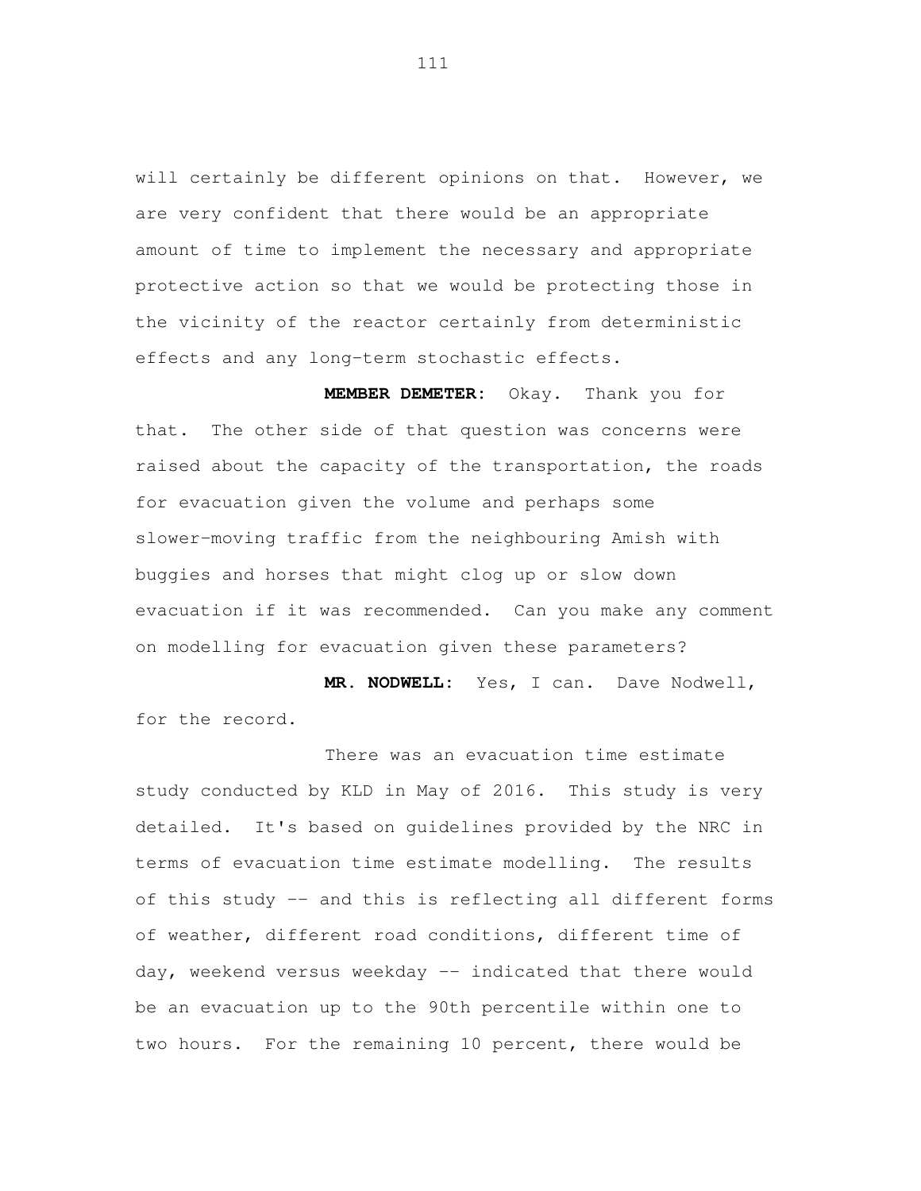will certainly be different opinions on that. However, we are very confident that there would be an appropriate amount of time to implement the necessary and appropriate protective action so that we would be protecting those in the vicinity of the reactor certainly from deterministic effects and any long-term stochastic effects.

**MEMBER DEMETER:** Okay. Thank you for that. The other side of that question was concerns were raised about the capacity of the transportation, the roads for evacuation given the volume and perhaps some slower-moving traffic from the neighbouring Amish with buggies and horses that might clog up or slow down evacuation if it was recommended. Can you make any comment on modelling for evacuation given these parameters?

**MR. NODWELL:** Yes, I can. Dave Nodwell, for the record.

There was an evacuation time estimate study conducted by KLD in May of 2016. This study is very detailed. It's based on guidelines provided by the NRC in terms of evacuation time estimate modelling. The results of this study -- and this is reflecting all different forms of weather, different road conditions, different time of day, weekend versus weekday -- indicated that there would be an evacuation up to the 90th percentile within one to two hours. For the remaining 10 percent, there would be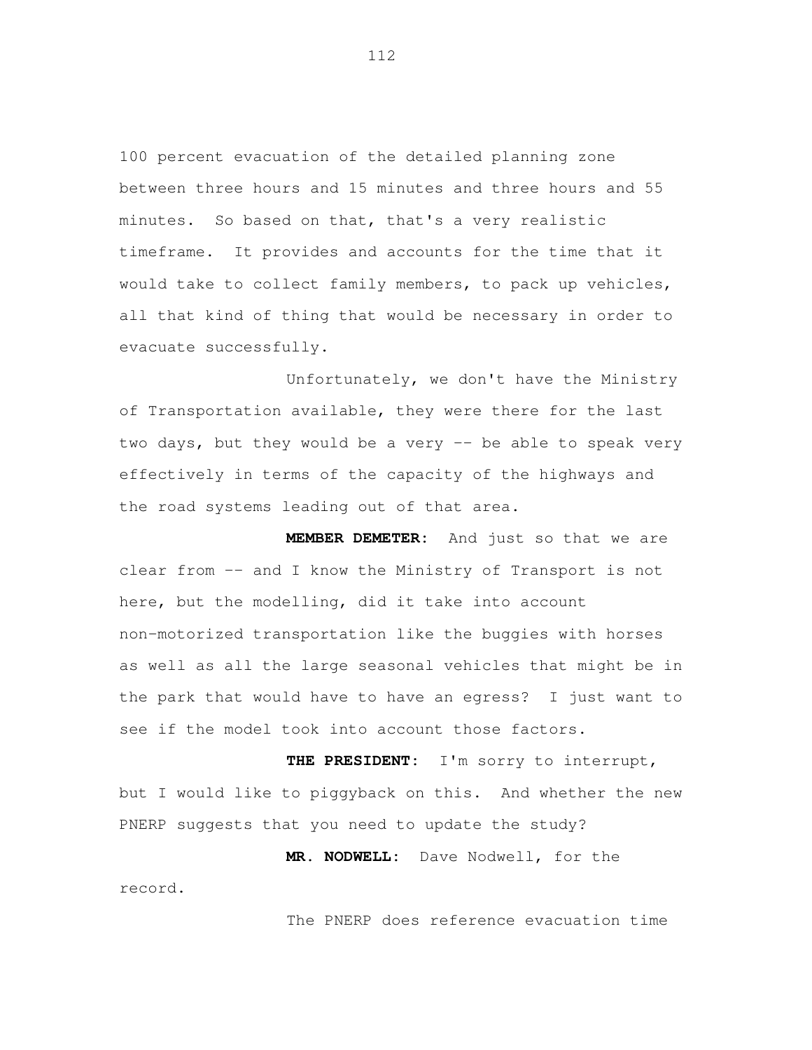100 percent evacuation of the detailed planning zone between three hours and 15 minutes and three hours and 55 minutes. So based on that, that's a very realistic timeframe. It provides and accounts for the time that it would take to collect family members, to pack up vehicles, all that kind of thing that would be necessary in order to evacuate successfully.

Unfortunately, we don't have the Ministry of Transportation available, they were there for the last two days, but they would be a very -- be able to speak very effectively in terms of the capacity of the highways and the road systems leading out of that area.

**MEMBER DEMETER:** And just so that we are clear from -- and I know the Ministry of Transport is not here, but the modelling, did it take into account non-motorized transportation like the buggies with horses as well as all the large seasonal vehicles that might be in the park that would have to have an egress? I just want to see if the model took into account those factors.

**THE PRESIDENT:** I'm sorry to interrupt, but I would like to piggyback on this. And whether the new PNERP suggests that you need to update the study?

**MR. NODWELL:** Dave Nodwell, for the record.

The PNERP does reference evacuation time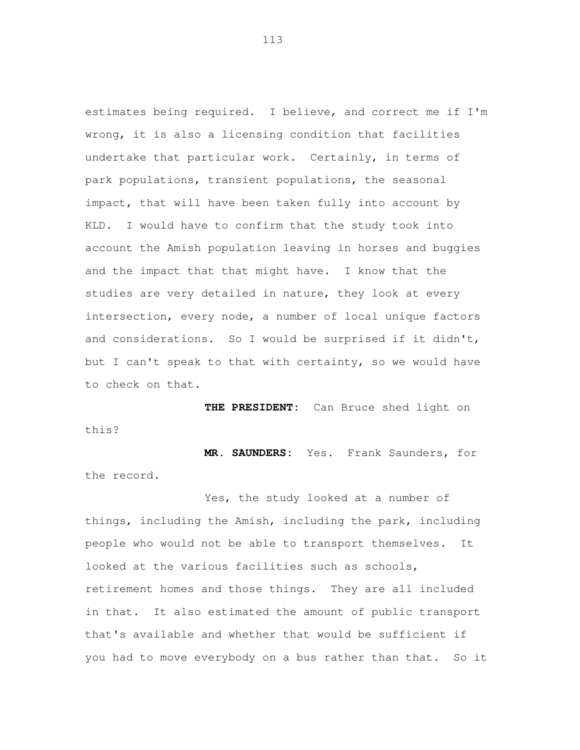estimates being required. I believe, and correct me if I'm wrong, it is also a licensing condition that facilities undertake that particular work. Certainly, in terms of park populations, transient populations, the seasonal impact, that will have been taken fully into account by KLD. I would have to confirm that the study took into account the Amish population leaving in horses and buggies and the impact that that might have. I know that the studies are very detailed in nature, they look at every intersection, every node, a number of local unique factors and considerations. So I would be surprised if it didn't, but I can't speak to that with certainty, so we would have to check on that.

**THE PRESIDENT:** Can Bruce shed light on this?

**MR. SAUNDERS:** Yes. Frank Saunders, for the record.

Yes, the study looked at a number of things, including the Amish, including the park, including people who would not be able to transport themselves. It looked at the various facilities such as schools, retirement homes and those things. They are all included in that. It also estimated the amount of public transport that's available and whether that would be sufficient if you had to move everybody on a bus rather than that. So it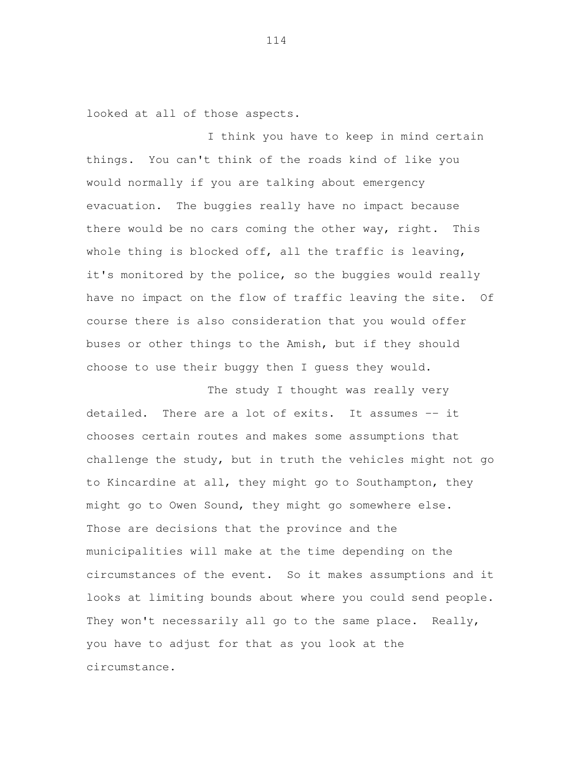looked at all of those aspects.

I think you have to keep in mind certain things. You can't think of the roads kind of like you would normally if you are talking about emergency evacuation. The buggies really have no impact because there would be no cars coming the other way, right. This whole thing is blocked off, all the traffic is leaving, it's monitored by the police, so the buggies would really have no impact on the flow of traffic leaving the site. Of course there is also consideration that you would offer buses or other things to the Amish, but if they should choose to use their buggy then I guess they would.

The study I thought was really very detailed. There are a lot of exits. It assumes -- it chooses certain routes and makes some assumptions that challenge the study, but in truth the vehicles might not go to Kincardine at all, they might go to Southampton, they might go to Owen Sound, they might go somewhere else. Those are decisions that the province and the municipalities will make at the time depending on the circumstances of the event. So it makes assumptions and it looks at limiting bounds about where you could send people. They won't necessarily all go to the same place. Really, you have to adjust for that as you look at the circumstance.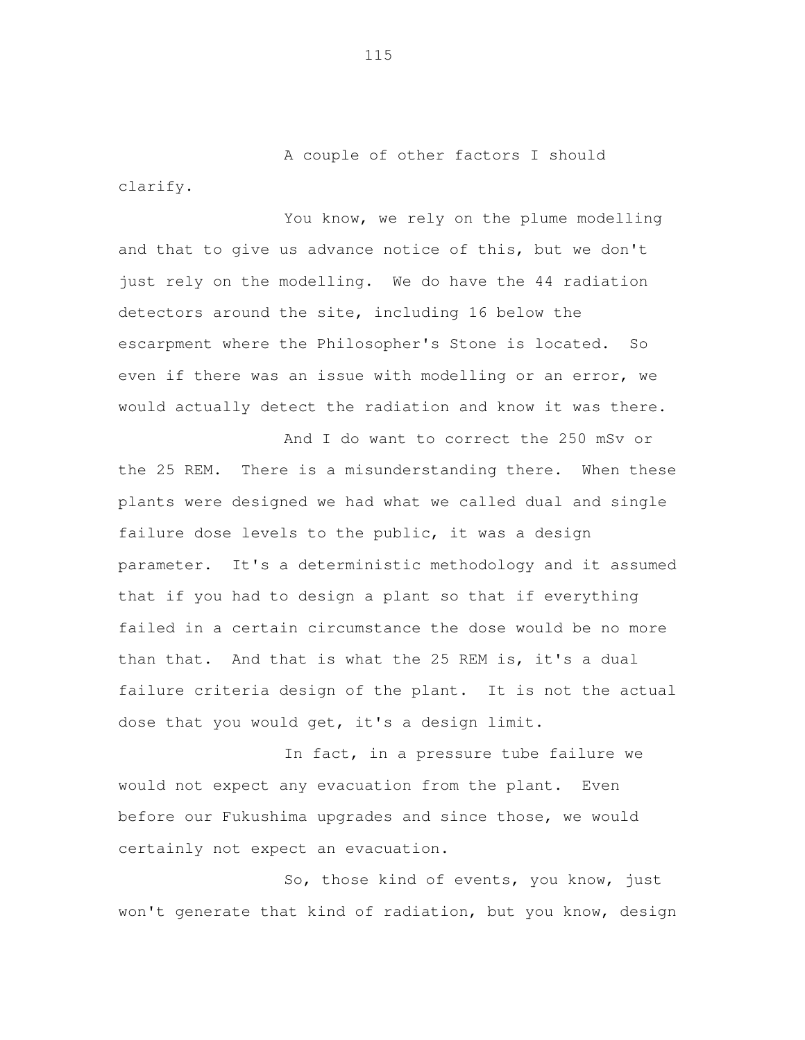A couple of other factors I should clarify.

You know, we rely on the plume modelling and that to give us advance notice of this, but we don't just rely on the modelling. We do have the 44 radiation detectors around the site, including 16 below the escarpment where the Philosopher's Stone is located. So even if there was an issue with modelling or an error, we would actually detect the radiation and know it was there.

And I do want to correct the 250 mSv or the 25 REM. There is a misunderstanding there. When these plants were designed we had what we called dual and single failure dose levels to the public, it was a design parameter. It's a deterministic methodology and it assumed that if you had to design a plant so that if everything failed in a certain circumstance the dose would be no more than that. And that is what the 25 REM is, it's a dual failure criteria design of the plant. It is not the actual dose that you would get, it's a design limit.

In fact, in a pressure tube failure we would not expect any evacuation from the plant. Even before our Fukushima upgrades and since those, we would certainly not expect an evacuation.

So, those kind of events, you know, just won't generate that kind of radiation, but you know, design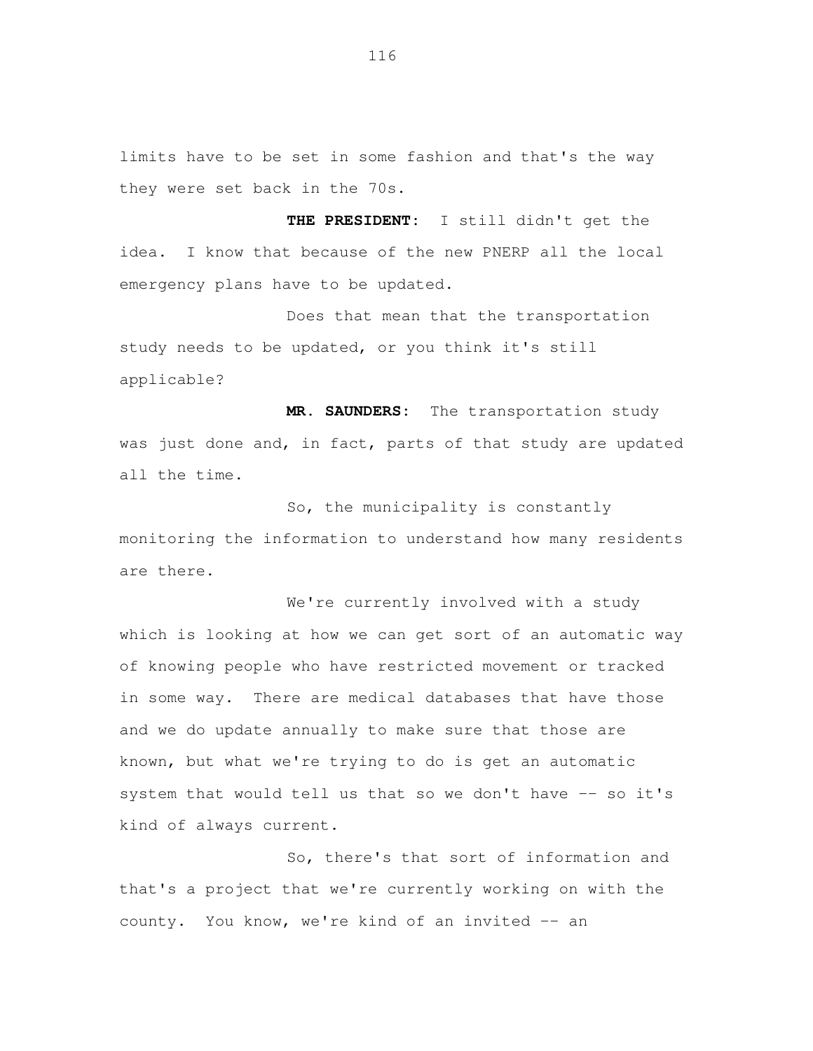limits have to be set in some fashion and that's the way they were set back in the 70s.

**THE PRESIDENT:** I still didn't get the idea. I know that because of the new PNERP all the local emergency plans have to be updated.

Does that mean that the transportation study needs to be updated, or you think it's still applicable?

**MR. SAUNDERS:** The transportation study was just done and, in fact, parts of that study are updated all the time.

So, the municipality is constantly monitoring the information to understand how many residents are there.

We're currently involved with a study which is looking at how we can get sort of an automatic way of knowing people who have restricted movement or tracked in some way. There are medical databases that have those and we do update annually to make sure that those are known, but what we're trying to do is get an automatic system that would tell us that so we don't have -- so it's kind of always current.

So, there's that sort of information and that's a project that we're currently working on with the county. You know, we're kind of an invited -- an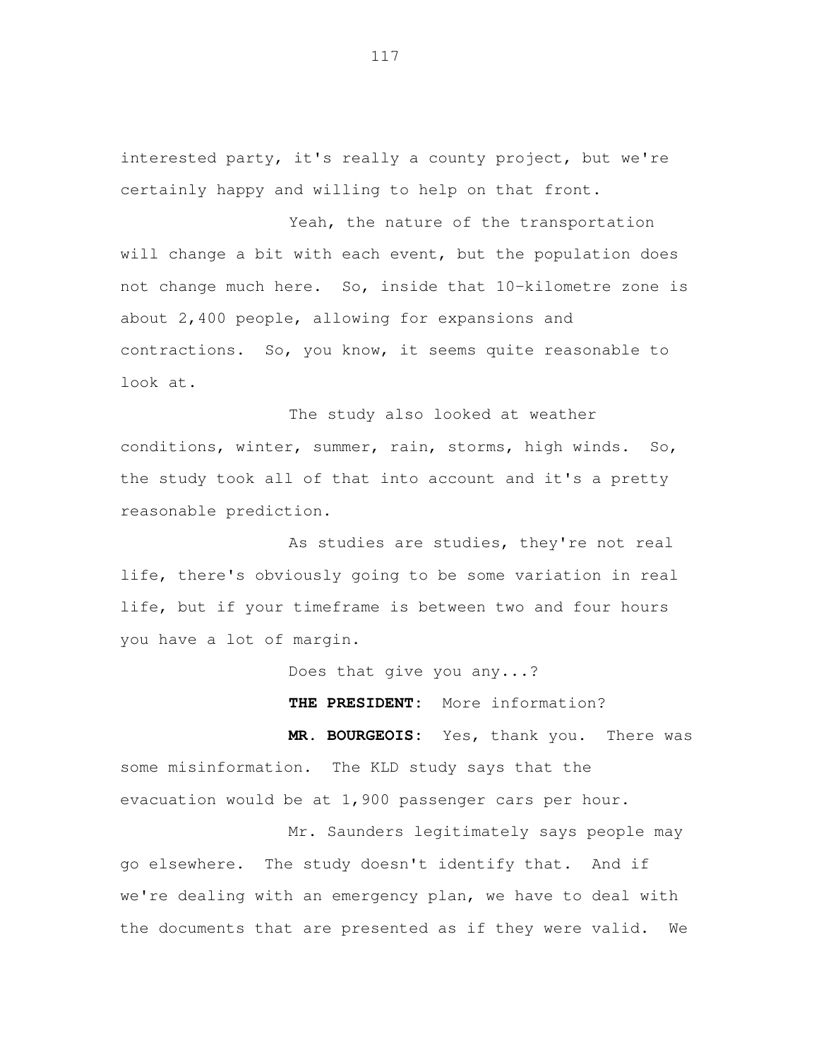interested party, it's really a county project, but we're certainly happy and willing to help on that front.

Yeah, the nature of the transportation will change a bit with each event, but the population does not change much here. So, inside that 10-kilometre zone is about 2,400 people, allowing for expansions and contractions. So, you know, it seems quite reasonable to look at.

The study also looked at weather conditions, winter, summer, rain, storms, high winds. So, the study took all of that into account and it's a pretty reasonable prediction.

As studies are studies, they're not real life, there's obviously going to be some variation in real life, but if your timeframe is between two and four hours you have a lot of margin.

Does that give you any...?

**THE PRESIDENT:** More information?

**MR. BOURGEOIS:** Yes, thank you. There was some misinformation. The KLD study says that the evacuation would be at 1,900 passenger cars per hour.

Mr. Saunders legitimately says people may go elsewhere. The study doesn't identify that. And if we're dealing with an emergency plan, we have to deal with the documents that are presented as if they were valid. We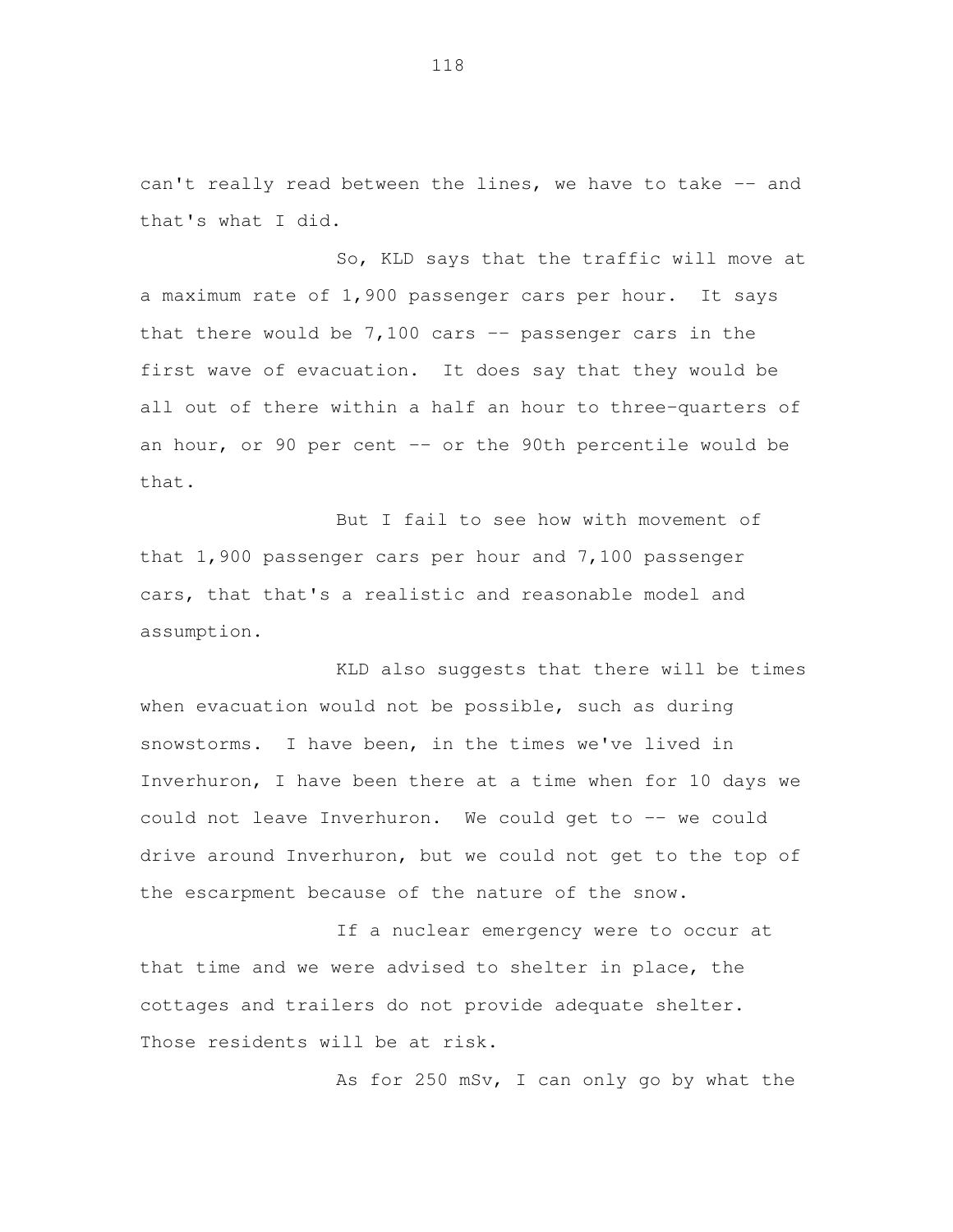can't really read between the lines, we have to take -- and that's what I did.

So, KLD says that the traffic will move at a maximum rate of 1,900 passenger cars per hour. It says that there would be 7,100 cars -- passenger cars in the first wave of evacuation. It does say that they would be all out of there within a half an hour to three-quarters of an hour, or 90 per cent -- or the 90th percentile would be that.

But I fail to see how with movement of that 1,900 passenger cars per hour and 7,100 passenger cars, that that's a realistic and reasonable model and assumption.

KLD also suggests that there will be times when evacuation would not be possible, such as during snowstorms. I have been, in the times we've lived in Inverhuron, I have been there at a time when for 10 days we could not leave Inverhuron. We could get to -- we could drive around Inverhuron, but we could not get to the top of the escarpment because of the nature of the snow.

If a nuclear emergency were to occur at that time and we were advised to shelter in place, the cottages and trailers do not provide adequate shelter. Those residents will be at risk.

As for 250 mSv, I can only go by what the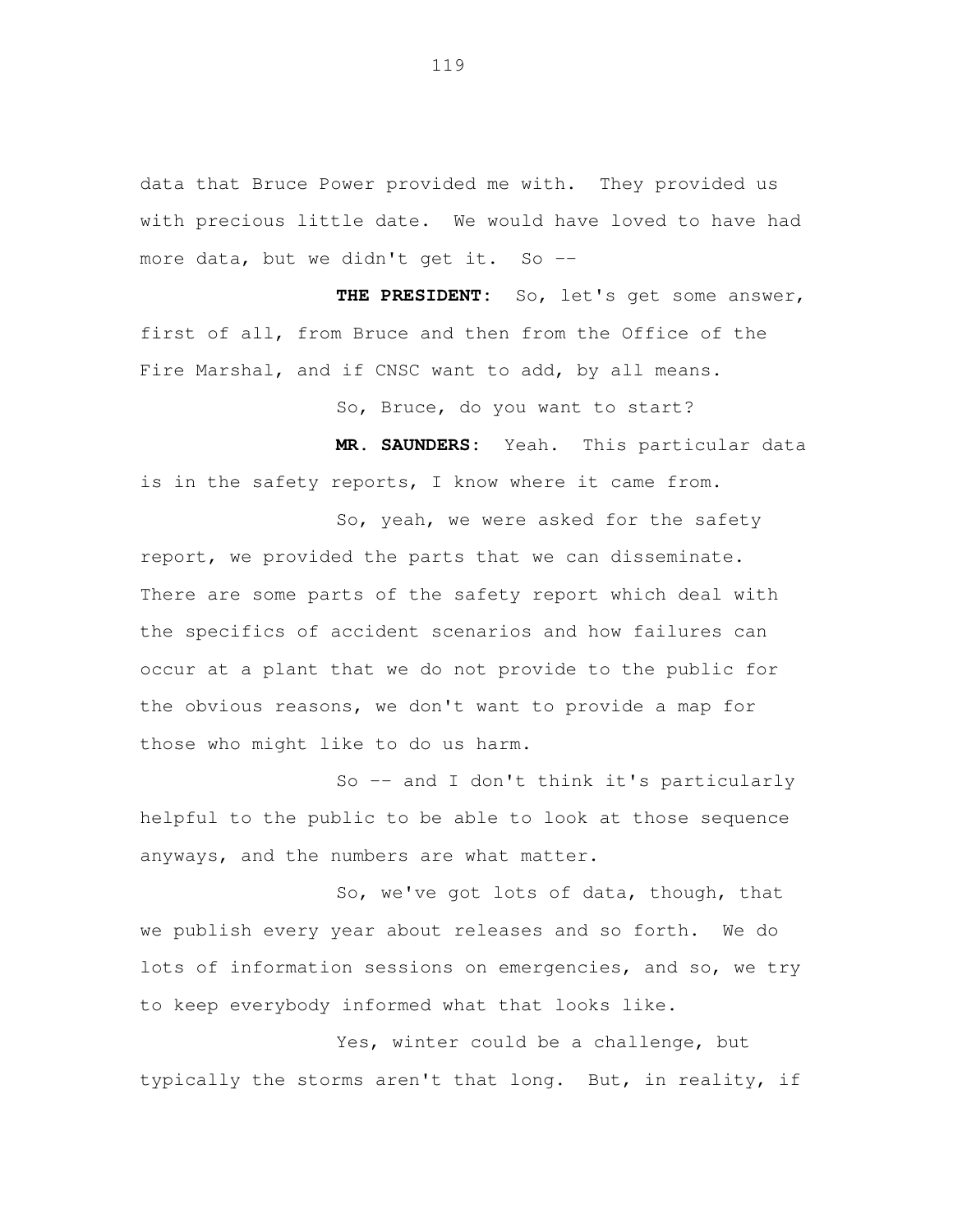data that Bruce Power provided me with. They provided us with precious little date. We would have loved to have had more data, but we didn't get it. So --

**THE PRESIDENT:** So, let's get some answer, first of all, from Bruce and then from the Office of the Fire Marshal, and if CNSC want to add, by all means.

So, Bruce, do you want to start?

**MR. SAUNDERS:** Yeah. This particular data is in the safety reports, I know where it came from.

So, yeah, we were asked for the safety report, we provided the parts that we can disseminate. There are some parts of the safety report which deal with the specifics of accident scenarios and how failures can occur at a plant that we do not provide to the public for the obvious reasons, we don't want to provide a map for those who might like to do us harm.

So -- and I don't think it's particularly helpful to the public to be able to look at those sequence anyways, and the numbers are what matter.

So, we've got lots of data, though, that we publish every year about releases and so forth. We do lots of information sessions on emergencies, and so, we try to keep everybody informed what that looks like.

Yes, winter could be a challenge, but typically the storms aren't that long. But, in reality, if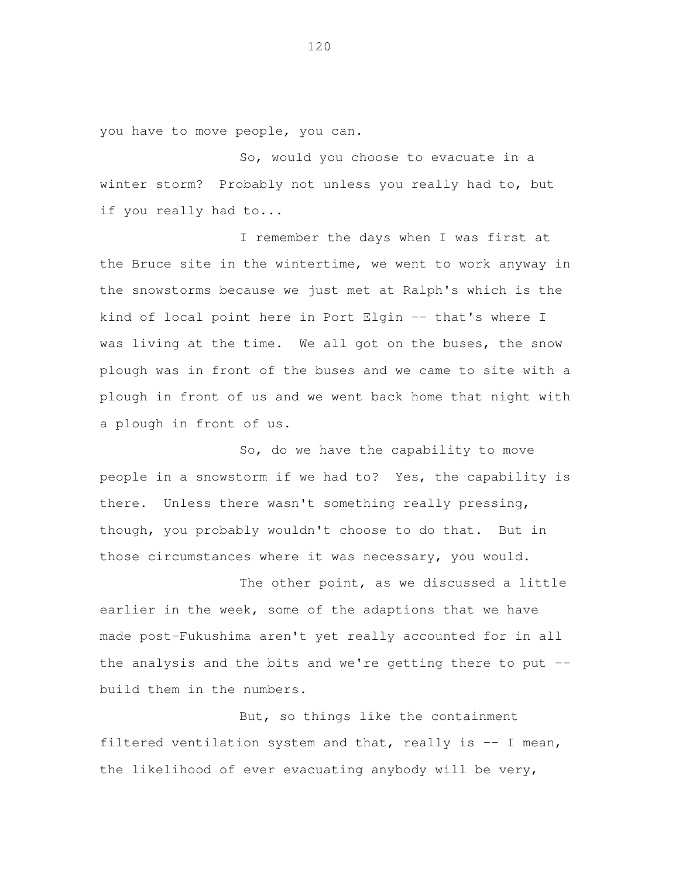you have to move people, you can.

So, would you choose to evacuate in a winter storm? Probably not unless you really had to, but if you really had to...

I remember the days when I was first at the Bruce site in the wintertime, we went to work anyway in the snowstorms because we just met at Ralph's which is the kind of local point here in Port Elgin -- that's where I was living at the time. We all got on the buses, the snow plough was in front of the buses and we came to site with a plough in front of us and we went back home that night with a plough in front of us.

So, do we have the capability to move people in a snowstorm if we had to? Yes, the capability is there. Unless there wasn't something really pressing, though, you probably wouldn't choose to do that. But in those circumstances where it was necessary, you would.

The other point, as we discussed a little earlier in the week, some of the adaptions that we have made post-Fukushima aren't yet really accounted for in all the analysis and the bits and we're getting there to put -- build them in the numbers.

But, so things like the containment filtered ventilation system and that, really is -- I mean, the likelihood of ever evacuating anybody will be very,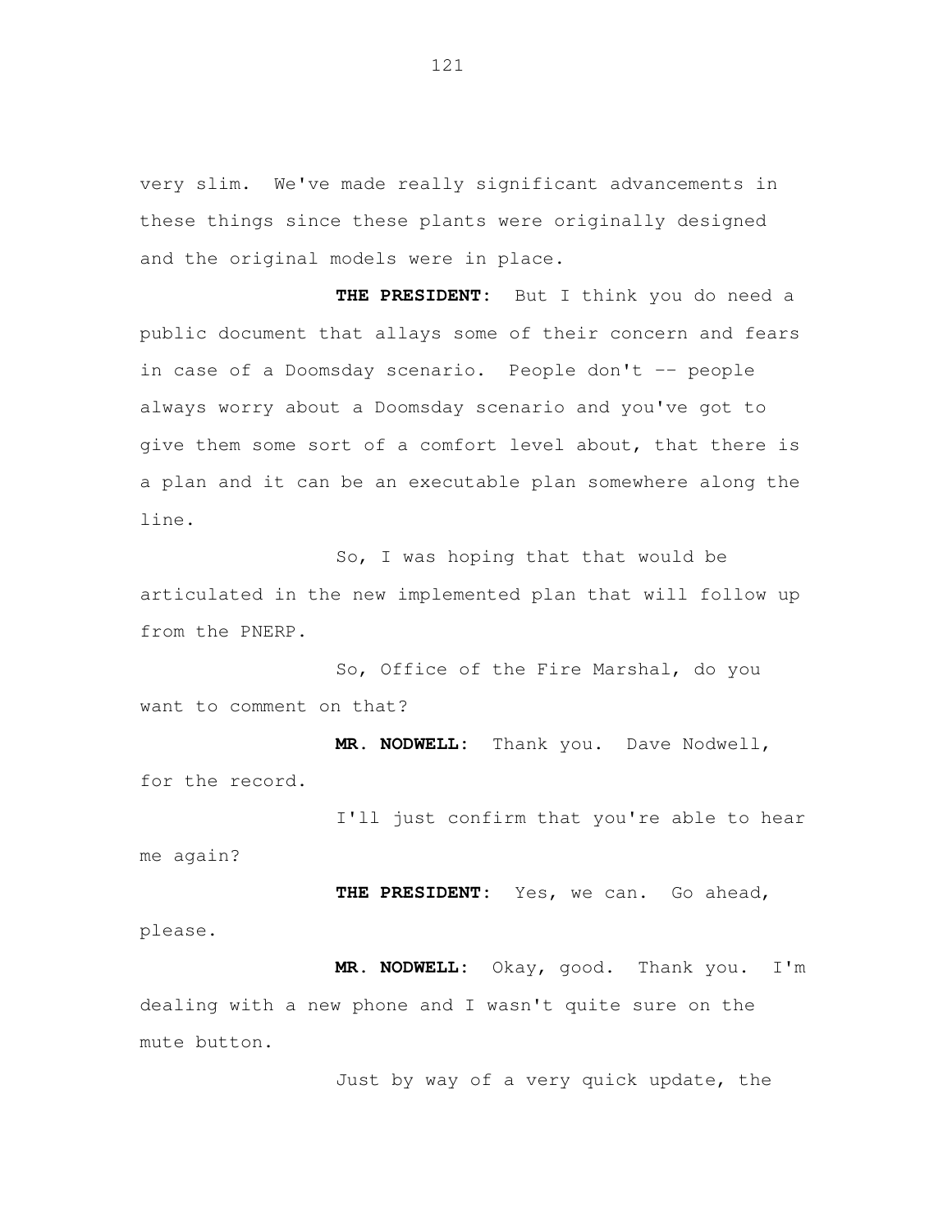very slim. We've made really significant advancements in these things since these plants were originally designed and the original models were in place.

**THE PRESIDENT:** But I think you do need a public document that allays some of their concern and fears in case of a Doomsday scenario. People don't -- people always worry about a Doomsday scenario and you've got to give them some sort of a comfort level about, that there is a plan and it can be an executable plan somewhere along the line.

So, I was hoping that that would be articulated in the new implemented plan that will follow up from the PNERP.

So, Office of the Fire Marshal, do you want to comment on that?

**MR. NODWELL:** Thank you. Dave Nodwell, for the record.

I'll just confirm that you're able to hear me again?

**THE PRESIDENT:** Yes, we can. Go ahead, please.

**MR. NODWELL:** Okay, good. Thank you. I'm dealing with a new phone and I wasn't quite sure on the mute button.

Just by way of a very quick update, the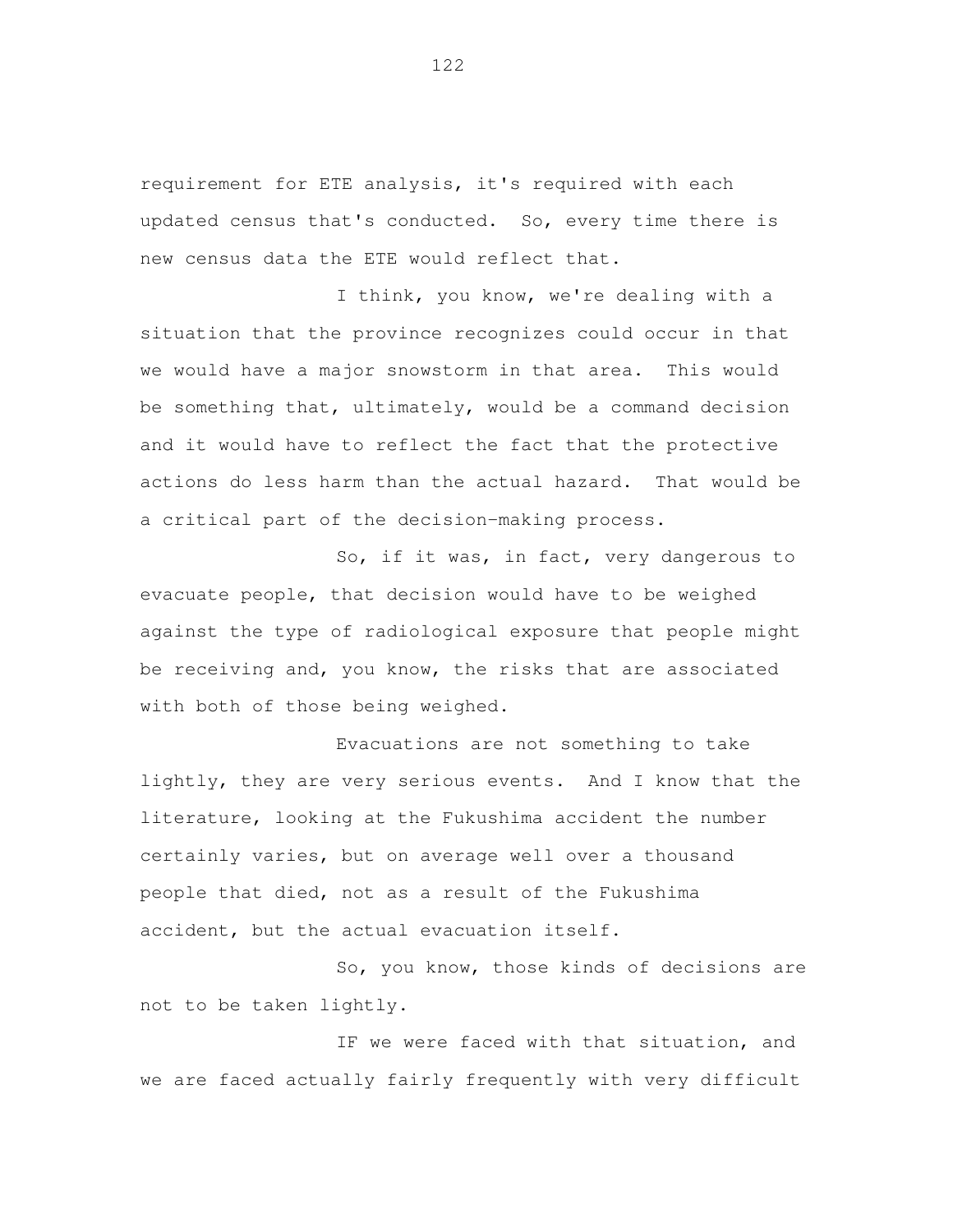requirement for ETE analysis, it's required with each updated census that's conducted. So, every time there is new census data the ETE would reflect that.

I think, you know, we're dealing with a situation that the province recognizes could occur in that we would have a major snowstorm in that area. This would be something that, ultimately, would be a command decision and it would have to reflect the fact that the protective actions do less harm than the actual hazard. That would be a critical part of the decision-making process.

So, if it was, in fact, very dangerous to evacuate people, that decision would have to be weighed against the type of radiological exposure that people might be receiving and, you know, the risks that are associated with both of those being weighed.

Evacuations are not something to take lightly, they are very serious events. And I know that the literature, looking at the Fukushima accident the number certainly varies, but on average well over a thousand people that died, not as a result of the Fukushima accident, but the actual evacuation itself.

So, you know, those kinds of decisions are not to be taken lightly.

IF we were faced with that situation, and we are faced actually fairly frequently with very difficult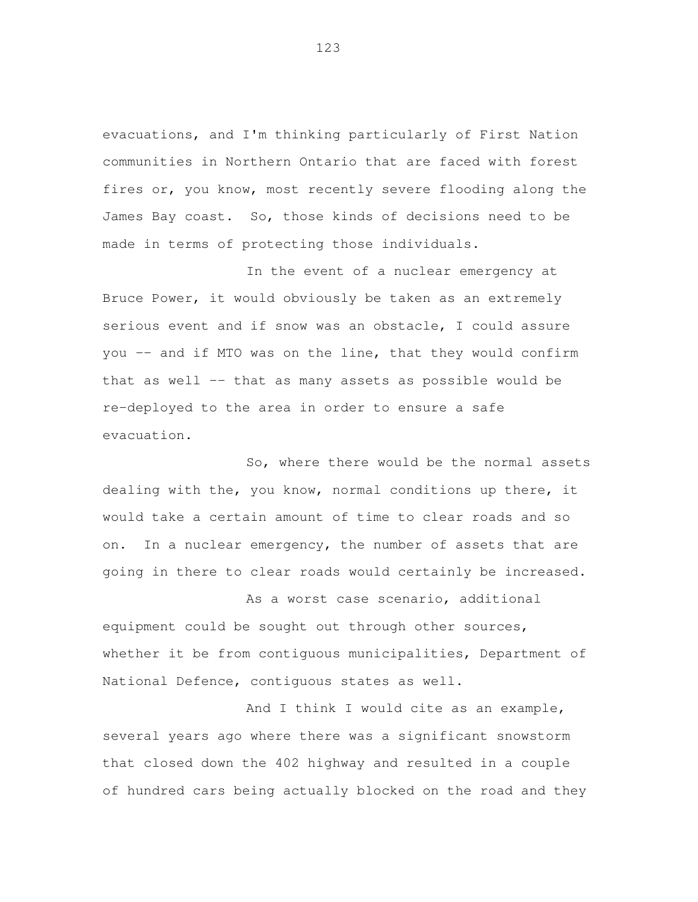evacuations, and I'm thinking particularly of First Nation communities in Northern Ontario that are faced with forest fires or, you know, most recently severe flooding along the James Bay coast. So, those kinds of decisions need to be made in terms of protecting those individuals.

In the event of a nuclear emergency at Bruce Power, it would obviously be taken as an extremely serious event and if snow was an obstacle, I could assure you -- and if MTO was on the line, that they would confirm that as well -- that as many assets as possible would be re-deployed to the area in order to ensure a safe evacuation.

So, where there would be the normal assets dealing with the, you know, normal conditions up there, it would take a certain amount of time to clear roads and so on. In a nuclear emergency, the number of assets that are going in there to clear roads would certainly be increased.

As a worst case scenario, additional equipment could be sought out through other sources, whether it be from contiguous municipalities, Department of National Defence, contiguous states as well.

And I think I would cite as an example, several years ago where there was a significant snowstorm that closed down the 402 highway and resulted in a couple of hundred cars being actually blocked on the road and they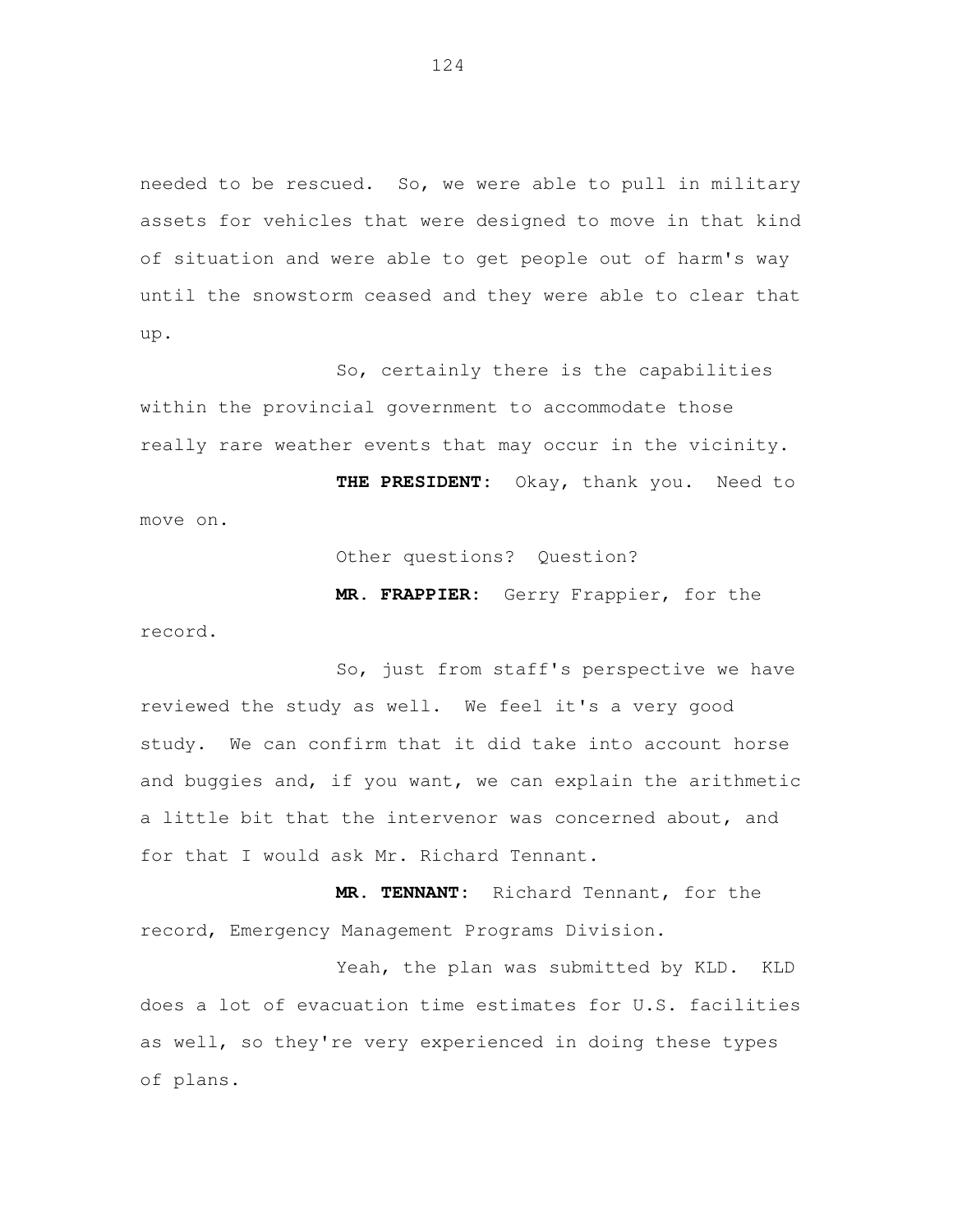needed to be rescued. So, we were able to pull in military assets for vehicles that were designed to move in that kind of situation and were able to get people out of harm's way until the snowstorm ceased and they were able to clear that up.

So, certainly there is the capabilities within the provincial government to accommodate those really rare weather events that may occur in the vicinity.

**THE PRESIDENT:** Okay, thank you. Need to move on.

Other questions? Question?

**MR. FRAPPIER:** Gerry Frappier, for the record.

So, just from staff's perspective we have reviewed the study as well. We feel it's a very good study. We can confirm that it did take into account horse and buggies and, if you want, we can explain the arithmetic a little bit that the intervenor was concerned about, and for that I would ask Mr. Richard Tennant.

**MR. TENNANT:** Richard Tennant, for the record, Emergency Management Programs Division.

Yeah, the plan was submitted by KLD. KLD does a lot of evacuation time estimates for U.S. facilities as well, so they're very experienced in doing these types of plans.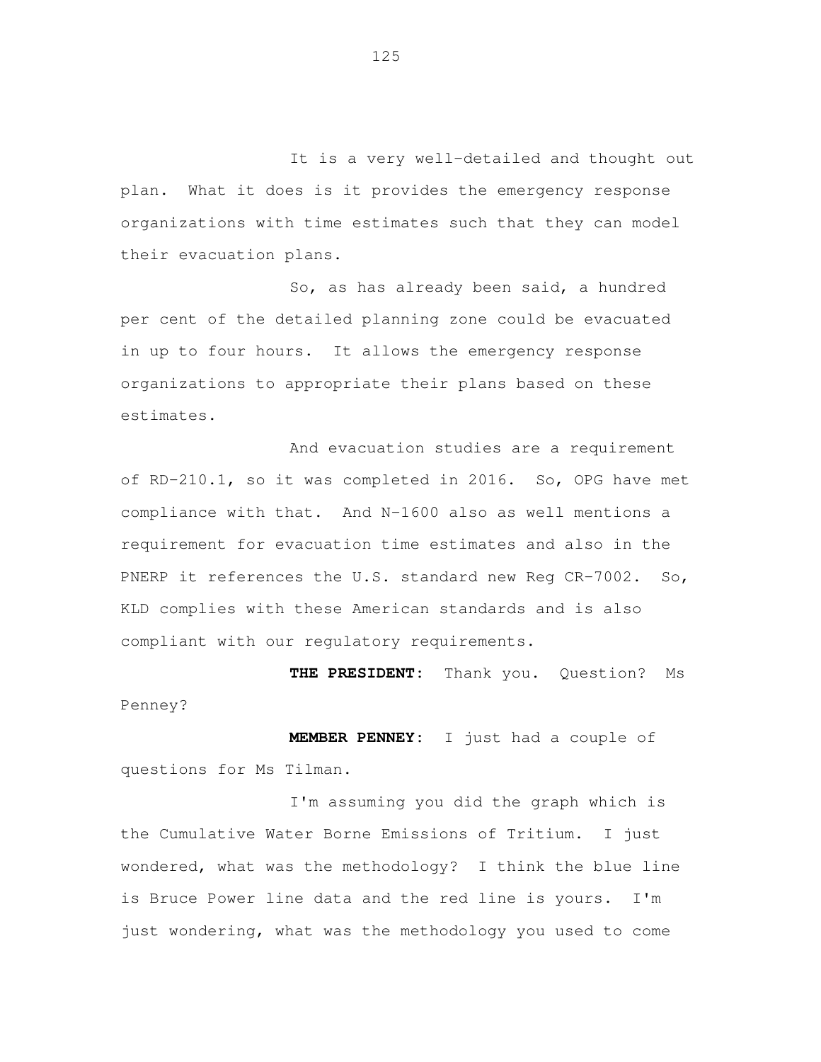It is a very well-detailed and thought out plan. What it does is it provides the emergency response organizations with time estimates such that they can model their evacuation plans.

So, as has already been said, a hundred per cent of the detailed planning zone could be evacuated in up to four hours. It allows the emergency response organizations to appropriate their plans based on these estimates.

And evacuation studies are a requirement of RD-210.1, so it was completed in 2016. So, OPG have met compliance with that. And N-1600 also as well mentions a requirement for evacuation time estimates and also in the PNERP it references the U.S. standard new Reg CR-7002. So, KLD complies with these American standards and is also compliant with our regulatory requirements.

**THE PRESIDENT:** Thank you. Question? Ms Penney?

**MEMBER PENNEY:** I just had a couple of questions for Ms Tilman.

I'm assuming you did the graph which is the Cumulative Water Borne Emissions of Tritium. I just wondered, what was the methodology? I think the blue line is Bruce Power line data and the red line is yours. I'm just wondering, what was the methodology you used to come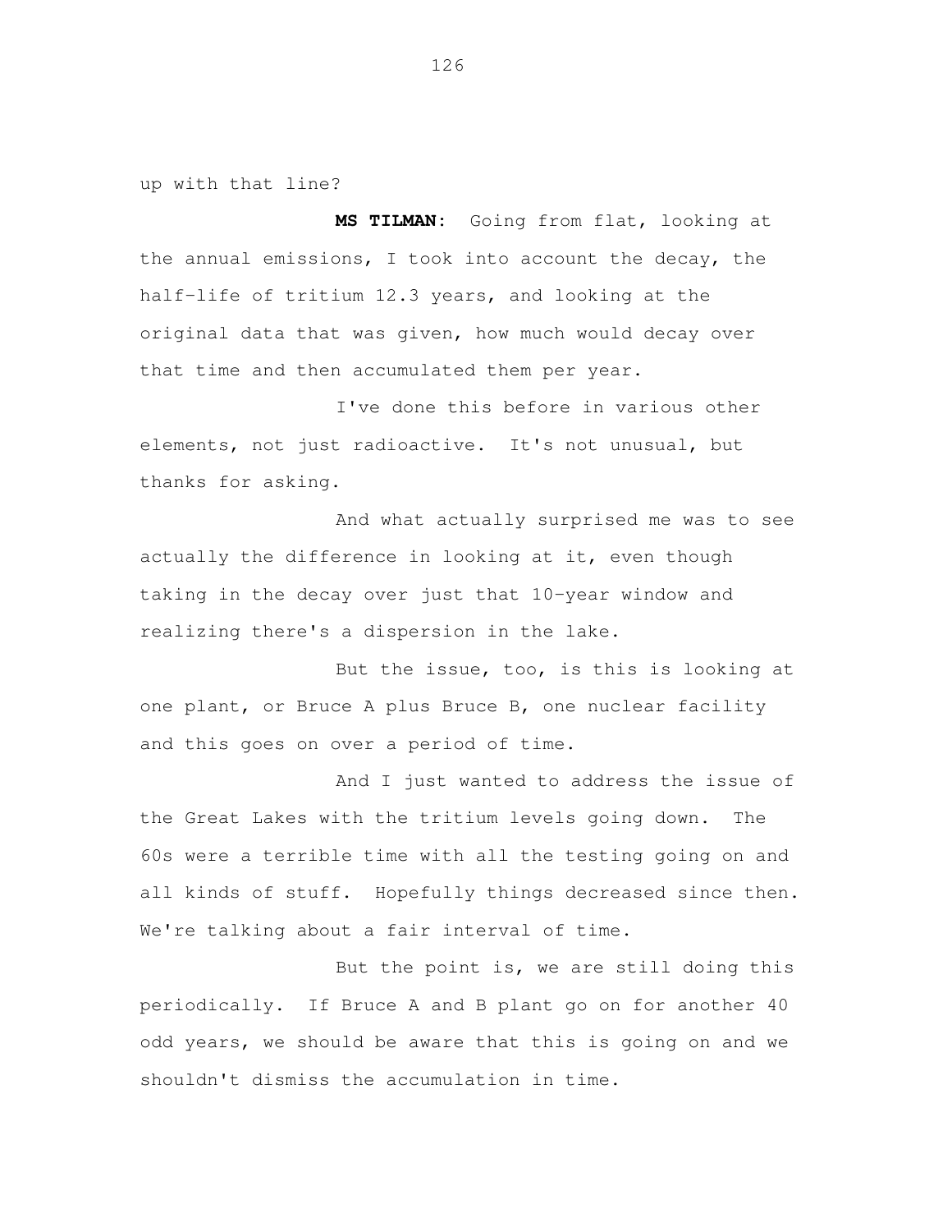up with that line?

**MS TILMAN:** Going from flat, looking at the annual emissions, I took into account the decay, the half-life of tritium 12.3 years, and looking at the original data that was given, how much would decay over that time and then accumulated them per year.

I've done this before in various other elements, not just radioactive. It's not unusual, but thanks for asking.

And what actually surprised me was to see actually the difference in looking at it, even though taking in the decay over just that 10-year window and realizing there's a dispersion in the lake.

But the issue, too, is this is looking at one plant, or Bruce A plus Bruce B, one nuclear facility and this goes on over a period of time.

And I just wanted to address the issue of the Great Lakes with the tritium levels going down. The 60s were a terrible time with all the testing going on and all kinds of stuff. Hopefully things decreased since then. We're talking about a fair interval of time.

But the point is, we are still doing this periodically. If Bruce A and B plant go on for another 40 odd years, we should be aware that this is going on and we shouldn't dismiss the accumulation in time.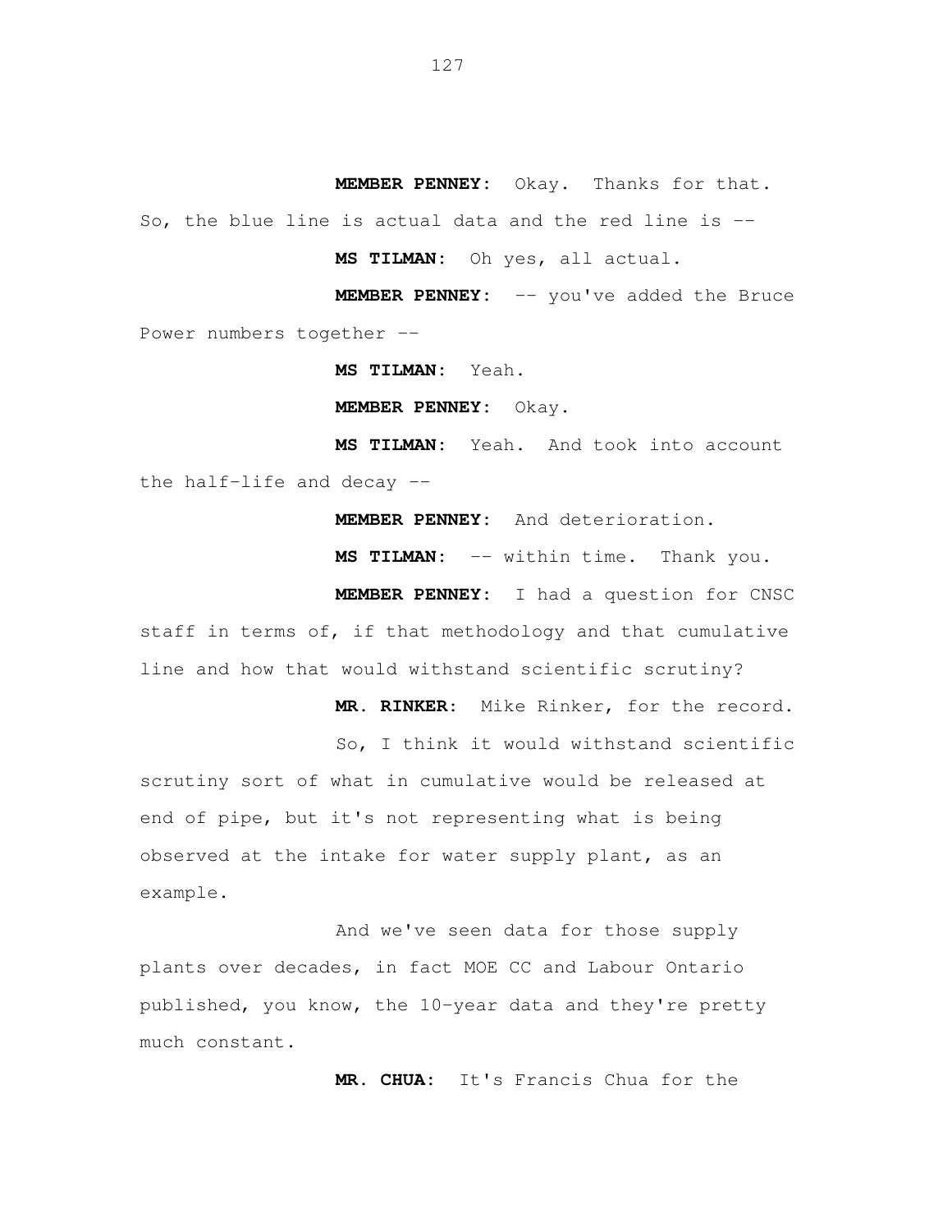**MEMBER PENNEY:** Okay. Thanks for that. So, the blue line is actual data and the red line is --

**MS TILMAN:** Oh yes, all actual.

**MEMBER PENNEY:** -- you've added the Bruce Power numbers together --

**MS TILMAN:** Yeah.

**MEMBER PENNEY:** Okay.

**MS TILMAN:** Yeah. And took into account the half-life and decay --

**MEMBER PENNEY:** And deterioration.

**MS TILMAN:** -- within time. Thank you.

**MEMBER PENNEY:** I had a question for CNSC staff in terms of, if that methodology and that cumulative line and how that would withstand scientific scrutiny?

**MR. RINKER:** Mike Rinker, for the record.

So, I think it would withstand scientific scrutiny sort of what in cumulative would be released at end of pipe, but it's not representing what is being observed at the intake for water supply plant, as an example.

And we've seen data for those supply plants over decades, in fact MOE CC and Labour Ontario published, you know, the 10-year data and they're pretty much constant.

**MR. CHUA:** It's Francis Chua for the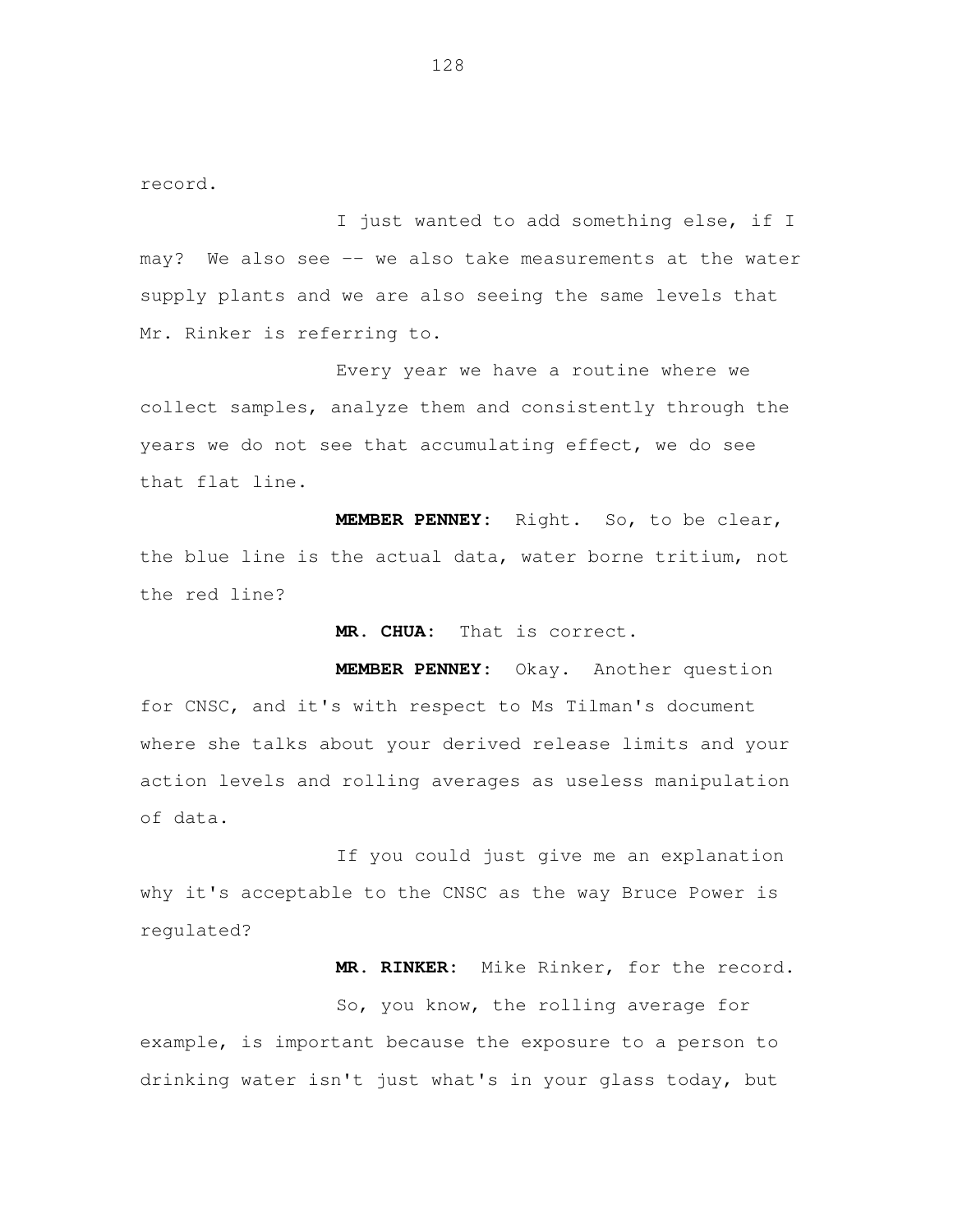record.

I just wanted to add something else, if I may? We also see -- we also take measurements at the water supply plants and we are also seeing the same levels that Mr. Rinker is referring to.

Every year we have a routine where we collect samples, analyze them and consistently through the years we do not see that accumulating effect, we do see that flat line.

**MEMBER PENNEY:** Right. So, to be clear, the blue line is the actual data, water borne tritium, not the red line?

**MR. CHUA:** That is correct.

**MEMBER PENNEY:** Okay. Another question for CNSC, and it's with respect to Ms Tilman's document where she talks about your derived release limits and your action levels and rolling averages as useless manipulation of data.

If you could just give me an explanation why it's acceptable to the CNSC as the way Bruce Power is regulated?

**MR. RINKER:** Mike Rinker, for the record.

So, you know, the rolling average for example, is important because the exposure to a person to drinking water isn't just what's in your glass today, but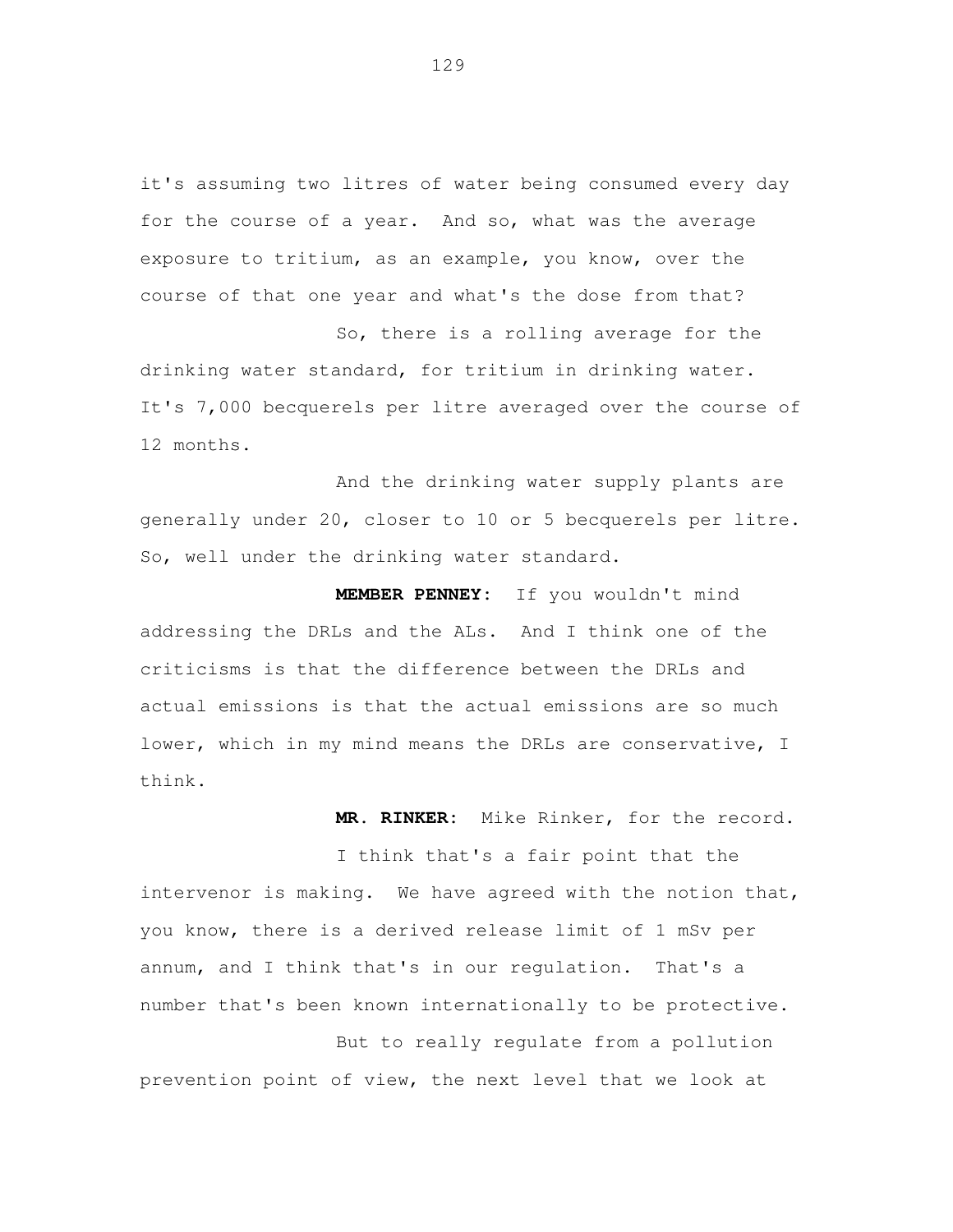it's assuming two litres of water being consumed every day for the course of a year. And so, what was the average exposure to tritium, as an example, you know, over the course of that one year and what's the dose from that?

So, there is a rolling average for the drinking water standard, for tritium in drinking water. It's 7,000 becquerels per litre averaged over the course of 12 months.

And the drinking water supply plants are generally under 20, closer to 10 or 5 becquerels per litre. So, well under the drinking water standard.

**MEMBER PENNEY:** If you wouldn't mind addressing the DRLs and the ALs. And I think one of the criticisms is that the difference between the DRLs and actual emissions is that the actual emissions are so much lower, which in my mind means the DRLs are conservative, I think.

**MR. RINKER:** Mike Rinker, for the record.

I think that's a fair point that the intervenor is making. We have agreed with the notion that, you know, there is a derived release limit of 1 mSv per annum, and I think that's in our regulation. That's a number that's been known internationally to be protective.

But to really regulate from a pollution prevention point of view, the next level that we look at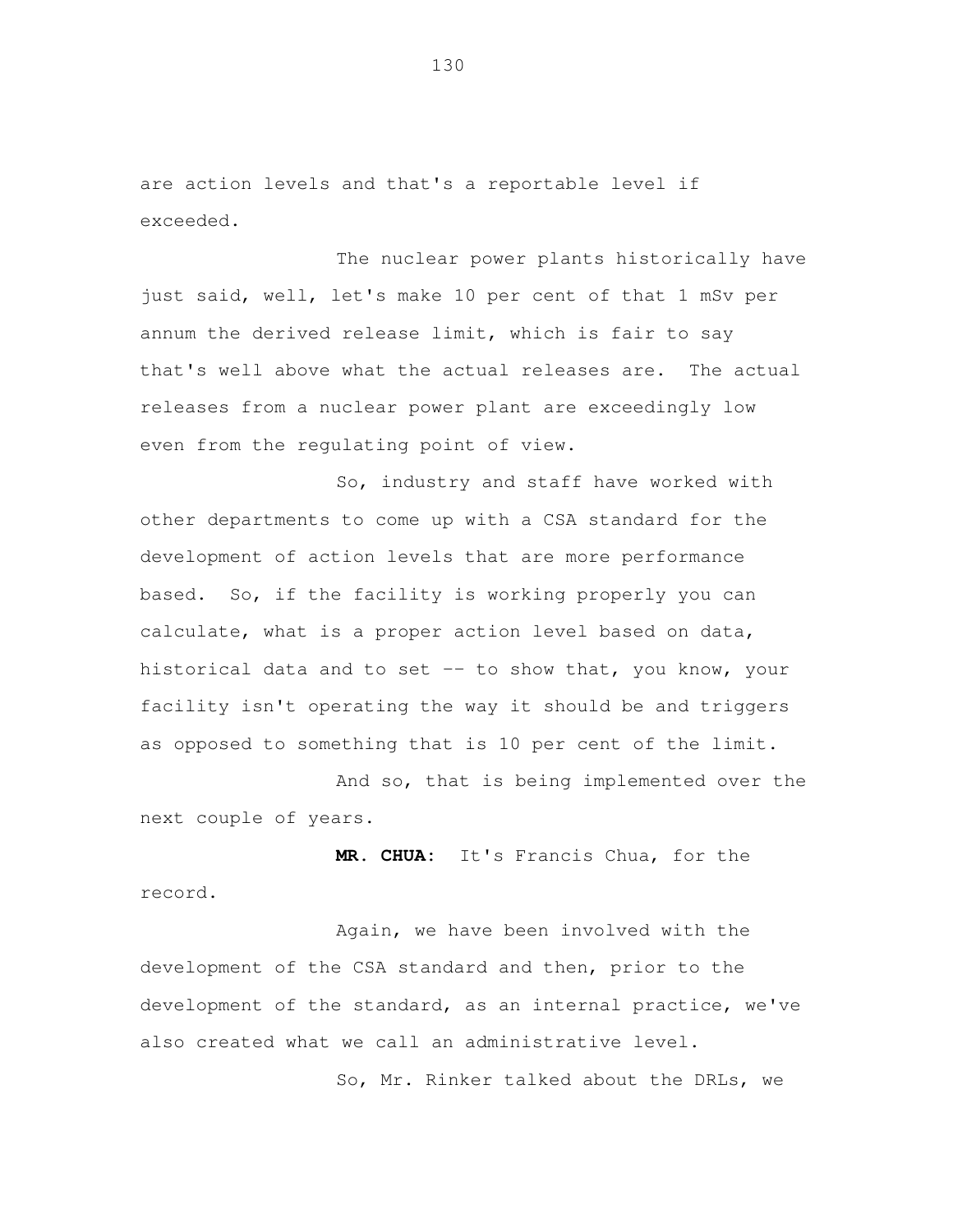are action levels and that's a reportable level if exceeded.

The nuclear power plants historically have just said, well, let's make 10 per cent of that 1 mSv per annum the derived release limit, which is fair to say that's well above what the actual releases are. The actual releases from a nuclear power plant are exceedingly low even from the regulating point of view.

So, industry and staff have worked with other departments to come up with a CSA standard for the development of action levels that are more performance based. So, if the facility is working properly you can calculate, what is a proper action level based on data, historical data and to set -- to show that, you know, your facility isn't operating the way it should be and triggers as opposed to something that is 10 per cent of the limit.

And so, that is being implemented over the next couple of years.

**MR. CHUA:** It's Francis Chua, for the record.

Again, we have been involved with the development of the CSA standard and then, prior to the development of the standard, as an internal practice, we've also created what we call an administrative level.

So, Mr. Rinker talked about the DRLs, we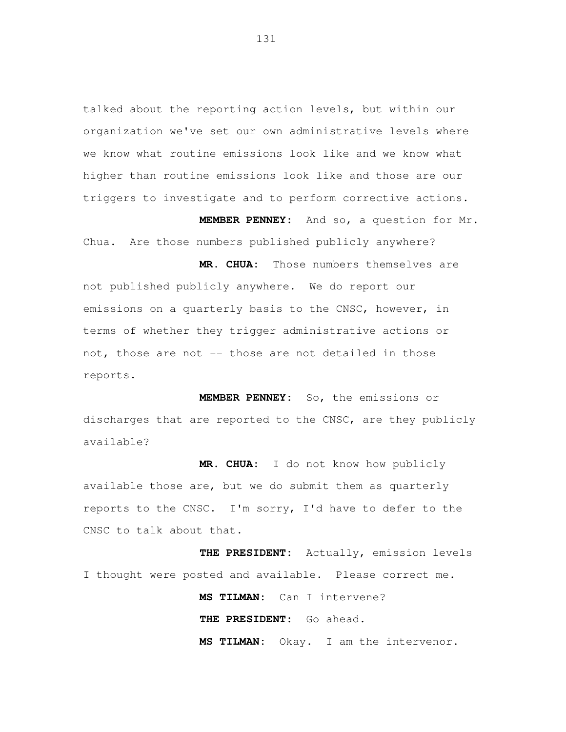talked about the reporting action levels, but within our organization we've set our own administrative levels where we know what routine emissions look like and we know what higher than routine emissions look like and those are our triggers to investigate and to perform corrective actions.

**MEMBER PENNEY:** And so, a question for Mr. Chua. Are those numbers published publicly anywhere?

**MR. CHUA:** Those numbers themselves are not published publicly anywhere. We do report our emissions on a quarterly basis to the CNSC, however, in terms of whether they trigger administrative actions or not, those are not -- those are not detailed in those reports.

**MEMBER PENNEY:** So, the emissions or discharges that are reported to the CNSC, are they publicly available?

**MR. CHUA:** I do not know how publicly available those are, but we do submit them as quarterly reports to the CNSC. I'm sorry, I'd have to defer to the CNSC to talk about that.

**THE PRESIDENT:** Actually, emission levels I thought were posted and available. Please correct me.

**MS TILMAN:** Can I intervene?

**THE PRESIDENT:** Go ahead.

**MS TILMAN:** Okay. I am the intervenor.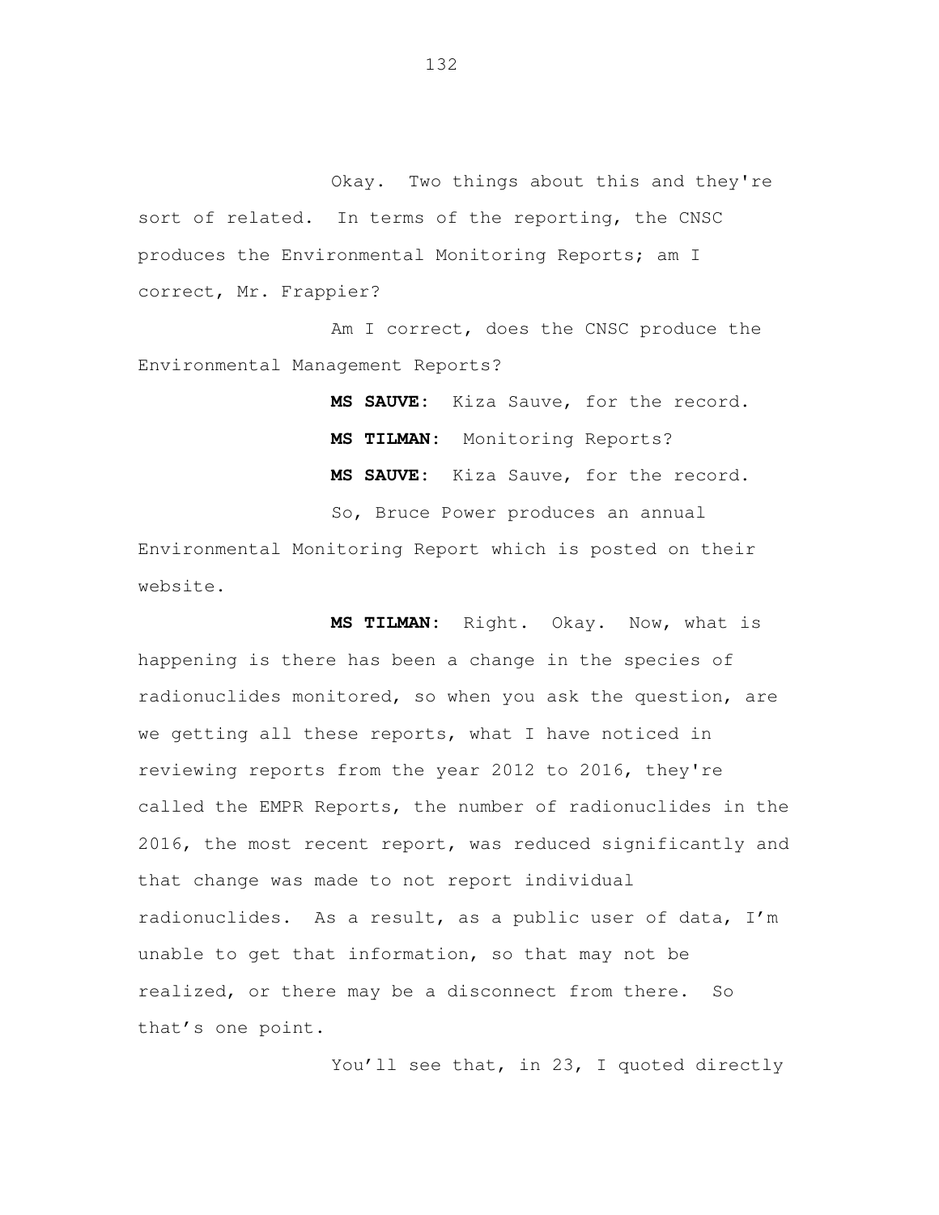Okay. Two things about this and they're sort of related. In terms of the reporting, the CNSC produces the Environmental Monitoring Reports; am I correct, Mr. Frappier?

Am I correct, does the CNSC produce the Environmental Management Reports?

**MS SAUVE:** Kiza Sauve, for the record.

**MS TILMAN:** Monitoring Reports?

**MS SAUVE:** Kiza Sauve, for the record.

So, Bruce Power produces an annual Environmental Monitoring Report which is posted on their website.

**MS TILMAN:** Right. Okay. Now, what is happening is there has been a change in the species of radionuclides monitored, so when you ask the question, are we getting all these reports, what I have noticed in reviewing reports from the year 2012 to 2016, they're called the EMPR Reports, the number of radionuclides in the 2016, the most recent report, was reduced significantly and that change was made to not report individual radionuclides. As a result, as a public user of data, I'm unable to get that information, so that may not be realized, or there may be a disconnect from there. So that's one point.

You'll see that, in 23, I quoted directly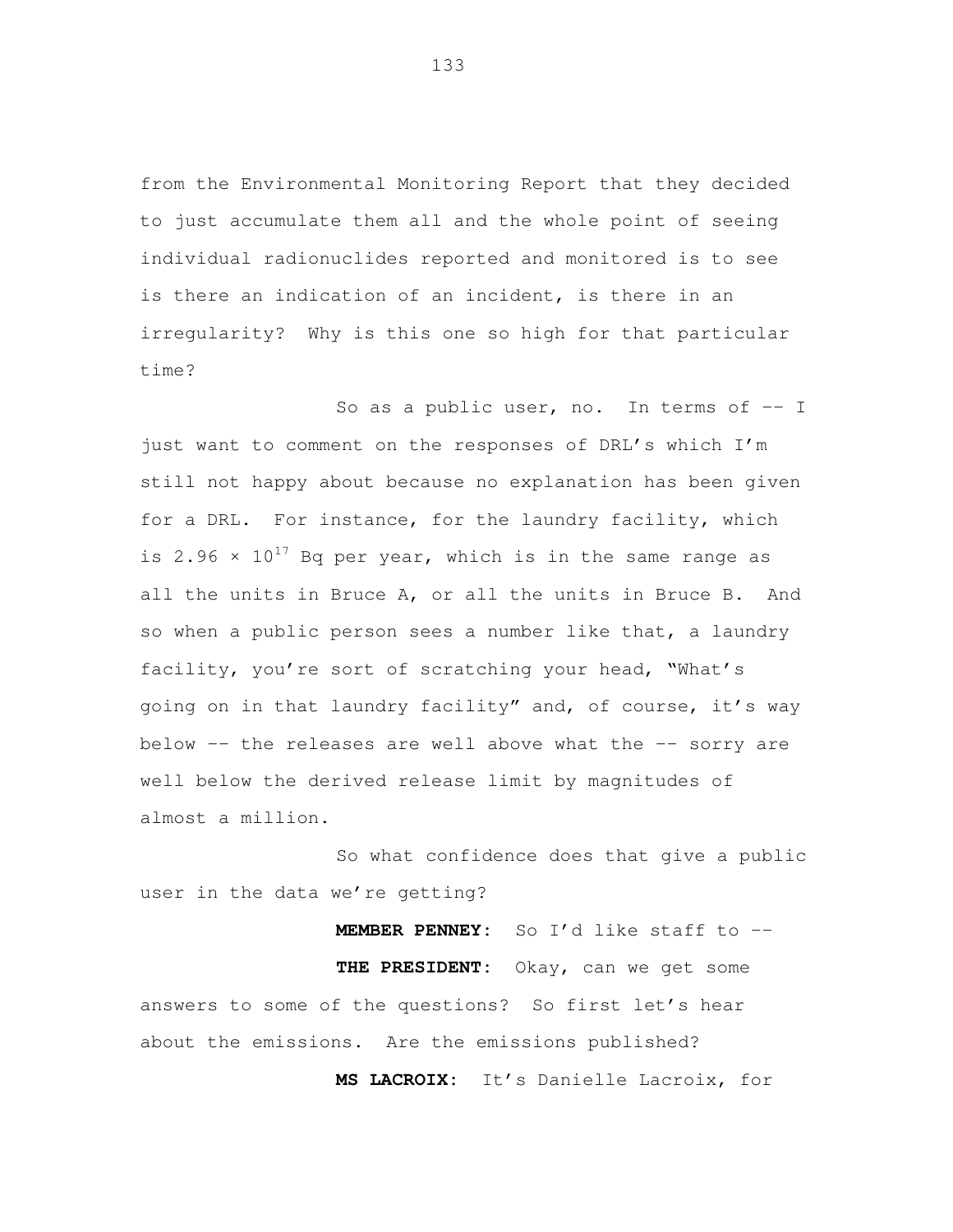from the Environmental Monitoring Report that they decided to just accumulate them all and the whole point of seeing individual radionuclides reported and monitored is to see is there an indication of an incident, is there in an irregularity? Why is this one so high for that particular time?

So as a public user, no. In terms of -- I just want to comment on the responses of DRL's which I'm still not happy about because no explanation has been given for a DRL. For instance, for the laundry facility, which is $2.96 \times 10^{17}$ Bq per year, which is in the same range as all the units in Bruce A, or all the units in Bruce B. And so when a public person sees a number like that, a laundry facility, you're sort of scratching your head, "What's going on in that laundry facility" and, of course, it's way below -- the releases are well above what the -- sorry are well below the derived release limit by magnitudes of almost a million.

So what confidence does that give a public user in the data we're getting?

**MEMBER PENNEY:** So I'd like staff to --

**THE PRESIDENT:** Okay, can we get some answers to some of the questions? So first let's hear about the emissions. Are the emissions published?

**MS LACROIX:** It's Danielle Lacroix, for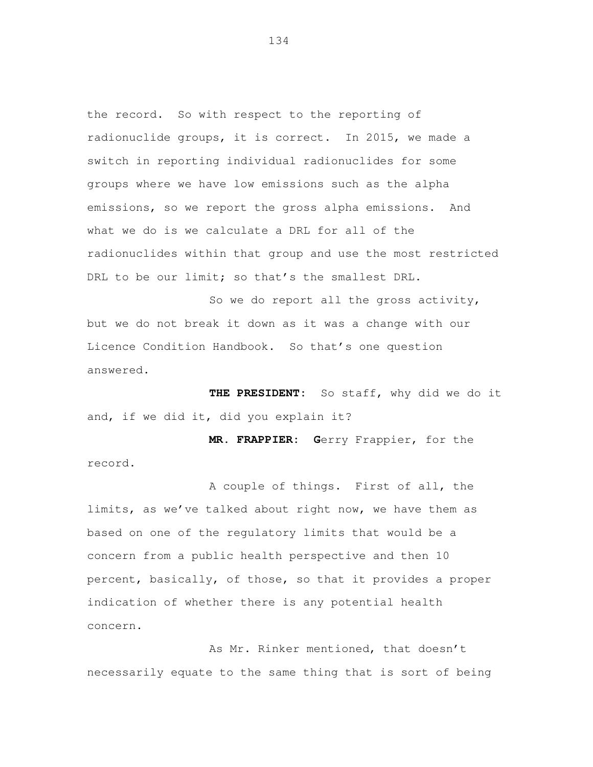the record. So with respect to the reporting of radionuclide groups, it is correct. In 2015, we made a switch in reporting individual radionuclides for some groups where we have low emissions such as the alpha emissions, so we report the gross alpha emissions. And what we do is we calculate a DRL for all of the radionuclides within that group and use the most restricted DRL to be our limit; so that's the smallest DRL.

So we do report all the gross activity, but we do not break it down as it was a change with our Licence Condition Handbook. So that's one question answered.

**THE PRESIDENT:** So staff, why did we do it and, if we did it, did you explain it?

**MR. FRAPPIER:** Gerry Frappier, for the record.

A couple of things. First of all, the limits, as we've talked about right now, we have them as based on one of the regulatory limits that would be a concern from a public health perspective and then 10 percent, basically, of those, so that it provides a proper indication of whether there is any potential health concern.

As Mr. Rinker mentioned, that doesn't necessarily equate to the same thing that is sort of being